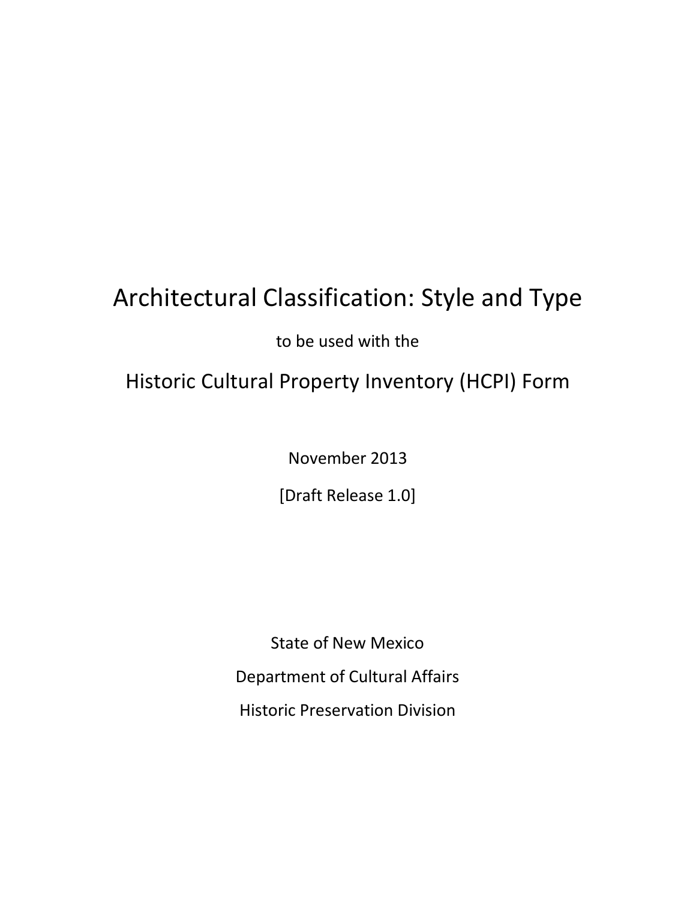# Architectural Classification: Style and Type

to be used with the

## Historic Cultural Property Inventory (HCPI) Form

November 2013

[Draft Release 1.0]

State of New Mexico

Department of Cultural Affairs

Historic Preservation Division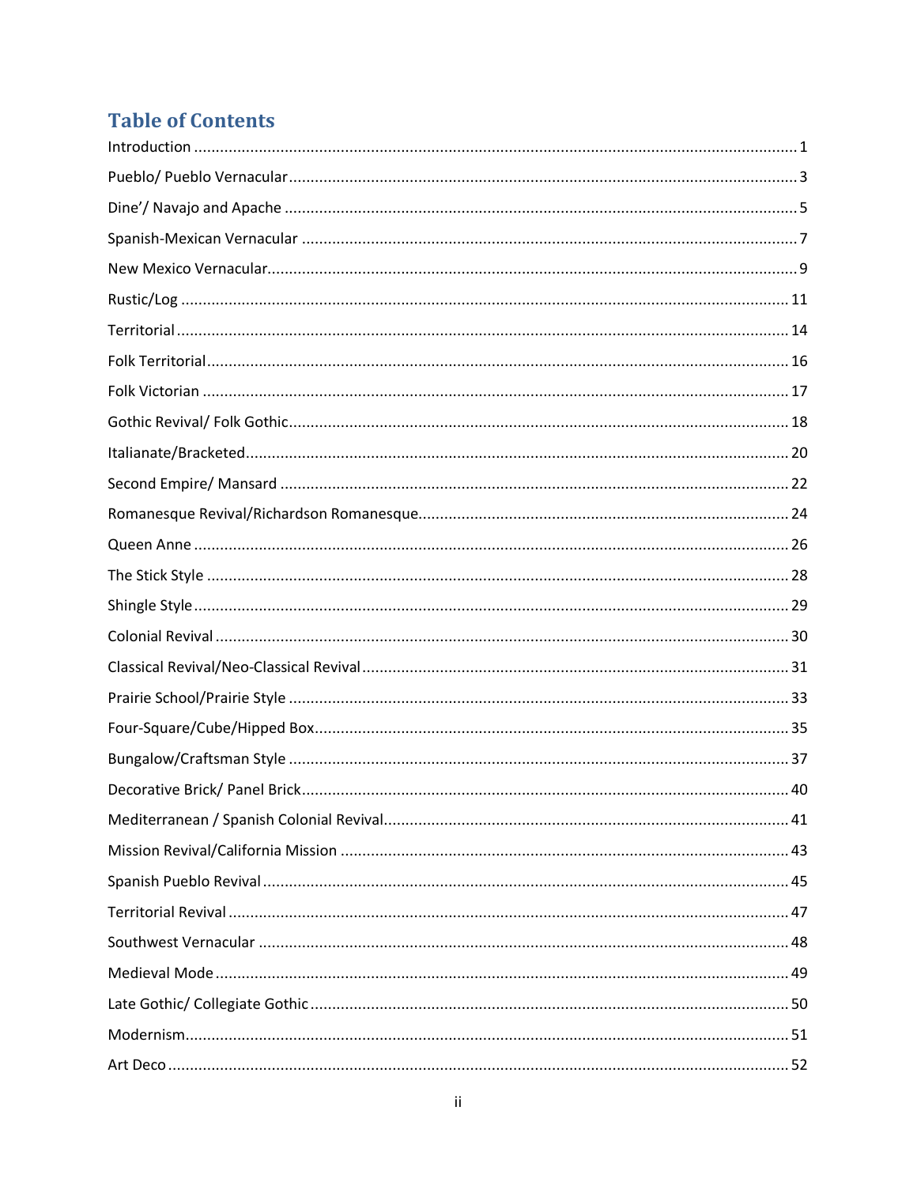# Table of Contents

Introduction ........................................................................................................................... 1

Pueblo/ Pueblo Vernacular ........................................................................................................ 3

Dine'/ Navajo and Apache ......................................................................................................... 5

Spanish-Mexican Vernacular ..................................................................................................... 7

New Mexico Vernacular............................................................................................................. 9

Rustic/Log ............................................................................................................................. 11

Territorial .............................................................................................................................. 14

Folk Territorial ........................................................................................................................ 16

Folk Victorian ......................................................................................................................... 17

Gothic Revival/ Folk Gothic...................................................................................................... 18

Italianate/Bracketed................................................................................................................ 20

Second Empire/ Mansard ......................................................................................................... 22

Romanesque Revival/Richardson Romanesque........................................................................... 24

Queen Anne ........................................................................................................................... 26

The Stick Style ........................................................................................................................ 28

Shingle Style ........................................................................................................................... 29

Colonial Revival ...................................................................................................................... 30

Classical Revival/Neo-Classical Revival ..................................................................................... 31

Prairie School/Prairie Style ...................................................................................................... 33

Four-Square/Cube/Hipped Box.................................................................................................. 35

Bungalow/Craftsman Style ....................................................................................................... 37

Decorative Brick/ Panel Brick.................................................................................................... 40

Mediterranean / Spanish Colonial Revival................................................................................... 41

Mission Revival/California Mission ........................................................................................... 43

Spanish Pueblo Revival ............................................................................................................ 45

Territorial Revival .................................................................................................................... 47

Southwest Vernacular .............................................................................................................. 48

Medieval Mode ....................................................................................................................... 49

Late Gothic/ Collegiate Gothic................................................................................................... 50

Modernism.............................................................................................................................. 51

Art Deco ................................................................................................................................ 52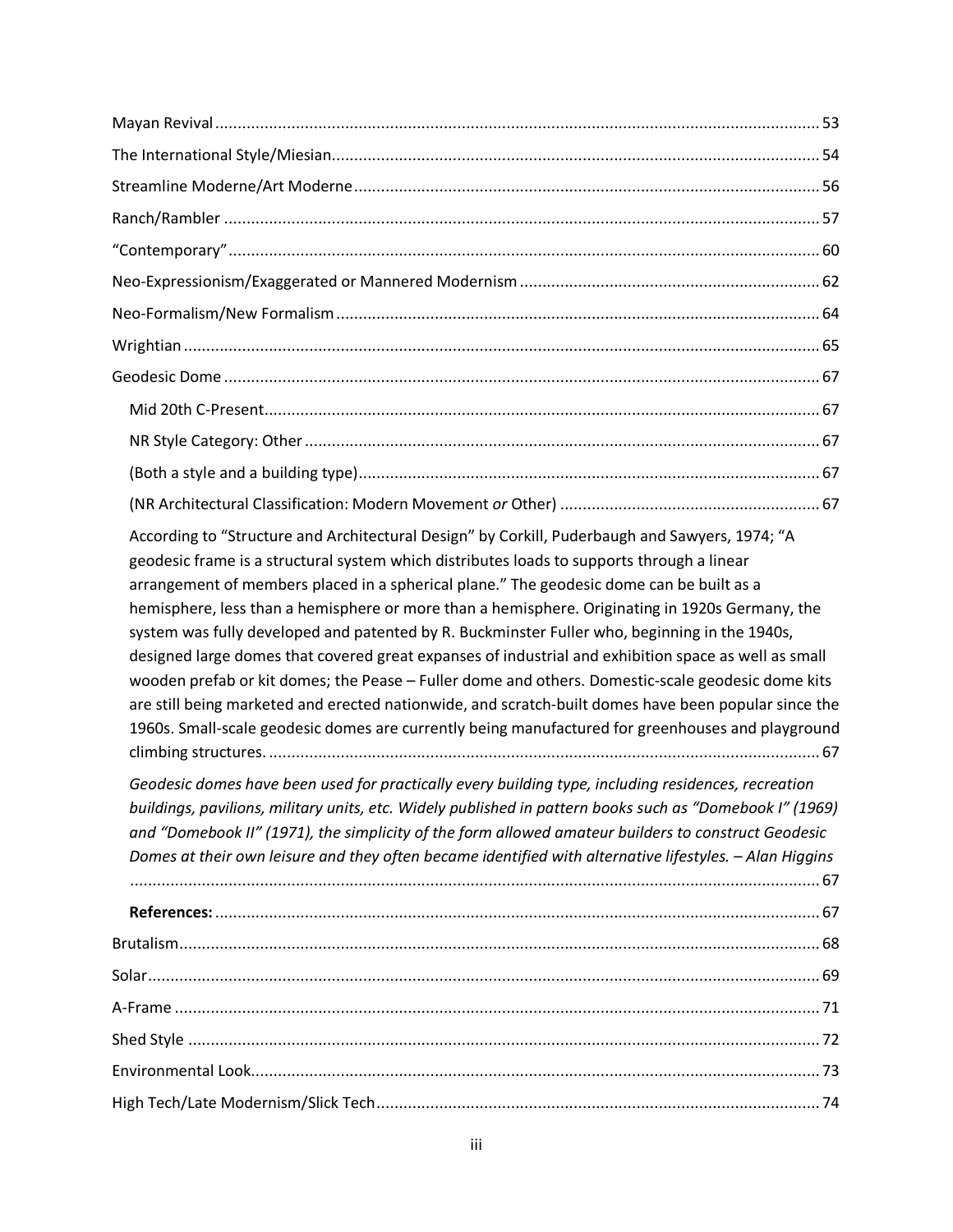Mayan Revival ..................................................................................................................................... 53

The International Style/Miesian............................................................................................................ 54

Streamline Moderne/Art Moderne ....................................................................................................... 56

Ranch/Rambler .................................................................................................................................... 57

"Contemporary" ................................................................................................................................... 60

Neo-Expressionism/Exaggerated or Mannered Modernism .................................................................. 62

Neo-Formalism/New Formalism ........................................................................................................... 64

Wrightian ............................................................................................................................................. 65

Geodesic Dome .................................................................................................................................... 67

Mid 20th C-Present ........................................................................................................................... 67

NR Style Category: Other .................................................................................................................. 67

(Both a style and a building type) ...................................................................................................... 67

(NR Architectural Classification: Modern Movement *or* Other) ......................................................... 67

According to "Structure and Architectural Design" by Corkill, Puderbaugh and Sawyers, 1974; "A geodesic frame is a structural system which distributes loads to supports through a linear arrangement of members placed in a spherical plane." The geodesic dome can be built as a hemisphere, less than a hemisphere or more than a hemisphere. Originating in 1920s Germany, the system was fully developed and patented by R. Buckminster Fuller who, beginning in the 1940s, designed large domes that covered great expanses of industrial and exhibition space as well as small wooden prefab or kit domes; the Pease – Fuller dome and others. Domestic-scale geodesic dome kits are still being marketed and erected nationwide, and scratch-built domes have been popular since the 1960s. Small-scale geodesic domes are currently being manufactured for greenhouses and playground climbing structures. .......................................................................................................... 67

*Geodesic domes have been used for practically every building type, including residences, recreation buildings, pavilions, military units, etc. Widely published in pattern books such as "Domebook I" (1969) and "Domebook II" (1971), the simplicity of the form allowed amateur builders to construct Geodesic Domes at their own leisure and they often became identified with alternative lifestyles. – Alan Higgins* ........................................................................................................................................ 67

**References:** ...................................................................................................................................... 67

Brutalism.............................................................................................................................................. 68

Solar ..................................................................................................................................................... 69

A-Frame ............................................................................................................................................... 71

Shed Style ............................................................................................................................................ 72

Environmental Look.............................................................................................................................. 73

High Tech/Late Modernism/Slick Tech .................................................................................................. 74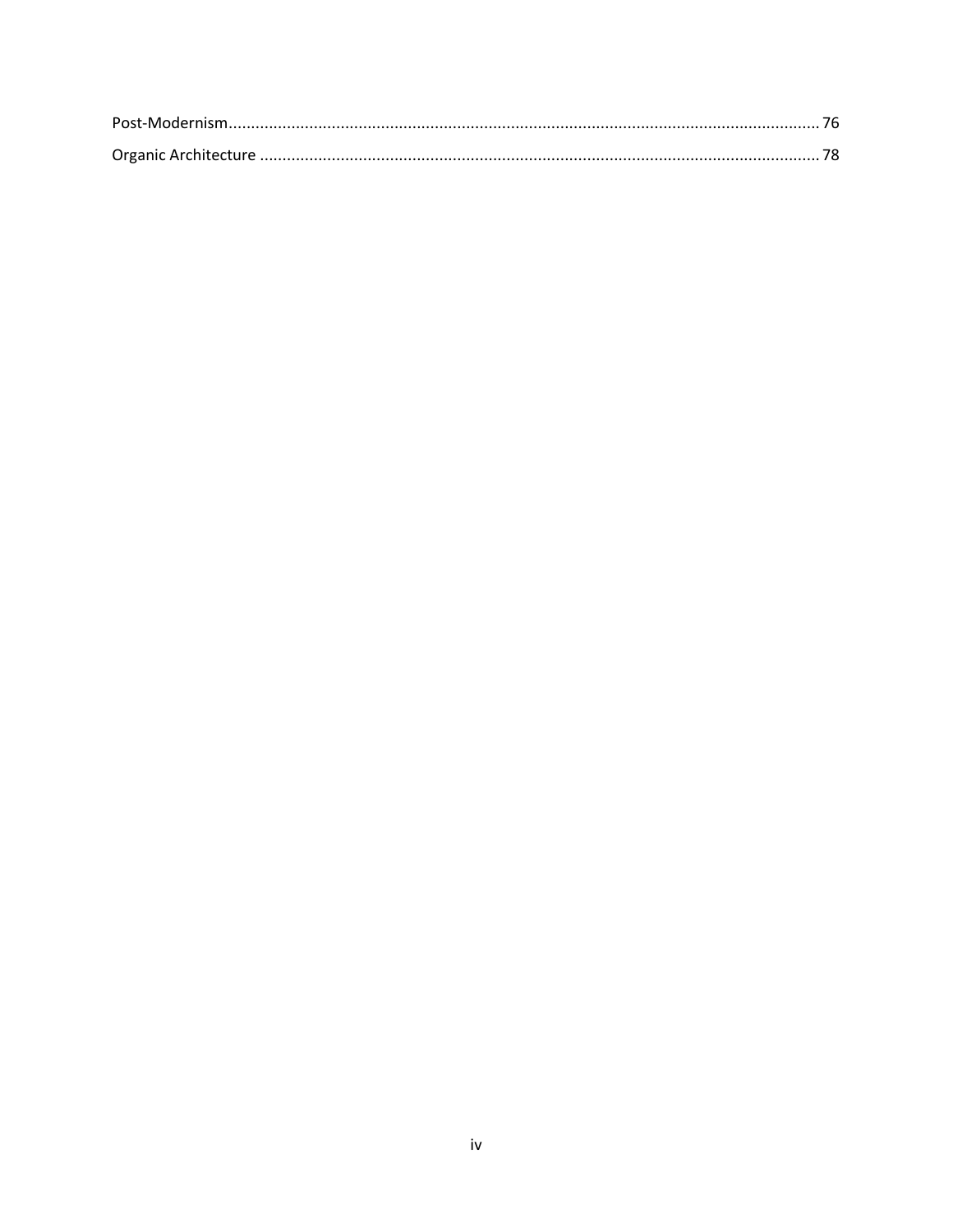Post-Modernism........................................................................................................................................ 76

Organic Architecture ................................................................................................................................ 78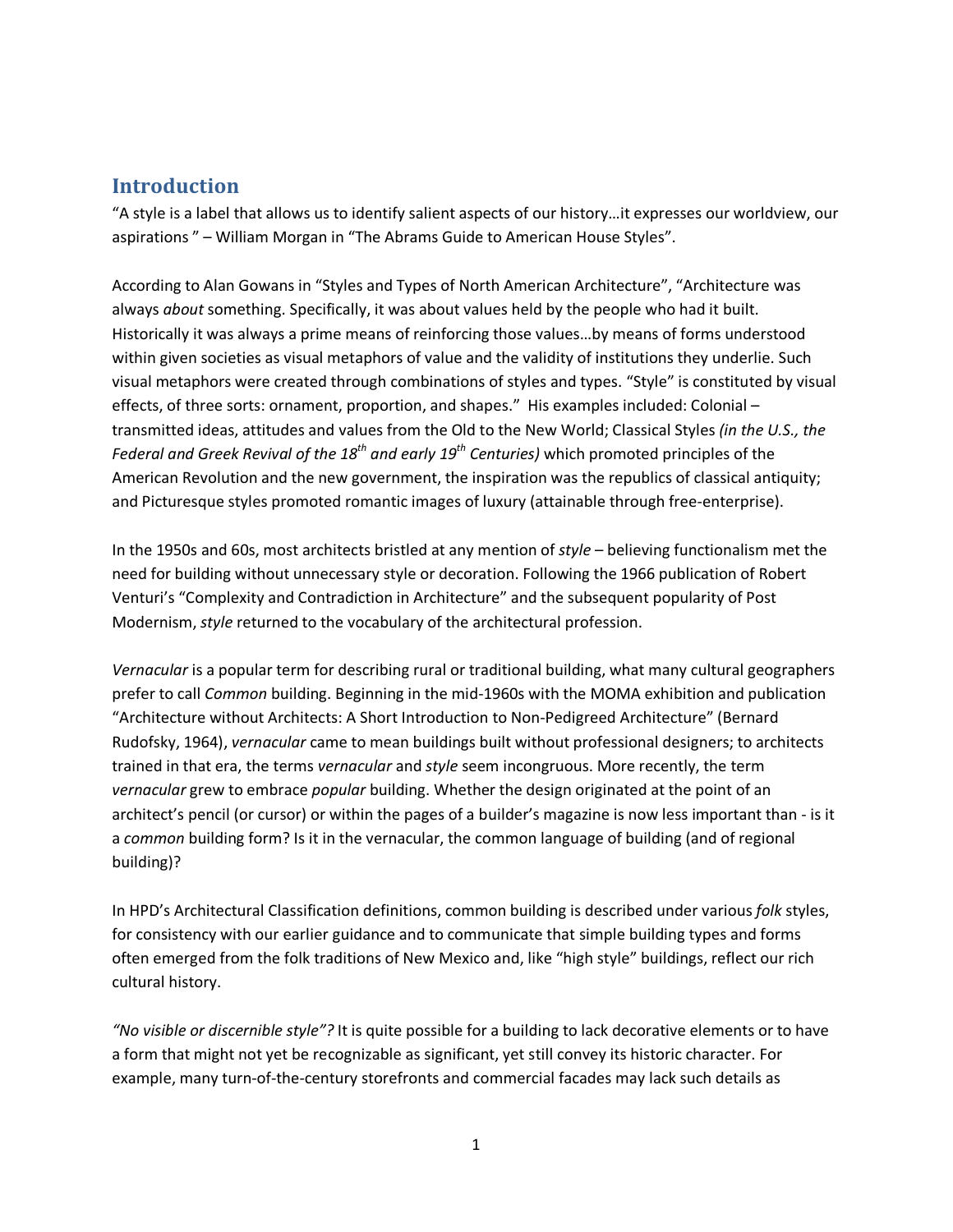## Introduction

"A style is a label that allows us to identify salient aspects of our history…it expresses our worldview, our aspirations " – William Morgan in "The Abrams Guide to American House Styles".

According to Alan Gowans in "Styles and Types of North American Architecture", "Architecture was always *about* something. Specifically, it was about values held by the people who had it built. Historically it was always a prime means of reinforcing those values…by means of forms understood within given societies as visual metaphors of value and the validity of institutions they underlie. Such visual metaphors were created through combinations of styles and types. "Style" is constituted by visual effects, of three sorts: ornament, proportion, and shapes." His examples included: Colonial – transmitted ideas, attitudes and values from the Old to the New World; Classical Styles *(in the U.S., the Federal and Greek Revival of the 18th and early 19th Centuries)* which promoted principles of the American Revolution and the new government, the inspiration was the republics of classical antiquity; and Picturesque styles promoted romantic images of luxury (attainable through free-enterprise).

In the 1950s and 60s, most architects bristled at any mention of *style* – believing functionalism met the need for building without unnecessary style or decoration. Following the 1966 publication of Robert Venturi's "Complexity and Contradiction in Architecture" and the subsequent popularity of Post Modernism, *style* returned to the vocabulary of the architectural profession.

*Vernacular* is a popular term for describing rural or traditional building, what many cultural geographers prefer to call *Common* building. Beginning in the mid-1960s with the MOMA exhibition and publication "Architecture without Architects: A Short Introduction to Non-Pedigreed Architecture" (Bernard Rudofsky, 1964), *vernacular* came to mean buildings built without professional designers; to architects trained in that era, the terms *vernacular* and *style* seem incongruous. More recently, the term *vernacular* grew to embrace *popular* building. Whether the design originated at the point of an architect's pencil (or cursor) or within the pages of a builder's magazine is now less important than - is it a *common* building form? Is it in the vernacular, the common language of building (and of regional building)?

In HPD's Architectural Classification definitions, common building is described under various *folk* styles, for consistency with our earlier guidance and to communicate that simple building types and forms often emerged from the folk traditions of New Mexico and, like "high style" buildings, reflect our rich cultural history.

*"No visible or discernible style"?* It is quite possible for a building to lack decorative elements or to have a form that might not yet be recognizable as significant, yet still convey its historic character. For example, many turn-of-the-century storefronts and commercial facades may lack such details as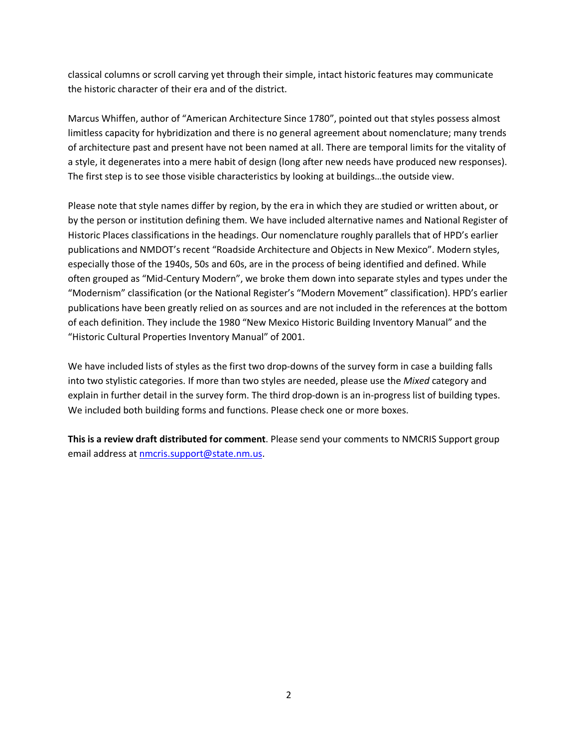classical columns or scroll carving yet through their simple, intact historic features may communicate the historic character of their era and of the district.

Marcus Whiffen, author of "American Architecture Since 1780", pointed out that styles possess almost limitless capacity for hybridization and there is no general agreement about nomenclature; many trends of architecture past and present have not been named at all. There are temporal limits for the vitality of a style, it degenerates into a mere habit of design (long after new needs have produced new responses). The first step is to see those visible characteristics by looking at buildings…the outside view.

Please note that style names differ by region, by the era in which they are studied or written about, or by the person or institution defining them. We have included alternative names and National Register of Historic Places classifications in the headings. Our nomenclature roughly parallels that of HPD's earlier publications and NMDOT's recent "Roadside Architecture and Objects in New Mexico". Modern styles, especially those of the 1940s, 50s and 60s, are in the process of being identified and defined. While often grouped as "Mid-Century Modern", we broke them down into separate styles and types under the "Modernism" classification (or the National Register's "Modern Movement" classification). HPD's earlier publications have been greatly relied on as sources and are not included in the references at the bottom of each definition. They include the 1980 "New Mexico Historic Building Inventory Manual" and the "Historic Cultural Properties Inventory Manual" of 2001.

We have included lists of styles as the first two drop-downs of the survey form in case a building falls into two stylistic categories. If more than two styles are needed, please use the *Mixed* category and explain in further detail in the survey form. The third drop-down is an in-progress list of building types. We included both building forms and functions. Please check one or more boxes.

**This is a review draft distributed for comment**. Please send your comments to NMCRIS Support group email address at nmcris.support@state.nm.us.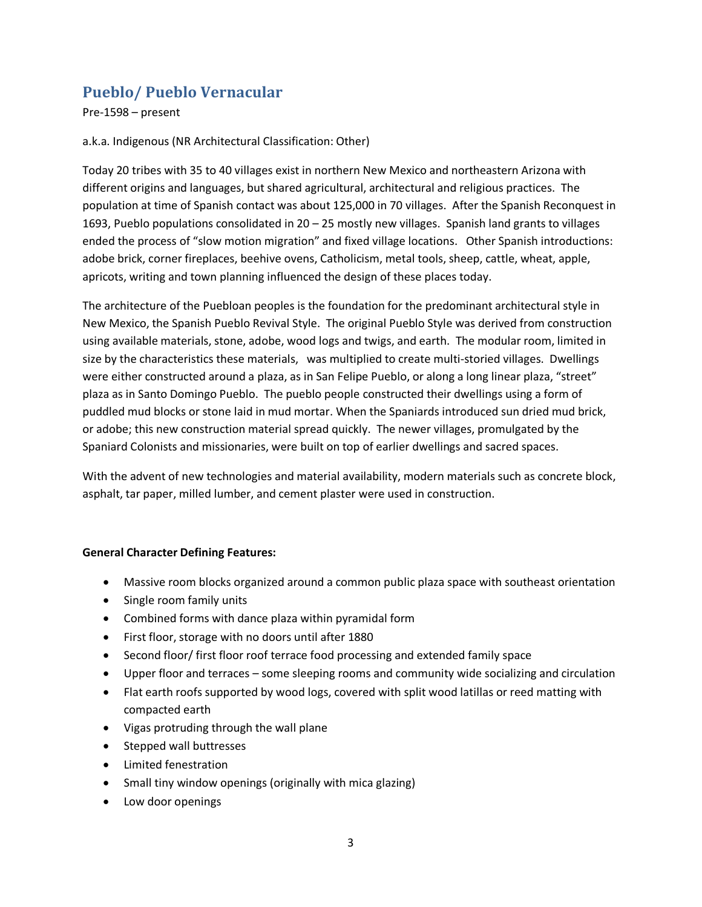## Pueblo/ Pueblo Vernacular

Pre-1598 – present

a.k.a. Indigenous (NR Architectural Classification: Other)

Today 20 tribes with 35 to 40 villages exist in northern New Mexico and northeastern Arizona with different origins and languages, but shared agricultural, architectural and religious practices. The population at time of Spanish contact was about 125,000 in 70 villages. After the Spanish Reconquest in 1693, Pueblo populations consolidated in 20 – 25 mostly new villages. Spanish land grants to villages ended the process of "slow motion migration" and fixed village locations. Other Spanish introductions: adobe brick, corner fireplaces, beehive ovens, Catholicism, metal tools, sheep, cattle, wheat, apple, apricots, writing and town planning influenced the design of these places today.

The architecture of the Puebloan peoples is the foundation for the predominant architectural style in New Mexico, the Spanish Pueblo Revival Style. The original Pueblo Style was derived from construction using available materials, stone, adobe, wood logs and twigs, and earth. The modular room, limited in size by the characteristics these materials, was multiplied to create multi-storied villages. Dwellings were either constructed around a plaza, as in San Felipe Pueblo, or along a long linear plaza, "street" plaza as in Santo Domingo Pueblo. The pueblo people constructed their dwellings using a form of puddled mud blocks or stone laid in mud mortar. When the Spaniards introduced sun dried mud brick, or adobe; this new construction material spread quickly. The newer villages, promulgated by the Spaniard Colonists and missionaries, were built on top of earlier dwellings and sacred spaces.

With the advent of new technologies and material availability, modern materials such as concrete block, asphalt, tar paper, milled lumber, and cement plaster were used in construction.

**General Character Defining Features:**

- Massive room blocks organized around a common public plaza space with southeast orientation
- Single room family units
- Combined forms with dance plaza within pyramidal form
- First floor, storage with no doors until after 1880
- Second floor/ first floor roof terrace food processing and extended family space
- Upper floor and terraces – some sleeping rooms and community wide socializing and circulation
- Flat earth roofs supported by wood logs, covered with split wood latillas or reed matting with compacted earth
- Vigas protruding through the wall plane
- Stepped wall buttresses
- Limited fenestration
- Small tiny window openings (originally with mica glazing)
- Low door openings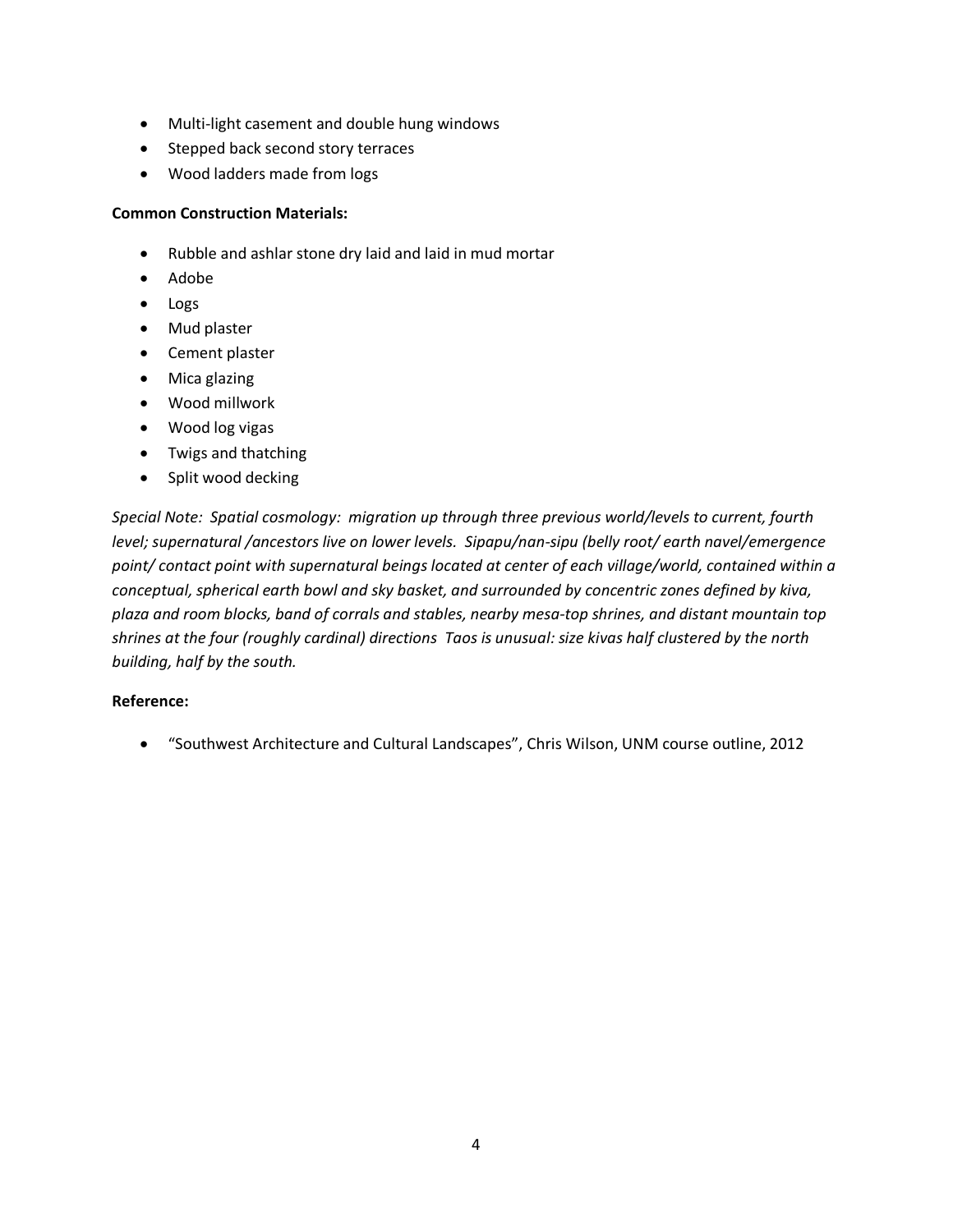- Multi-light casement and double hung windows
- Stepped back second story terraces
- Wood ladders made from logs

**Common Construction Materials:**

- Rubble and ashlar stone dry laid and laid in mud mortar
- Adobe
- Logs
- Mud plaster
- Cement plaster
- Mica glazing
- Wood millwork
- Wood log vigas
- Twigs and thatching
- Split wood decking

*Special Note: Spatial cosmology: migration up through three previous world/levels to current, fourth level; supernatural /ancestors live on lower levels. Sipapu/nan-sipu (belly root/ earth navel/emergence point/ contact point with supernatural beings located at center of each village/world, contained within a conceptual, spherical earth bowl and sky basket, and surrounded by concentric zones defined by kiva, plaza and room blocks, band of corrals and stables, nearby mesa-top shrines, and distant mountain top shrines at the four (roughly cardinal) directions Taos is unusual: size kivas half clustered by the north building, half by the south.*

**Reference:**

- "Southwest Architecture and Cultural Landscapes", Chris Wilson, UNM course outline, 2012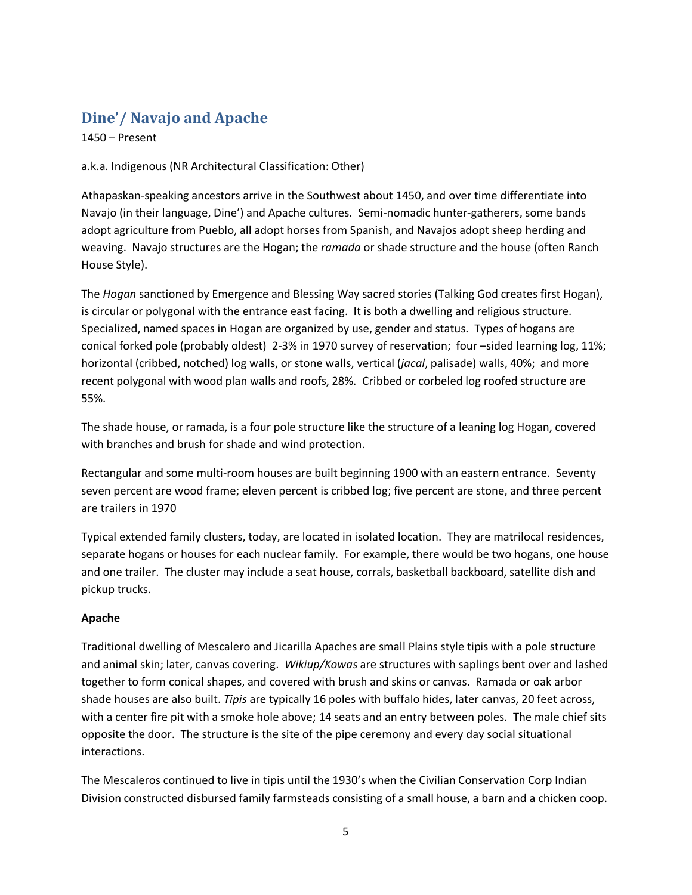## Dine'/ Navajo and Apache

1450 – Present

a.k.a. Indigenous (NR Architectural Classification: Other)

Athapaskan-speaking ancestors arrive in the Southwest about 1450, and over time differentiate into Navajo (in their language, Dine') and Apache cultures. Semi-nomadic hunter-gatherers, some bands adopt agriculture from Pueblo, all adopt horses from Spanish, and Navajos adopt sheep herding and weaving. Navajo structures are the Hogan; the *ramada* or shade structure and the house (often Ranch House Style).

The *Hogan* sanctioned by Emergence and Blessing Way sacred stories (Talking God creates first Hogan), is circular or polygonal with the entrance east facing. It is both a dwelling and religious structure. Specialized, named spaces in Hogan are organized by use, gender and status. Types of hogans are conical forked pole (probably oldest) 2-3% in 1970 survey of reservation; four –sided learning log, 11%; horizontal (cribbed, notched) log walls, or stone walls, vertical (*jacal*, palisade) walls, 40%; and more recent polygonal with wood plan walls and roofs, 28%. Cribbed or corbeled log roofed structure are 55%.

The shade house, or ramada, is a four pole structure like the structure of a leaning log Hogan, covered with branches and brush for shade and wind protection.

Rectangular and some multi-room houses are built beginning 1900 with an eastern entrance. Seventy seven percent are wood frame; eleven percent is cribbed log; five percent are stone, and three percent are trailers in 1970

Typical extended family clusters, today, are located in isolated location. They are matrilocal residences, separate hogans or houses for each nuclear family. For example, there would be two hogans, one house and one trailer. The cluster may include a seat house, corrals, basketball backboard, satellite dish and pickup trucks.

**Apache**

Traditional dwelling of Mescalero and Jicarilla Apaches are small Plains style tipis with a pole structure and animal skin; later, canvas covering. *Wikiup/Kowas* are structures with saplings bent over and lashed together to form conical shapes, and covered with brush and skins or canvas. Ramada or oak arbor shade houses are also built. *Tipis* are typically 16 poles with buffalo hides, later canvas, 20 feet across, with a center fire pit with a smoke hole above; 14 seats and an entry between poles. The male chief sits opposite the door. The structure is the site of the pipe ceremony and every day social situational interactions.

The Mescaleros continued to live in tipis until the 1930's when the Civilian Conservation Corp Indian Division constructed disbursed family farmsteads consisting of a small house, a barn and a chicken coop.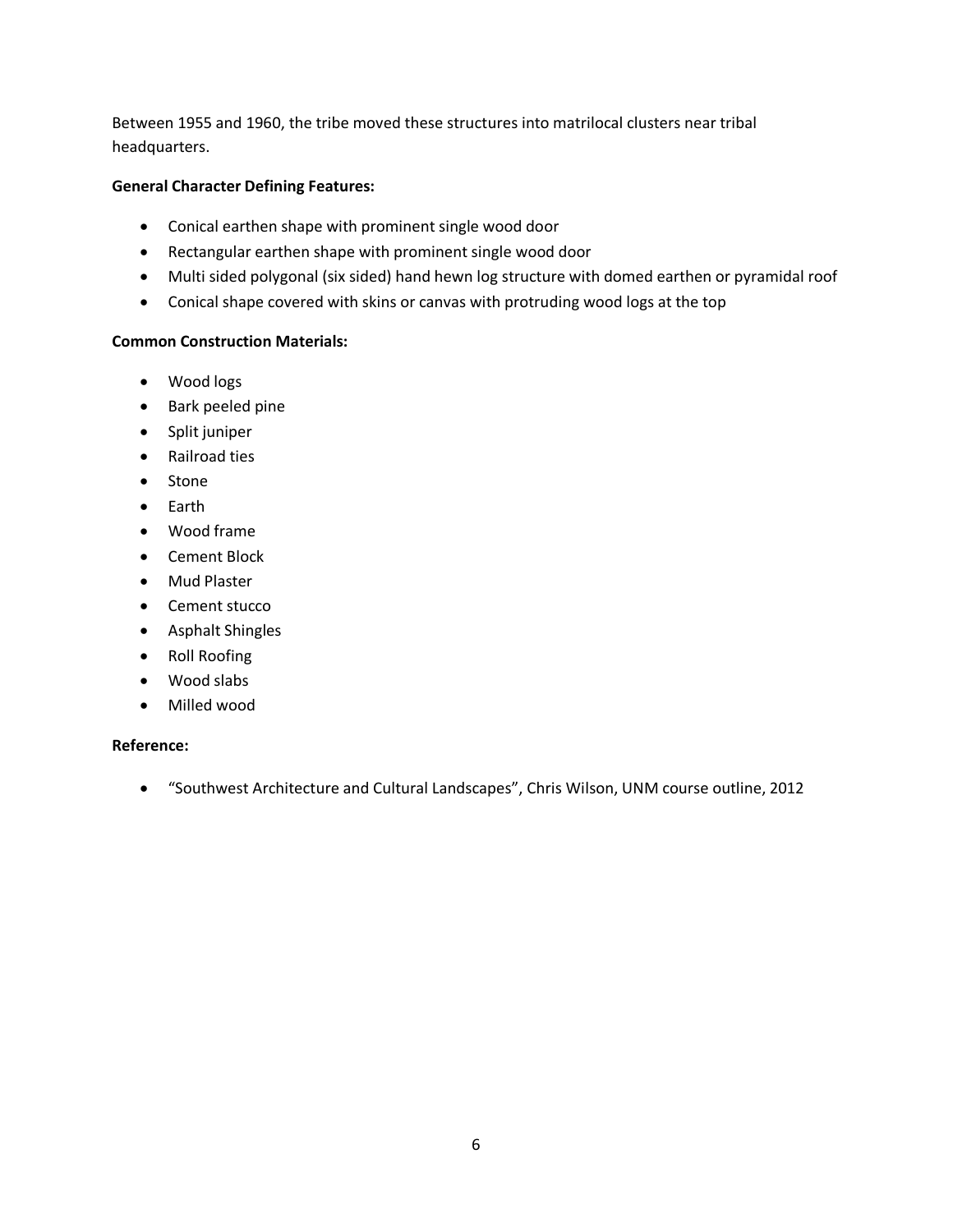Between 1955 and 1960, the tribe moved these structures into matrilocal clusters near tribal headquarters.

**General Character Defining Features:**

- Conical earthen shape with prominent single wood door
- Rectangular earthen shape with prominent single wood door
- Multi sided polygonal (six sided) hand hewn log structure with domed earthen or pyramidal roof
- Conical shape covered with skins or canvas with protruding wood logs at the top

**Common Construction Materials:**

- Wood logs
- Bark peeled pine
- Split juniper
- Railroad ties
- Stone
- Earth
- Wood frame
- Cement Block
- Mud Plaster
- Cement stucco
- Asphalt Shingles
- Roll Roofing
- Wood slabs
- Milled wood

**Reference:**

- "Southwest Architecture and Cultural Landscapes", Chris Wilson, UNM course outline, 2012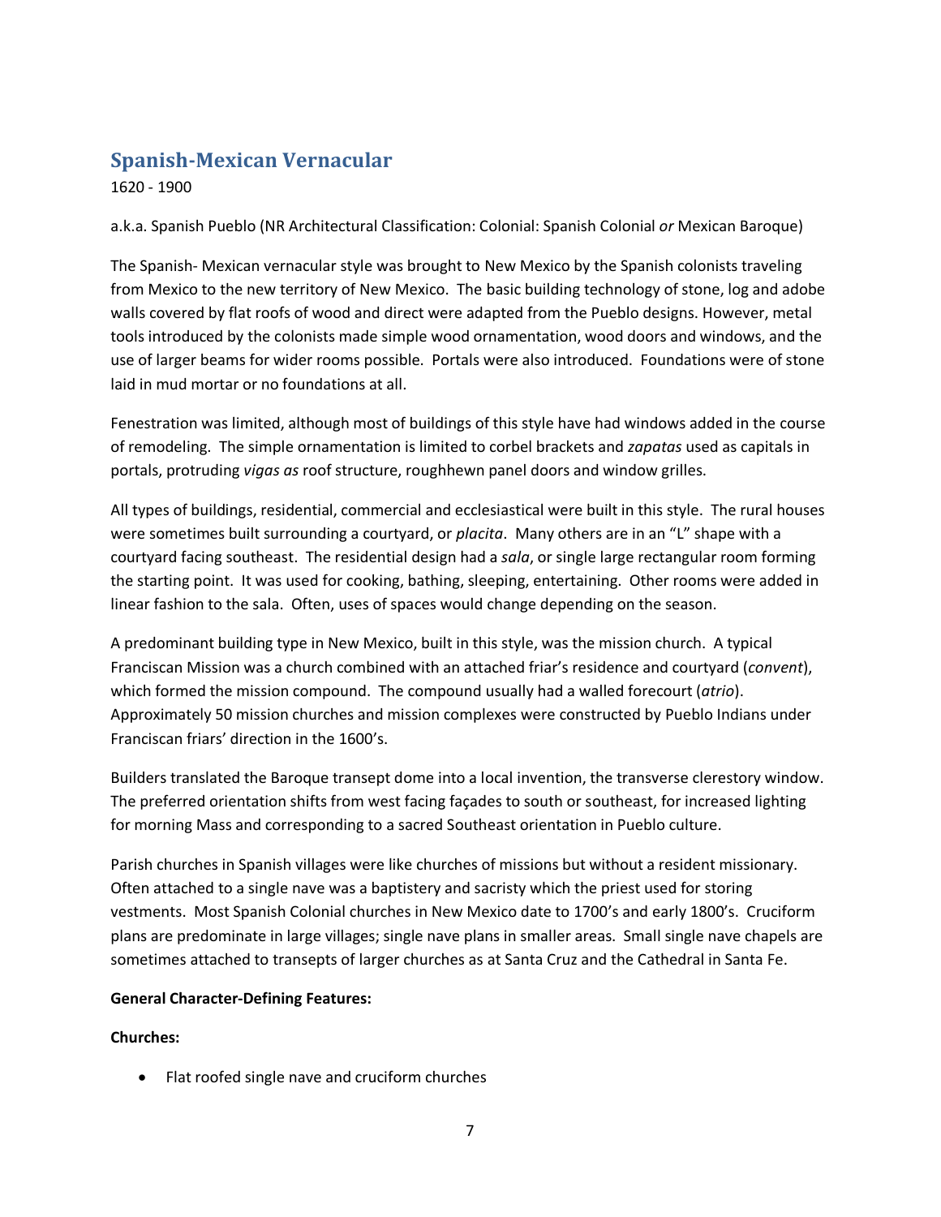## Spanish-Mexican Vernacular

1620 - 1900

a.k.a. Spanish Pueblo (NR Architectural Classification: Colonial: Spanish Colonial *or* Mexican Baroque)

The Spanish- Mexican vernacular style was brought to New Mexico by the Spanish colonists traveling from Mexico to the new territory of New Mexico. The basic building technology of stone, log and adobe walls covered by flat roofs of wood and direct were adapted from the Pueblo designs. However, metal tools introduced by the colonists made simple wood ornamentation, wood doors and windows, and the use of larger beams for wider rooms possible. Portals were also introduced. Foundations were of stone laid in mud mortar or no foundations at all.

Fenestration was limited, although most of buildings of this style have had windows added in the course of remodeling. The simple ornamentation is limited to corbel brackets and *zapatas* used as capitals in portals, protruding *vigas as* roof structure, roughhewn panel doors and window grilles.

All types of buildings, residential, commercial and ecclesiastical were built in this style. The rural houses were sometimes built surrounding a courtyard, or *placita*. Many others are in an "L" shape with a courtyard facing southeast. The residential design had a *sala*, or single large rectangular room forming the starting point. It was used for cooking, bathing, sleeping, entertaining. Other rooms were added in linear fashion to the sala. Often, uses of spaces would change depending on the season.

A predominant building type in New Mexico, built in this style, was the mission church. A typical Franciscan Mission was a church combined with an attached friar's residence and courtyard (*convent*), which formed the mission compound. The compound usually had a walled forecourt (*atrio*). Approximately 50 mission churches and mission complexes were constructed by Pueblo Indians under Franciscan friars' direction in the 1600's.

Builders translated the Baroque transept dome into a local invention, the transverse clerestory window. The preferred orientation shifts from west facing façades to south or southeast, for increased lighting for morning Mass and corresponding to a sacred Southeast orientation in Pueblo culture.

Parish churches in Spanish villages were like churches of missions but without a resident missionary. Often attached to a single nave was a baptistery and sacristy which the priest used for storing vestments. Most Spanish Colonial churches in New Mexico date to 1700's and early 1800's. Cruciform plans are predominate in large villages; single nave plans in smaller areas. Small single nave chapels are sometimes attached to transepts of larger churches as at Santa Cruz and the Cathedral in Santa Fe.

**General Character-Defining Features:**

**Churches:**

- Flat roofed single nave and cruciform churches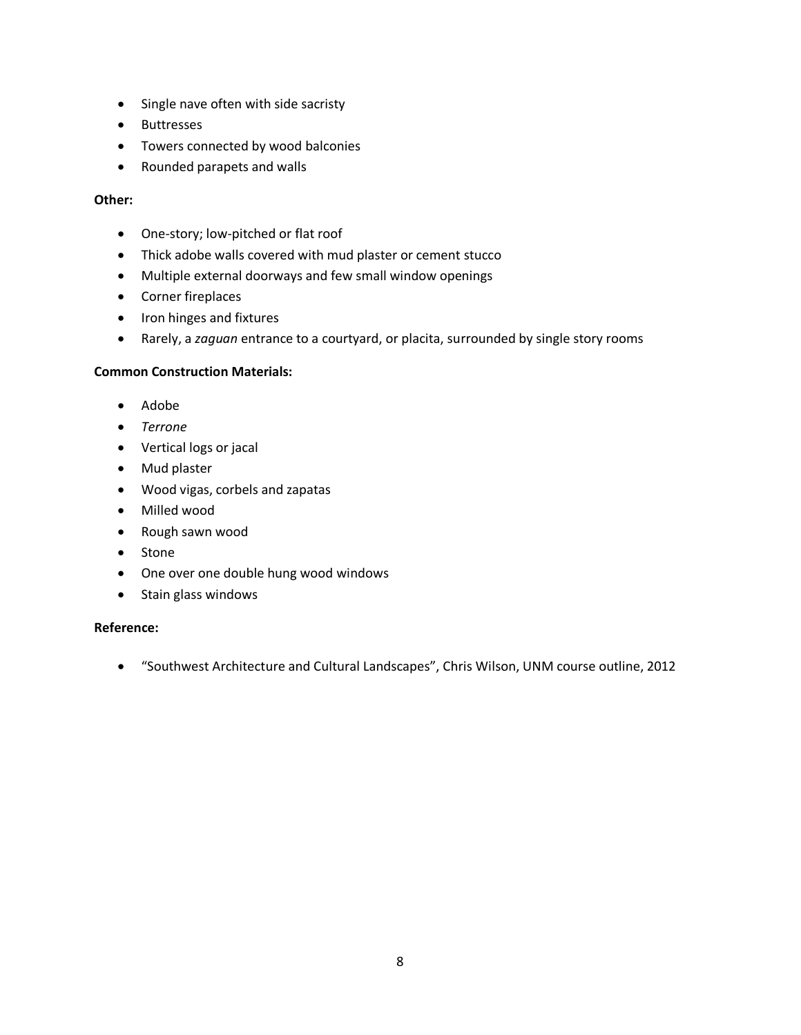- Single nave often with side sacristy
- Buttresses
- Towers connected by wood balconies
- Rounded parapets and walls

**Other:**

- One-story; low-pitched or flat roof
- Thick adobe walls covered with mud plaster or cement stucco
- Multiple external doorways and few small window openings
- Corner fireplaces
- Iron hinges and fixtures
- Rarely, a *zaguan* entrance to a courtyard, or placita, surrounded by single story rooms

**Common Construction Materials:**

- Adobe
- *Terrone*
- Vertical logs or jacal
- Mud plaster
- Wood vigas, corbels and zapatas
- Milled wood
- Rough sawn wood
- Stone
- One over one double hung wood windows
- Stain glass windows

**Reference:**

- "Southwest Architecture and Cultural Landscapes", Chris Wilson, UNM course outline, 2012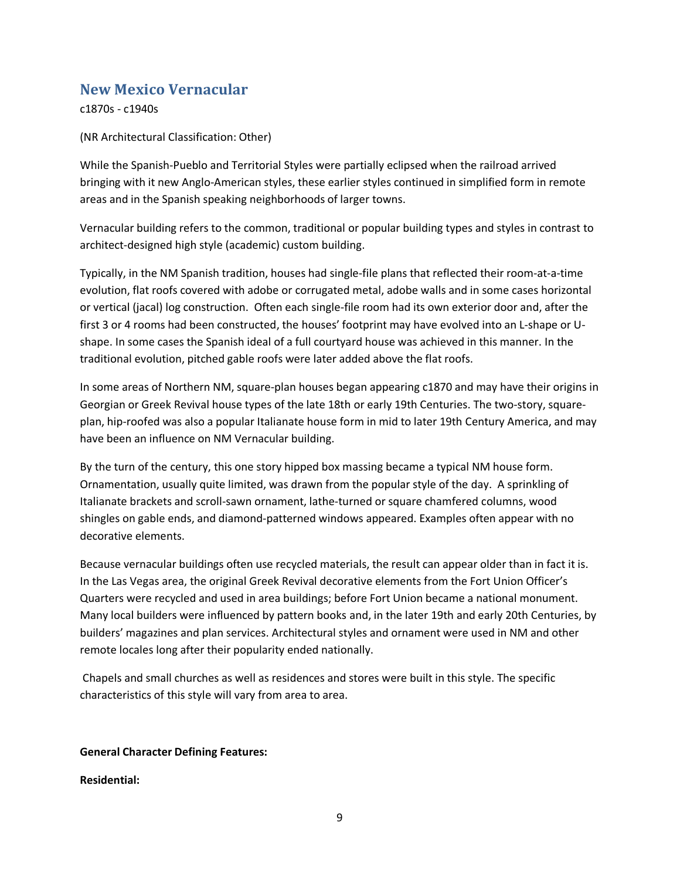## New Mexico Vernacular

c1870s - c1940s

(NR Architectural Classification: Other)

While the Spanish-Pueblo and Territorial Styles were partially eclipsed when the railroad arrived bringing with it new Anglo-American styles, these earlier styles continued in simplified form in remote areas and in the Spanish speaking neighborhoods of larger towns.

Vernacular building refers to the common, traditional or popular building types and styles in contrast to architect-designed high style (academic) custom building.

Typically, in the NM Spanish tradition, houses had single-file plans that reflected their room-at-a-time evolution, flat roofs covered with adobe or corrugated metal, adobe walls and in some cases horizontal or vertical (jacal) log construction. Often each single-file room had its own exterior door and, after the first 3 or 4 rooms had been constructed, the houses' footprint may have evolved into an L-shape or U-shape. In some cases the Spanish ideal of a full courtyard house was achieved in this manner. In the traditional evolution, pitched gable roofs were later added above the flat roofs.

In some areas of Northern NM, square-plan houses began appearing c1870 and may have their origins in Georgian or Greek Revival house types of the late 18th or early 19th Centuries. The two-story, square-plan, hip-roofed was also a popular Italianate house form in mid to later 19th Century America, and may have been an influence on NM Vernacular building.

By the turn of the century, this one story hipped box massing became a typical NM house form. Ornamentation, usually quite limited, was drawn from the popular style of the day. A sprinkling of Italianate brackets and scroll-sawn ornament, lathe-turned or square chamfered columns, wood shingles on gable ends, and diamond-patterned windows appeared. Examples often appear with no decorative elements.

Because vernacular buildings often use recycled materials, the result can appear older than in fact it is. In the Las Vegas area, the original Greek Revival decorative elements from the Fort Union Officer's Quarters were recycled and used in area buildings; before Fort Union became a national monument. Many local builders were influenced by pattern books and, in the later 19th and early 20th Centuries, by builders' magazines and plan services. Architectural styles and ornament were used in NM and other remote locales long after their popularity ended nationally.

Chapels and small churches as well as residences and stores were built in this style. The specific characteristics of this style will vary from area to area.

**General Character Defining Features:**

**Residential:**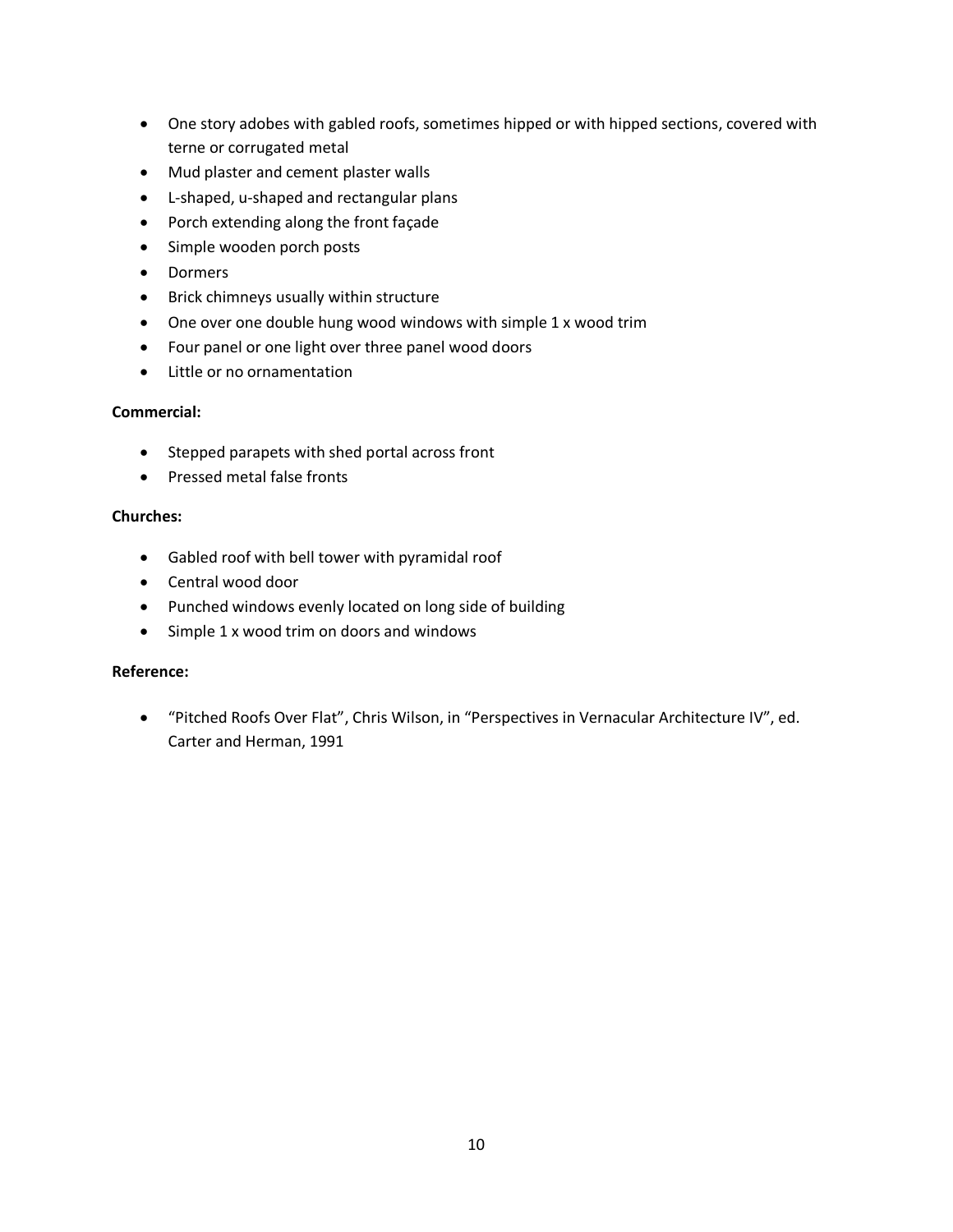- One story adobes with gabled roofs, sometimes hipped or with hipped sections, covered with terne or corrugated metal
- Mud plaster and cement plaster walls
- L-shaped, u-shaped and rectangular plans
- Porch extending along the front façade
- Simple wooden porch posts
- Dormers
- Brick chimneys usually within structure
- One over one double hung wood windows with simple 1 x wood trim
- Four panel or one light over three panel wood doors
- Little or no ornamentation

**Commercial:**

- Stepped parapets with shed portal across front
- Pressed metal false fronts

**Churches:**

- Gabled roof with bell tower with pyramidal roof
- Central wood door
- Punched windows evenly located on long side of building
- Simple 1 x wood trim on doors and windows

**Reference:**

- "Pitched Roofs Over Flat", Chris Wilson, in "Perspectives in Vernacular Architecture IV", ed. Carter and Herman, 1991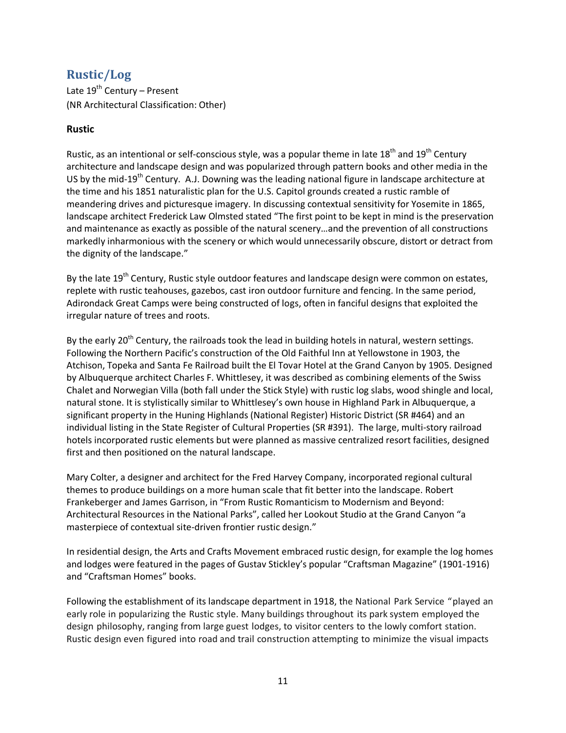## Rustic/Log

Late 19th Century – Present
(NR Architectural Classification: Other)

### Rustic

Rustic, as an intentional or self-conscious style, was a popular theme in late 18th and 19th Century architecture and landscape design and was popularized through pattern books and other media in the US by the mid-19th Century. A.J. Downing was the leading national figure in landscape architecture at the time and his 1851 naturalistic plan for the U.S. Capitol grounds created a rustic ramble of meandering drives and picturesque imagery. In discussing contextual sensitivity for Yosemite in 1865, landscape architect Frederick Law Olmsted stated "The first point to be kept in mind is the preservation and maintenance as exactly as possible of the natural scenery…and the prevention of all constructions markedly inharmonious with the scenery or which would unnecessarily obscure, distort or detract from the dignity of the landscape."

By the late 19th Century, Rustic style outdoor features and landscape design were common on estates, replete with rustic teahouses, gazebos, cast iron outdoor furniture and fencing. In the same period, Adirondack Great Camps were being constructed of logs, often in fanciful designs that exploited the irregular nature of trees and roots.

By the early 20th Century, the railroads took the lead in building hotels in natural, western settings. Following the Northern Pacific's construction of the Old Faithful Inn at Yellowstone in 1903, the Atchison, Topeka and Santa Fe Railroad built the El Tovar Hotel at the Grand Canyon by 1905. Designed by Albuquerque architect Charles F. Whittlesey, it was described as combining elements of the Swiss Chalet and Norwegian Villa (both fall under the Stick Style) with rustic log slabs, wood shingle and local, natural stone. It is stylistically similar to Whittlesey's own house in Highland Park in Albuquerque, a significant property in the Huning Highlands (National Register) Historic District (SR #464) and an individual listing in the State Register of Cultural Properties (SR #391). The large, multi-story railroad hotels incorporated rustic elements but were planned as massive centralized resort facilities, designed first and then positioned on the natural landscape.

Mary Colter, a designer and architect for the Fred Harvey Company, incorporated regional cultural themes to produce buildings on a more human scale that fit better into the landscape. Robert Frankeberger and James Garrison, in "From Rustic Romanticism to Modernism and Beyond: Architectural Resources in the National Parks", called her Lookout Studio at the Grand Canyon "a masterpiece of contextual site-driven frontier rustic design."

In residential design, the Arts and Crafts Movement embraced rustic design, for example the log homes and lodges were featured in the pages of Gustav Stickley's popular "Craftsman Magazine" (1901-1916) and "Craftsman Homes" books.

Following the establishment of its landscape department in 1918, the National Park Service "played an early role in popularizing the Rustic style. Many buildings throughout its park system employed the design philosophy, ranging from large guest lodges, to visitor centers to the lowly comfort station. Rustic design even figured into road and trail construction attempting to minimize the visual impacts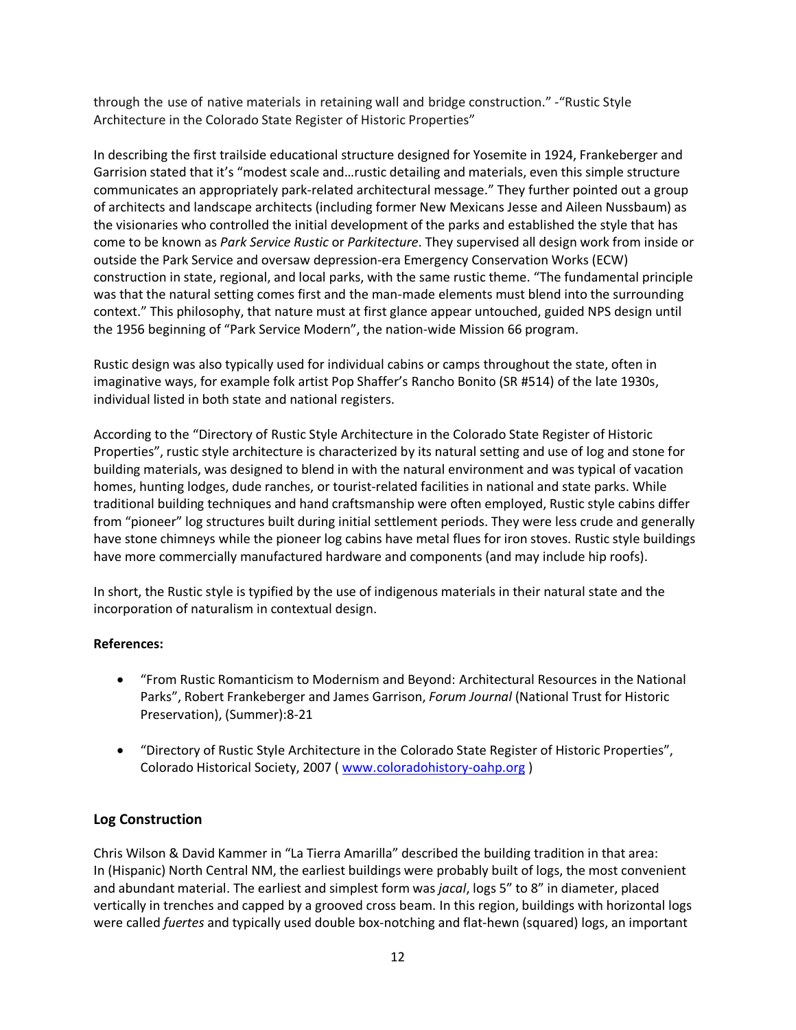through the use of native materials in retaining wall and bridge construction." -"Rustic Style Architecture in the Colorado State Register of Historic Properties"

In describing the first trailside educational structure designed for Yosemite in 1924, Frankeberger and Garrision stated that it's "modest scale and…rustic detailing and materials, even this simple structure communicates an appropriately park-related architectural message." They further pointed out a group of architects and landscape architects (including former New Mexicans Jesse and Aileen Nussbaum) as the visionaries who controlled the initial development of the parks and established the style that has come to be known as *Park Service Rustic* or *Parkitecture*. They supervised all design work from inside or outside the Park Service and oversaw depression-era Emergency Conservation Works (ECW) construction in state, regional, and local parks, with the same rustic theme. "The fundamental principle was that the natural setting comes first and the man-made elements must blend into the surrounding context." This philosophy, that nature must at first glance appear untouched, guided NPS design until the 1956 beginning of "Park Service Modern", the nation-wide Mission 66 program.

Rustic design was also typically used for individual cabins or camps throughout the state, often in imaginative ways, for example folk artist Pop Shaffer's Rancho Bonito (SR #514) of the late 1930s, individual listed in both state and national registers.

According to the "Directory of Rustic Style Architecture in the Colorado State Register of Historic Properties", rustic style architecture is characterized by its natural setting and use of log and stone for building materials, was designed to blend in with the natural environment and was typical of vacation homes, hunting lodges, dude ranches, or tourist-related facilities in national and state parks. While traditional building techniques and hand craftsmanship were often employed, Rustic style cabins differ from "pioneer" log structures built during initial settlement periods. They were less crude and generally have stone chimneys while the pioneer log cabins have metal flues for iron stoves. Rustic style buildings have more commercially manufactured hardware and components (and may include hip roofs).

In short, the Rustic style is typified by the use of indigenous materials in their natural state and the incorporation of naturalism in contextual design.

**References:**

- "From Rustic Romanticism to Modernism and Beyond: Architectural Resources in the National Parks", Robert Frankeberger and James Garrison, *Forum Journal* (National Trust for Historic Preservation), (Summer):8-21
- "Directory of Rustic Style Architecture in the Colorado State Register of Historic Properties", Colorado Historical Society, 2007 ( www.coloradohistory-oahp.org )

## Log Construction

Chris Wilson & David Kammer in "La Tierra Amarilla" described the building tradition in that area: In (Hispanic) North Central NM, the earliest buildings were probably built of logs, the most convenient and abundant material. The earliest and simplest form was *jacal*, logs 5" to 8" in diameter, placed vertically in trenches and capped by a grooved cross beam. In this region, buildings with horizontal logs were called *fuertes* and typically used double box-notching and flat-hewn (squared) logs, an important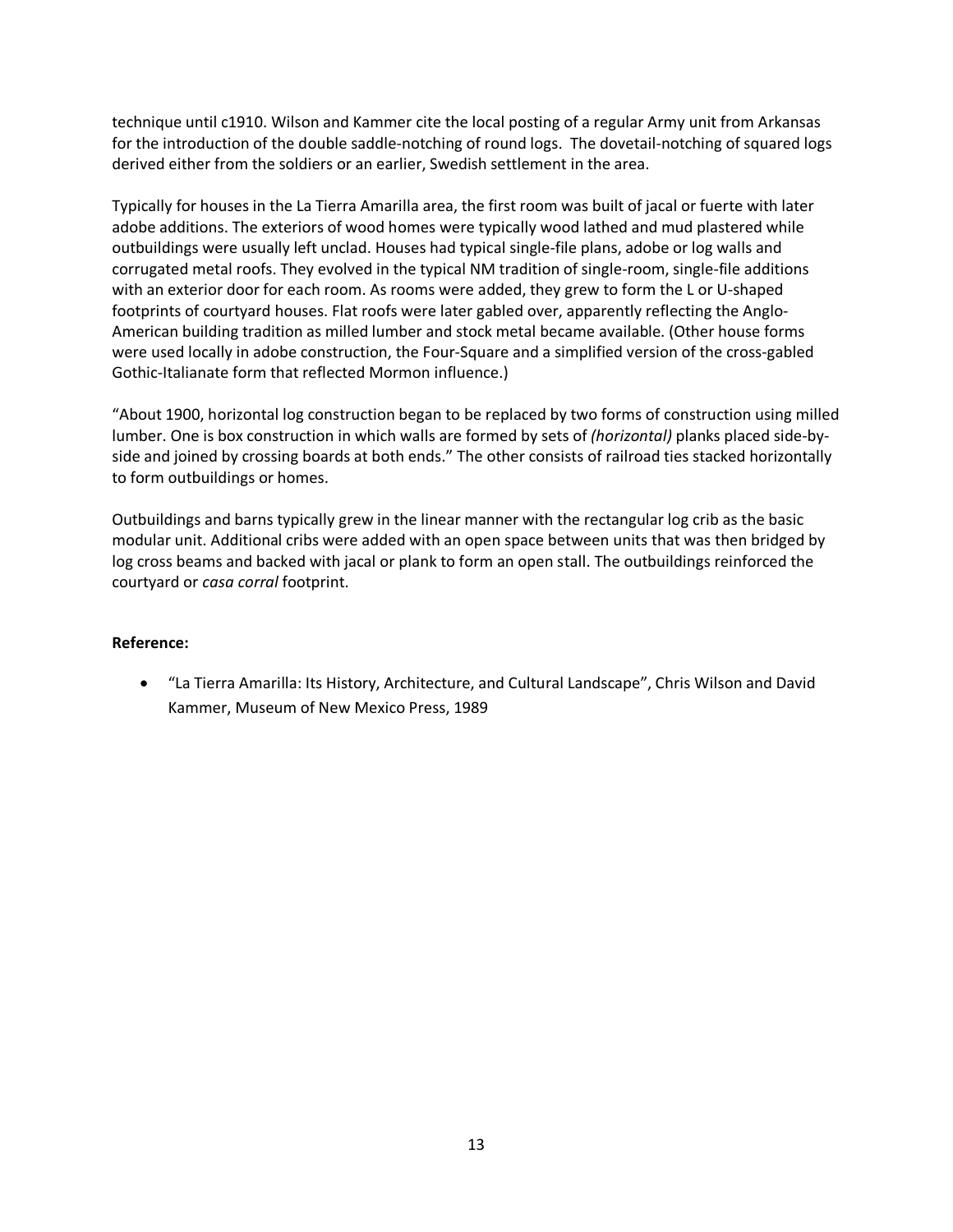technique until c1910. Wilson and Kammer cite the local posting of a regular Army unit from Arkansas for the introduction of the double saddle-notching of round logs. The dovetail-notching of squared logs derived either from the soldiers or an earlier, Swedish settlement in the area.

Typically for houses in the La Tierra Amarilla area, the first room was built of jacal or fuerte with later adobe additions. The exteriors of wood homes were typically wood lathed and mud plastered while outbuildings were usually left unclad. Houses had typical single-file plans, adobe or log walls and corrugated metal roofs. They evolved in the typical NM tradition of single-room, single-file additions with an exterior door for each room. As rooms were added, they grew to form the L or U-shaped footprints of courtyard houses. Flat roofs were later gabled over, apparently reflecting the Anglo-American building tradition as milled lumber and stock metal became available. (Other house forms were used locally in adobe construction, the Four-Square and a simplified version of the cross-gabled Gothic-Italianate form that reflected Mormon influence.)

"About 1900, horizontal log construction began to be replaced by two forms of construction using milled lumber. One is box construction in which walls are formed by sets of *(horizontal)* planks placed side-by-side and joined by crossing boards at both ends." The other consists of railroad ties stacked horizontally to form outbuildings or homes.

Outbuildings and barns typically grew in the linear manner with the rectangular log crib as the basic modular unit. Additional cribs were added with an open space between units that was then bridged by log cross beams and backed with jacal or plank to form an open stall. The outbuildings reinforced the courtyard or *casa corral* footprint.

**Reference:**

- "La Tierra Amarilla: Its History, Architecture, and Cultural Landscape", Chris Wilson and David Kammer, Museum of New Mexico Press, 1989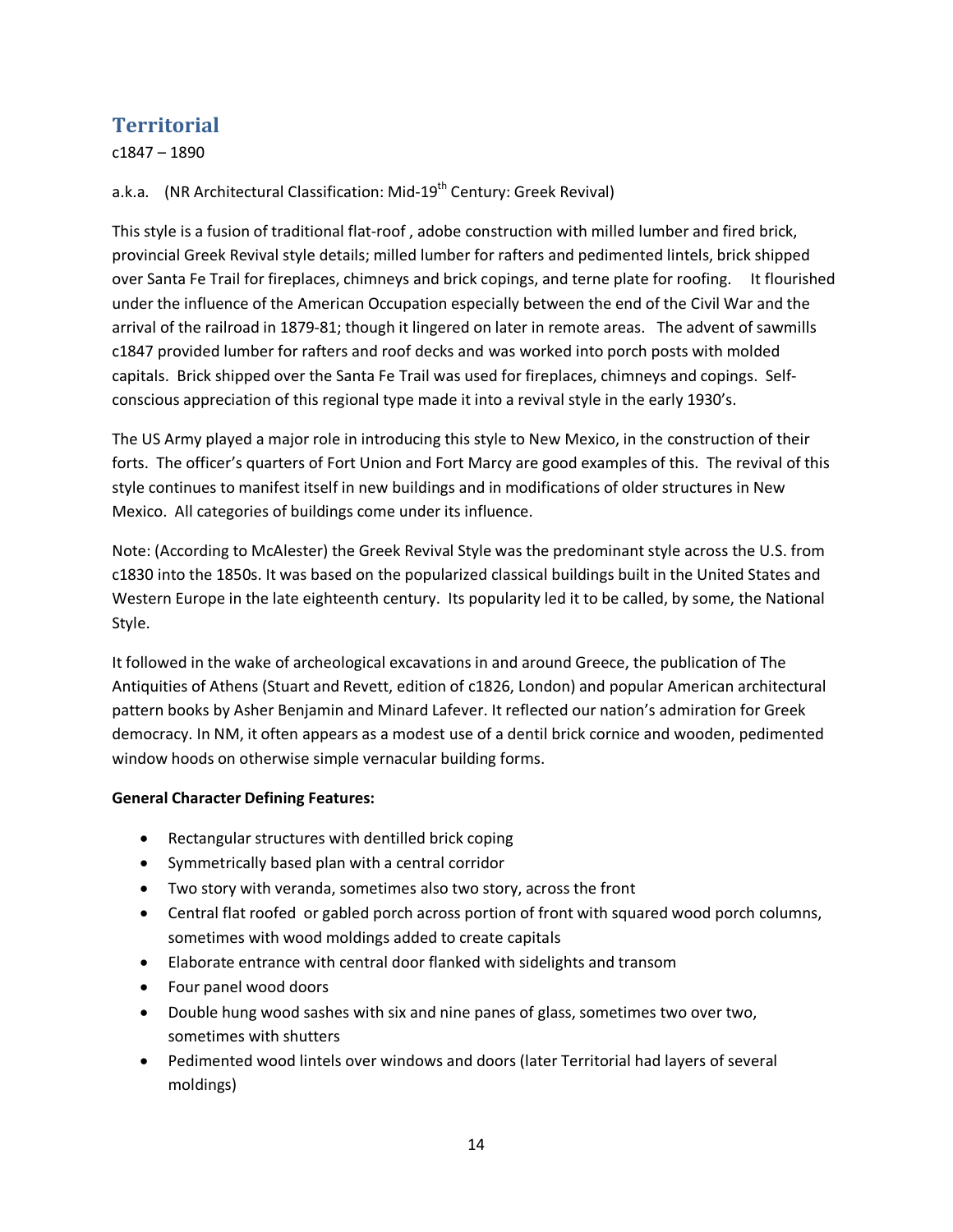## Territorial

c1847 – 1890

a.k.a. (NR Architectural Classification: Mid-19th Century: Greek Revival)

This style is a fusion of traditional flat-roof , adobe construction with milled lumber and fired brick, provincial Greek Revival style details; milled lumber for rafters and pedimented lintels, brick shipped over Santa Fe Trail for fireplaces, chimneys and brick copings, and terne plate for roofing. It flourished under the influence of the American Occupation especially between the end of the Civil War and the arrival of the railroad in 1879-81; though it lingered on later in remote areas. The advent of sawmills c1847 provided lumber for rafters and roof decks and was worked into porch posts with molded capitals. Brick shipped over the Santa Fe Trail was used for fireplaces, chimneys and copings. Self-conscious appreciation of this regional type made it into a revival style in the early 1930's.

The US Army played a major role in introducing this style to New Mexico, in the construction of their forts. The officer's quarters of Fort Union and Fort Marcy are good examples of this. The revival of this style continues to manifest itself in new buildings and in modifications of older structures in New Mexico. All categories of buildings come under its influence.

Note: (According to McAlester) the Greek Revival Style was the predominant style across the U.S. from c1830 into the 1850s. It was based on the popularized classical buildings built in the United States and Western Europe in the late eighteenth century. Its popularity led it to be called, by some, the National Style.

It followed in the wake of archeological excavations in and around Greece, the publication of The Antiquities of Athens (Stuart and Revett, edition of c1826, London) and popular American architectural pattern books by Asher Benjamin and Minard Lafever. It reflected our nation's admiration for Greek democracy. In NM, it often appears as a modest use of a dentil brick cornice and wooden, pedimented window hoods on otherwise simple vernacular building forms.

**General Character Defining Features:**

- Rectangular structures with dentilled brick coping
- Symmetrically based plan with a central corridor
- Two story with veranda, sometimes also two story, across the front
- Central flat roofed or gabled porch across portion of front with squared wood porch columns, sometimes with wood moldings added to create capitals
- Elaborate entrance with central door flanked with sidelights and transom
- Four panel wood doors
- Double hung wood sashes with six and nine panes of glass, sometimes two over two, sometimes with shutters
- Pedimented wood lintels over windows and doors (later Territorial had layers of several moldings)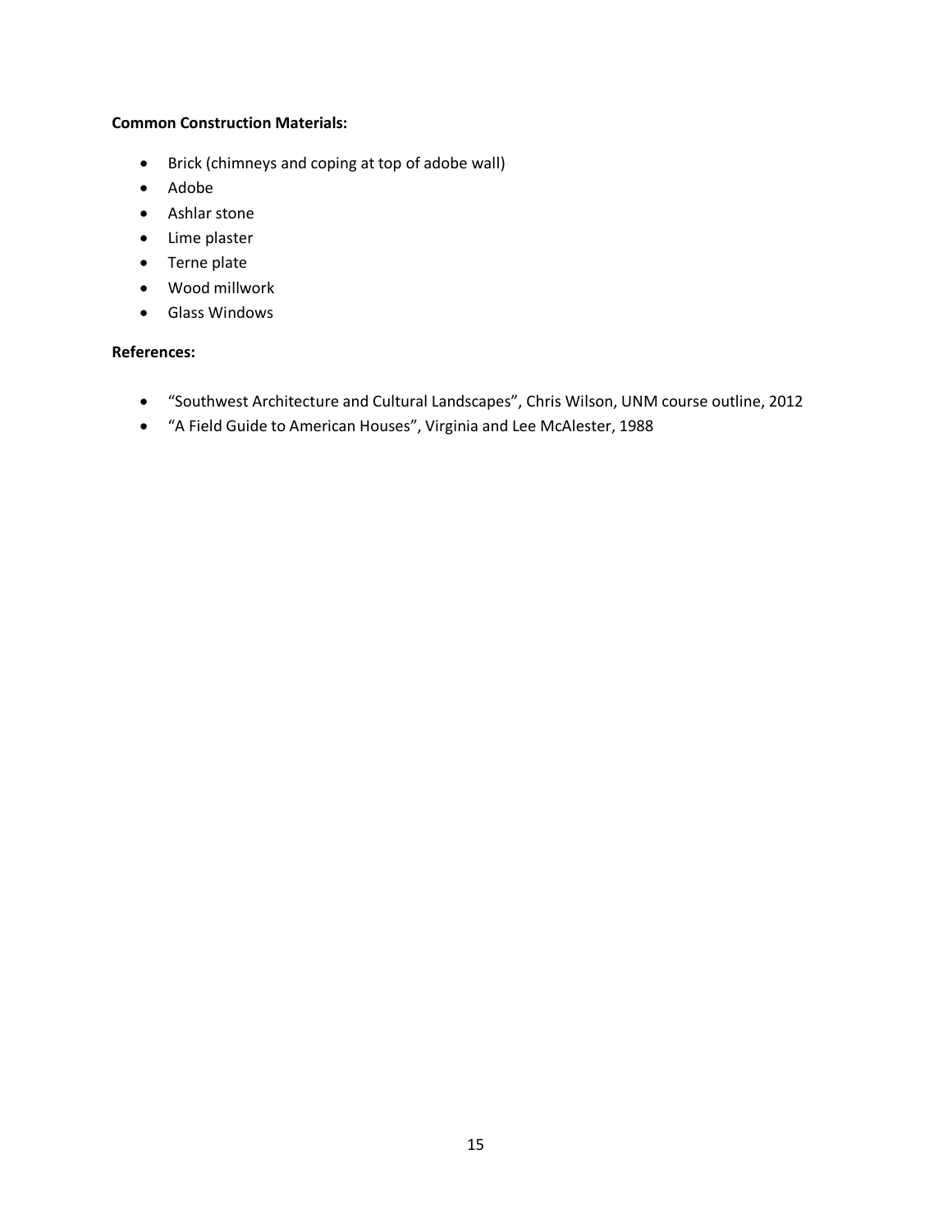**Common Construction Materials:**

- Brick (chimneys and coping at top of adobe wall)
- Adobe
- Ashlar stone
- Lime plaster
- Terne plate
- Wood millwork
- Glass Windows

**References:**

- “Southwest Architecture and Cultural Landscapes”, Chris Wilson, UNM course outline, 2012
- “A Field Guide to American Houses”, Virginia and Lee McAlester, 1988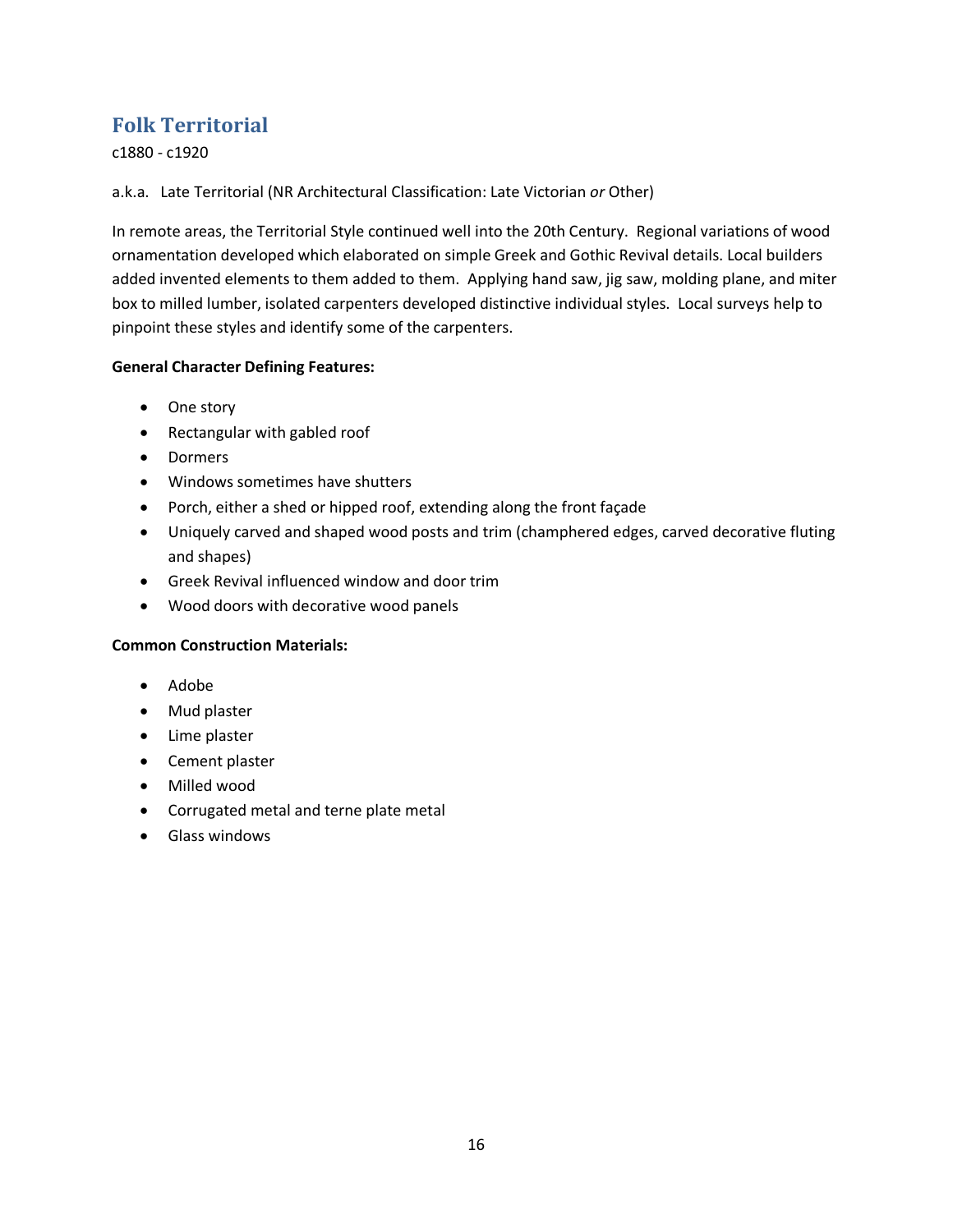## Folk Territorial

c1880 - c1920

a.k.a. Late Territorial (NR Architectural Classification: Late Victorian *or* Other)

In remote areas, the Territorial Style continued well into the 20th Century. Regional variations of wood ornamentation developed which elaborated on simple Greek and Gothic Revival details. Local builders added invented elements to them added to them. Applying hand saw, jig saw, molding plane, and miter box to milled lumber, isolated carpenters developed distinctive individual styles. Local surveys help to pinpoint these styles and identify some of the carpenters.

**General Character Defining Features:**

- One story
- Rectangular with gabled roof
- Dormers
- Windows sometimes have shutters
- Porch, either a shed or hipped roof, extending along the front façade
- Uniquely carved and shaped wood posts and trim (champhered edges, carved decorative fluting and shapes)
- Greek Revival influenced window and door trim
- Wood doors with decorative wood panels

**Common Construction Materials:**

- Adobe
- Mud plaster
- Lime plaster
- Cement plaster
- Milled wood
- Corrugated metal and terne plate metal
- Glass windows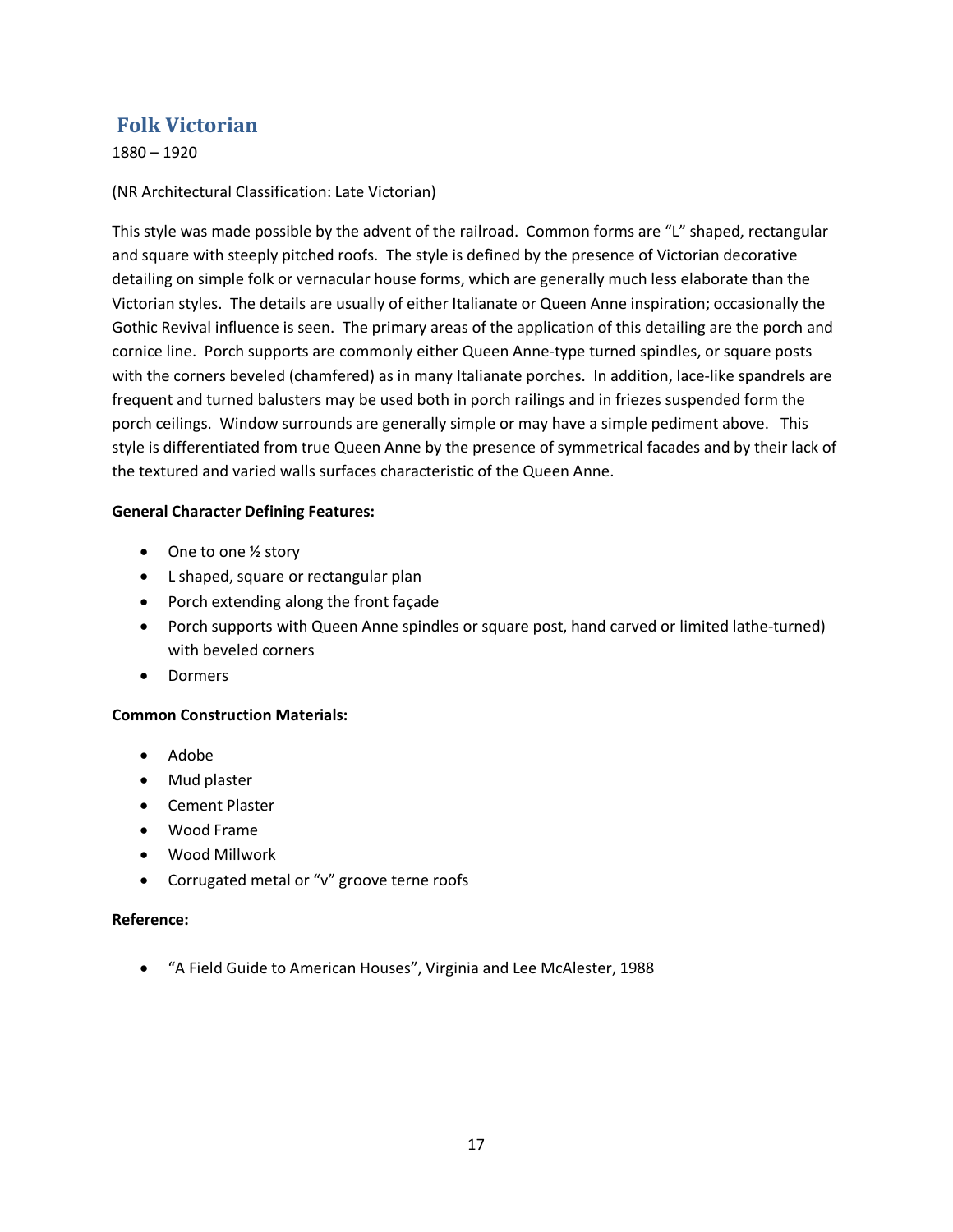## Folk Victorian

1880 – 1920

(NR Architectural Classification: Late Victorian)

This style was made possible by the advent of the railroad. Common forms are "L" shaped, rectangular and square with steeply pitched roofs. The style is defined by the presence of Victorian decorative detailing on simple folk or vernacular house forms, which are generally much less elaborate than the Victorian styles. The details are usually of either Italianate or Queen Anne inspiration; occasionally the Gothic Revival influence is seen. The primary areas of the application of this detailing are the porch and cornice line. Porch supports are commonly either Queen Anne-type turned spindles, or square posts with the corners beveled (chamfered) as in many Italianate porches. In addition, lace-like spandrels are frequent and turned balusters may be used both in porch railings and in friezes suspended form the porch ceilings. Window surrounds are generally simple or may have a simple pediment above. This style is differentiated from true Queen Anne by the presence of symmetrical facades and by their lack of the textured and varied walls surfaces characteristic of the Queen Anne.

**General Character Defining Features:**

- One to one ½ story
- L shaped, square or rectangular plan
- Porch extending along the front façade
- Porch supports with Queen Anne spindles or square post, hand carved or limited lathe-turned) with beveled corners
- Dormers

**Common Construction Materials:**

- Adobe
- Mud plaster
- Cement Plaster
- Wood Frame
- Wood Millwork
- Corrugated metal or "v" groove terne roofs

**Reference:**

- "A Field Guide to American Houses", Virginia and Lee McAlester, 1988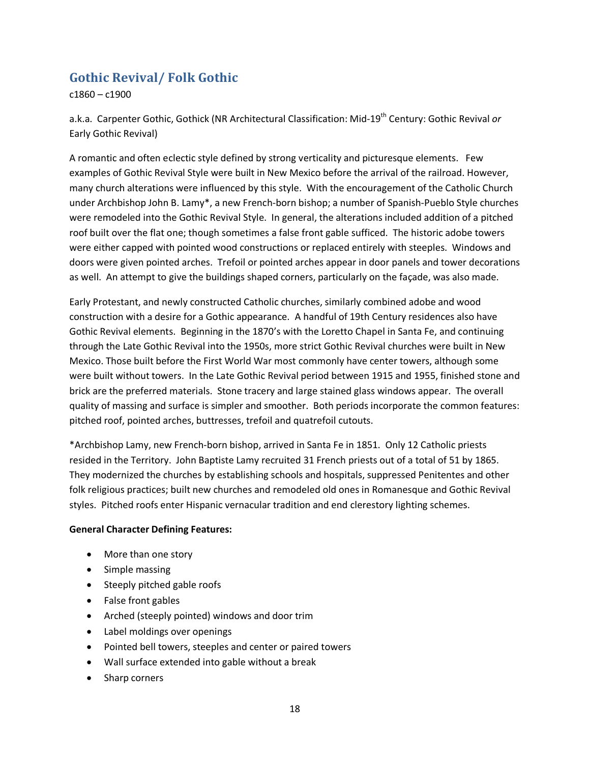## Gothic Revival/ Folk Gothic

c1860 – c1900

a.k.a. Carpenter Gothic, Gothick (NR Architectural Classification: Mid-19th Century: Gothic Revival *or* Early Gothic Revival)

A romantic and often eclectic style defined by strong verticality and picturesque elements. Few examples of Gothic Revival Style were built in New Mexico before the arrival of the railroad. However, many church alterations were influenced by this style. With the encouragement of the Catholic Church under Archbishop John B. Lamy*, a new French-born bishop; a number of Spanish-Pueblo Style churches were remodeled into the Gothic Revival Style. In general, the alterations included addition of a pitched roof built over the flat one; though sometimes a false front gable sufficed. The historic adobe towers were either capped with pointed wood constructions or replaced entirely with steeples. Windows and doors were given pointed arches. Trefoil or pointed arches appear in door panels and tower decorations as well. An attempt to give the buildings shaped corners, particularly on the façade, was also made.

Early Protestant, and newly constructed Catholic churches, similarly combined adobe and wood construction with a desire for a Gothic appearance. A handful of 19th Century residences also have Gothic Revival elements. Beginning in the 1870's with the Loretto Chapel in Santa Fe, and continuing through the Late Gothic Revival into the 1950s, more strict Gothic Revival churches were built in New Mexico. Those built before the First World War most commonly have center towers, although some were built without towers. In the Late Gothic Revival period between 1915 and 1955, finished stone and brick are the preferred materials. Stone tracery and large stained glass windows appear. The overall quality of massing and surface is simpler and smoother. Both periods incorporate the common features: pitched roof, pointed arches, buttresses, trefoil and quatrefoil cutouts.

*Archbishop Lamy, new French-born bishop, arrived in Santa Fe in 1851. Only 12 Catholic priests resided in the Territory. John Baptiste Lamy recruited 31 French priests out of a total of 51 by 1865. They modernized the churches by establishing schools and hospitals, suppressed Penitentes and other folk religious practices; built new churches and remodeled old ones in Romanesque and Gothic Revival styles. Pitched roofs enter Hispanic vernacular tradition and end clerestory lighting schemes.

**General Character Defining Features:**

- More than one story
- Simple massing
- Steeply pitched gable roofs
- False front gables
- Arched (steeply pointed) windows and door trim
- Label moldings over openings
- Pointed bell towers, steeples and center or paired towers
- Wall surface extended into gable without a break
- Sharp corners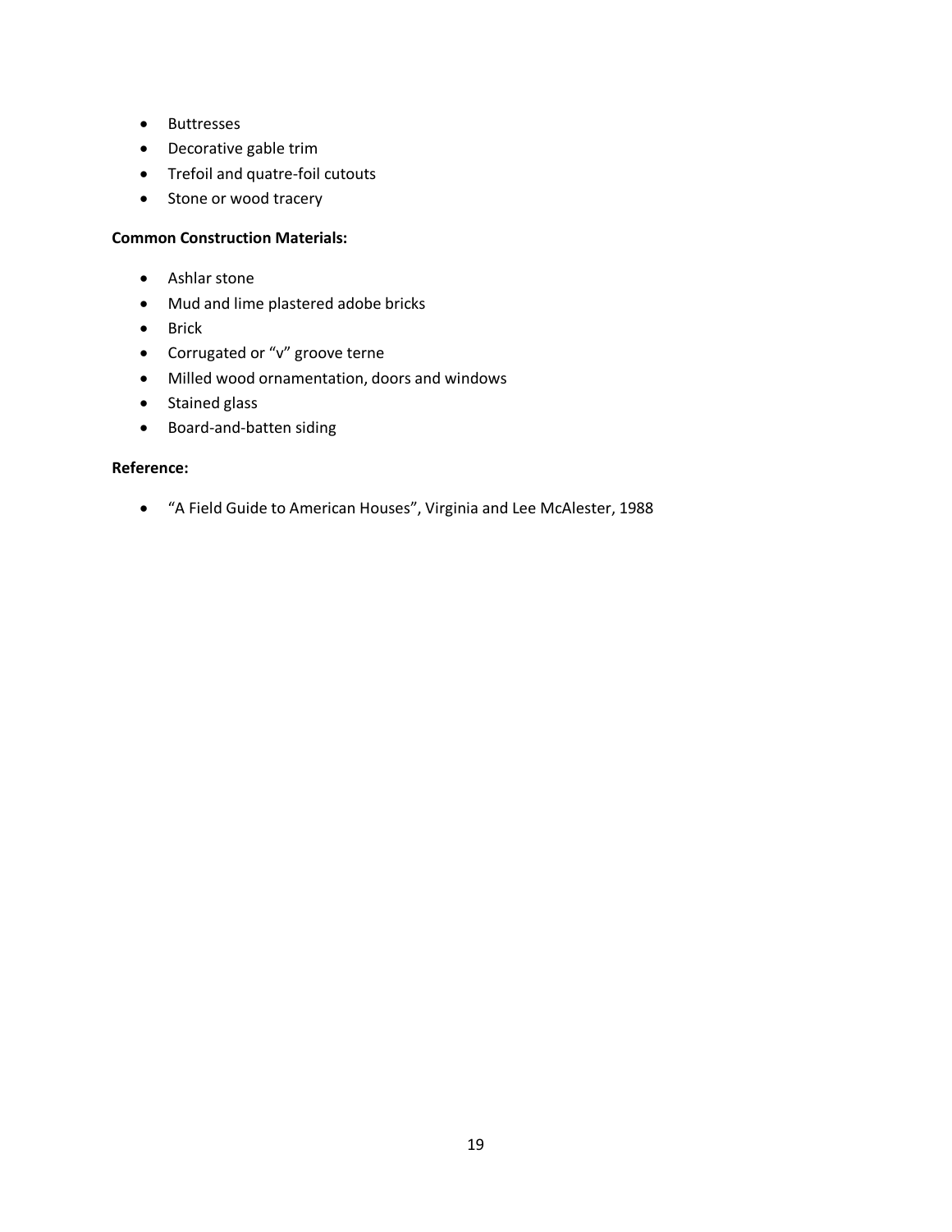- Buttresses
- Decorative gable trim
- Trefoil and quatre-foil cutouts
- Stone or wood tracery

**Common Construction Materials:**

- Ashlar stone
- Mud and lime plastered adobe bricks
- Brick
- Corrugated or "v" groove terne
- Milled wood ornamentation, doors and windows
- Stained glass
- Board-and-batten siding

**Reference:**

- "A Field Guide to American Houses", Virginia and Lee McAlester, 1988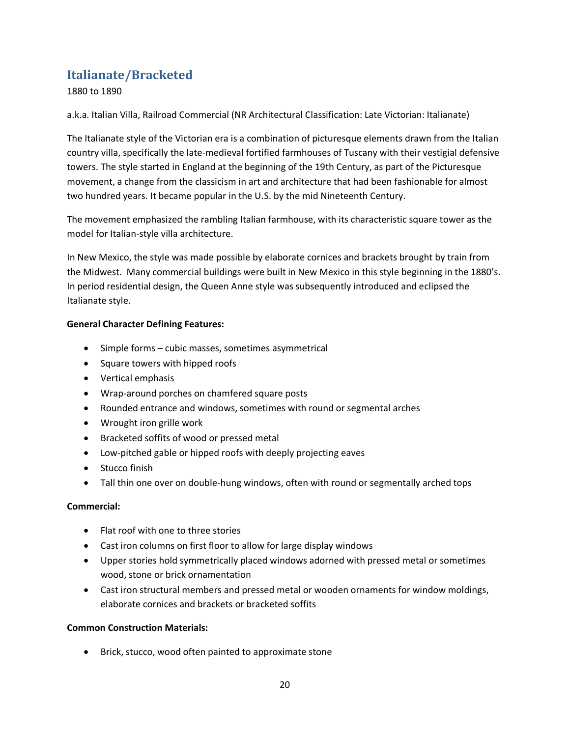## Italianate/Bracketed

1880 to 1890

a.k.a. Italian Villa, Railroad Commercial (NR Architectural Classification: Late Victorian: Italianate)

The Italianate style of the Victorian era is a combination of picturesque elements drawn from the Italian country villa, specifically the late-medieval fortified farmhouses of Tuscany with their vestigial defensive towers. The style started in England at the beginning of the 19th Century, as part of the Picturesque movement, a change from the classicism in art and architecture that had been fashionable for almost two hundred years. It became popular in the U.S. by the mid Nineteenth Century.

The movement emphasized the rambling Italian farmhouse, with its characteristic square tower as the model for Italian-style villa architecture.

In New Mexico, the style was made possible by elaborate cornices and brackets brought by train from the Midwest. Many commercial buildings were built in New Mexico in this style beginning in the 1880's. In period residential design, the Queen Anne style was subsequently introduced and eclipsed the Italianate style.

**General Character Defining Features:**

- Simple forms – cubic masses, sometimes asymmetrical
- Square towers with hipped roofs
- Vertical emphasis
- Wrap-around porches on chamfered square posts
- Rounded entrance and windows, sometimes with round or segmental arches
- Wrought iron grille work
- Bracketed soffits of wood or pressed metal
- Low-pitched gable or hipped roofs with deeply projecting eaves
- Stucco finish
- Tall thin one over on double-hung windows, often with round or segmentally arched tops

**Commercial:**

- Flat roof with one to three stories
- Cast iron columns on first floor to allow for large display windows
- Upper stories hold symmetrically placed windows adorned with pressed metal or sometimes wood, stone or brick ornamentation
- Cast iron structural members and pressed metal or wooden ornaments for window moldings, elaborate cornices and brackets or bracketed soffits

**Common Construction Materials:**

- Brick, stucco, wood often painted to approximate stone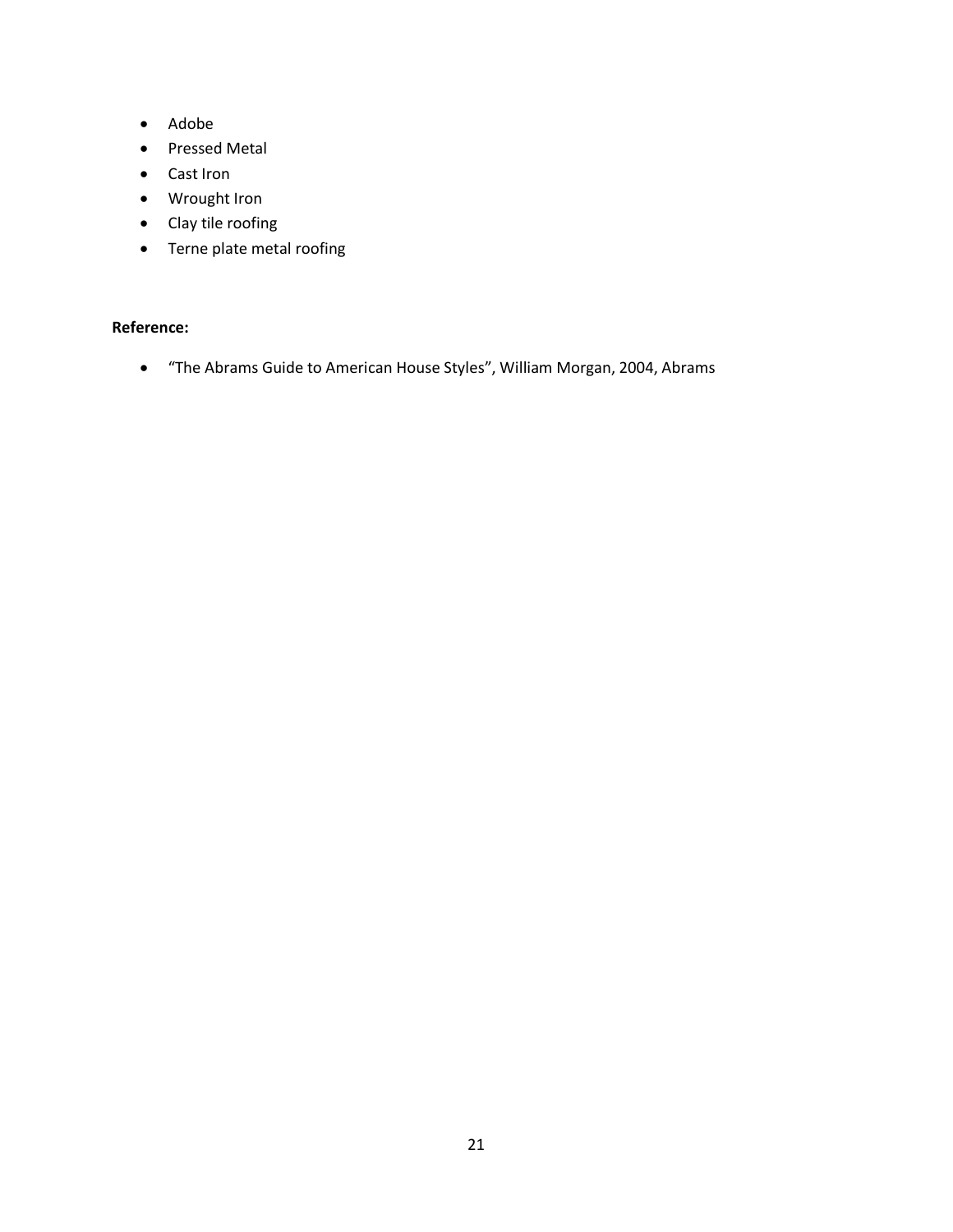- Adobe
- Pressed Metal
- Cast Iron
- Wrought Iron
- Clay tile roofing
- Terne plate metal roofing

**Reference:**

- "The Abrams Guide to American House Styles", William Morgan, 2004, Abrams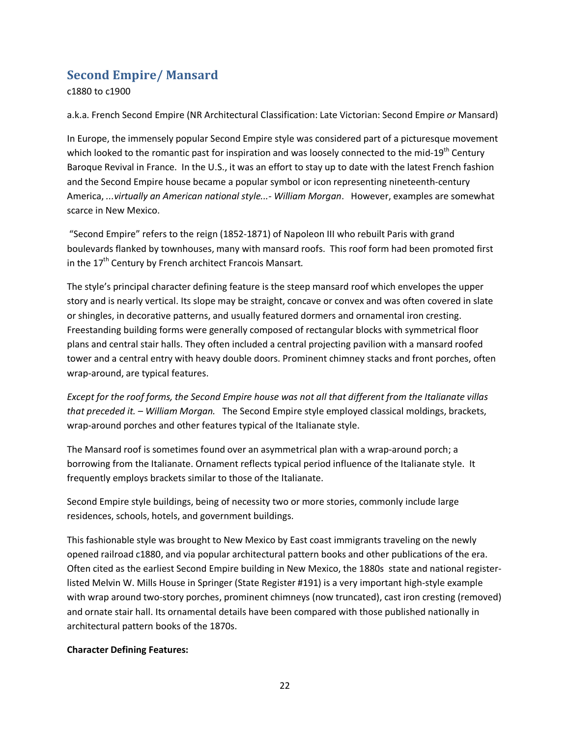## Second Empire/ Mansard

c1880 to c1900

a.k.a. French Second Empire (NR Architectural Classification: Late Victorian: Second Empire *or* Mansard)

In Europe, the immensely popular Second Empire style was considered part of a picturesque movement which looked to the romantic past for inspiration and was loosely connected to the mid-19th Century Baroque Revival in France. In the U.S., it was an effort to stay up to date with the latest French fashion and the Second Empire house became a popular symbol or icon representing nineteenth-century America, *...virtually an American national style...- William Morgan*. However, examples are somewhat scarce in New Mexico.

"Second Empire" refers to the reign (1852-1871) of Napoleon III who rebuilt Paris with grand boulevards flanked by townhouses, many with mansard roofs. This roof form had been promoted first in the 17th Century by French architect Francois Mansart.

The style's principal character defining feature is the steep mansard roof which envelopes the upper story and is nearly vertical. Its slope may be straight, concave or convex and was often covered in slate or shingles, in decorative patterns, and usually featured dormers and ornamental iron cresting. Freestanding building forms were generally composed of rectangular blocks with symmetrical floor plans and central stair halls. They often included a central projecting pavilion with a mansard roofed tower and a central entry with heavy double doors. Prominent chimney stacks and front porches, often wrap-around, are typical features.

*Except for the roof forms, the Second Empire house was not all that different from the Italianate villas that preceded it. – William Morgan.* The Second Empire style employed classical moldings, brackets, wrap-around porches and other features typical of the Italianate style.

The Mansard roof is sometimes found over an asymmetrical plan with a wrap-around porch; a borrowing from the Italianate. Ornament reflects typical period influence of the Italianate style. It frequently employs brackets similar to those of the Italianate.

Second Empire style buildings, being of necessity two or more stories, commonly include large residences, schools, hotels, and government buildings.

This fashionable style was brought to New Mexico by East coast immigrants traveling on the newly opened railroad c1880, and via popular architectural pattern books and other publications of the era. Often cited as the earliest Second Empire building in New Mexico, the 1880s state and national register-listed Melvin W. Mills House in Springer (State Register #191) is a very important high-style example with wrap around two-story porches, prominent chimneys (now truncated), cast iron cresting (removed) and ornate stair hall. Its ornamental details have been compared with those published nationally in architectural pattern books of the 1870s.

**Character Defining Features:**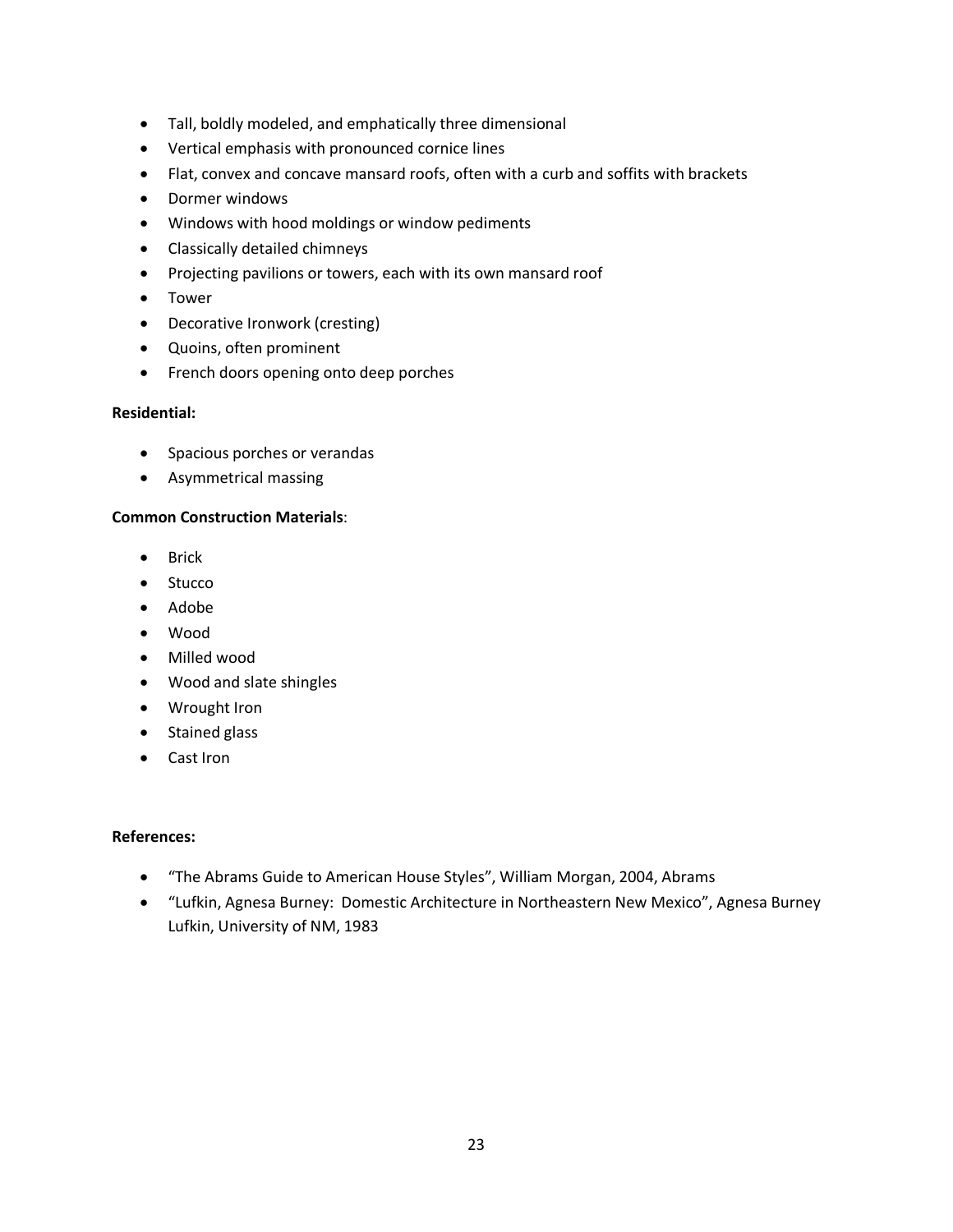- Tall, boldly modeled, and emphatically three dimensional
- Vertical emphasis with pronounced cornice lines
- Flat, convex and concave mansard roofs, often with a curb and soffits with brackets
- Dormer windows
- Windows with hood moldings or window pediments
- Classically detailed chimneys
- Projecting pavilions or towers, each with its own mansard roof
- Tower
- Decorative Ironwork (cresting)
- Quoins, often prominent
- French doors opening onto deep porches

**Residential:**

- Spacious porches or verandas
- Asymmetrical massing

**Common Construction Materials**:

- Brick
- Stucco
- Adobe
- Wood
- Milled wood
- Wood and slate shingles
- Wrought Iron
- Stained glass
- Cast Iron

**References:**

- "The Abrams Guide to American House Styles", William Morgan, 2004, Abrams
- "Lufkin, Agnesa Burney: Domestic Architecture in Northeastern New Mexico", Agnesa Burney Lufkin, University of NM, 1983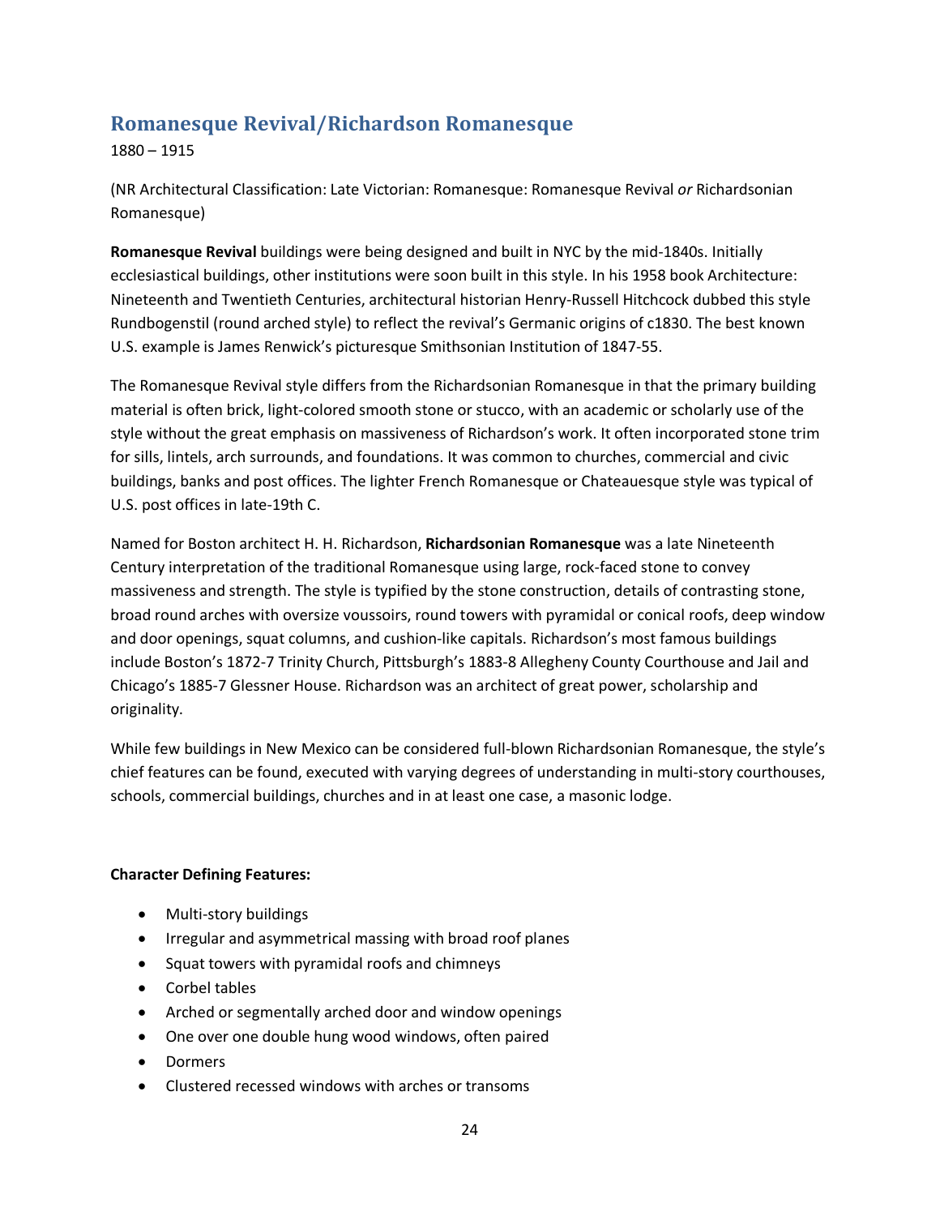## Romanesque Revival/Richardson Romanesque

1880 – 1915

(NR Architectural Classification: Late Victorian: Romanesque: Romanesque Revival *or* Richardsonian Romanesque)

**Romanesque Revival** buildings were being designed and built in NYC by the mid-1840s. Initially ecclesiastical buildings, other institutions were soon built in this style. In his 1958 book Architecture: Nineteenth and Twentieth Centuries, architectural historian Henry-Russell Hitchcock dubbed this style Rundbogenstil (round arched style) to reflect the revival's Germanic origins of c1830. The best known U.S. example is James Renwick's picturesque Smithsonian Institution of 1847-55.

The Romanesque Revival style differs from the Richardsonian Romanesque in that the primary building material is often brick, light-colored smooth stone or stucco, with an academic or scholarly use of the style without the great emphasis on massiveness of Richardson's work. It often incorporated stone trim for sills, lintels, arch surrounds, and foundations. It was common to churches, commercial and civic buildings, banks and post offices. The lighter French Romanesque or Chateauesque style was typical of U.S. post offices in late-19th C.

Named for Boston architect H. H. Richardson, **Richardsonian Romanesque** was a late Nineteenth Century interpretation of the traditional Romanesque using large, rock-faced stone to convey massiveness and strength. The style is typified by the stone construction, details of contrasting stone, broad round arches with oversize voussoirs, round towers with pyramidal or conical roofs, deep window and door openings, squat columns, and cushion-like capitals. Richardson's most famous buildings include Boston's 1872-7 Trinity Church, Pittsburgh's 1883-8 Allegheny County Courthouse and Jail and Chicago's 1885-7 Glessner House. Richardson was an architect of great power, scholarship and originality.

While few buildings in New Mexico can be considered full-blown Richardsonian Romanesque, the style's chief features can be found, executed with varying degrees of understanding in multi-story courthouses, schools, commercial buildings, churches and in at least one case, a masonic lodge.

**Character Defining Features:**

- Multi-story buildings
- Irregular and asymmetrical massing with broad roof planes
- Squat towers with pyramidal roofs and chimneys
- Corbel tables
- Arched or segmentally arched door and window openings
- One over one double hung wood windows, often paired
- Dormers
- Clustered recessed windows with arches or transoms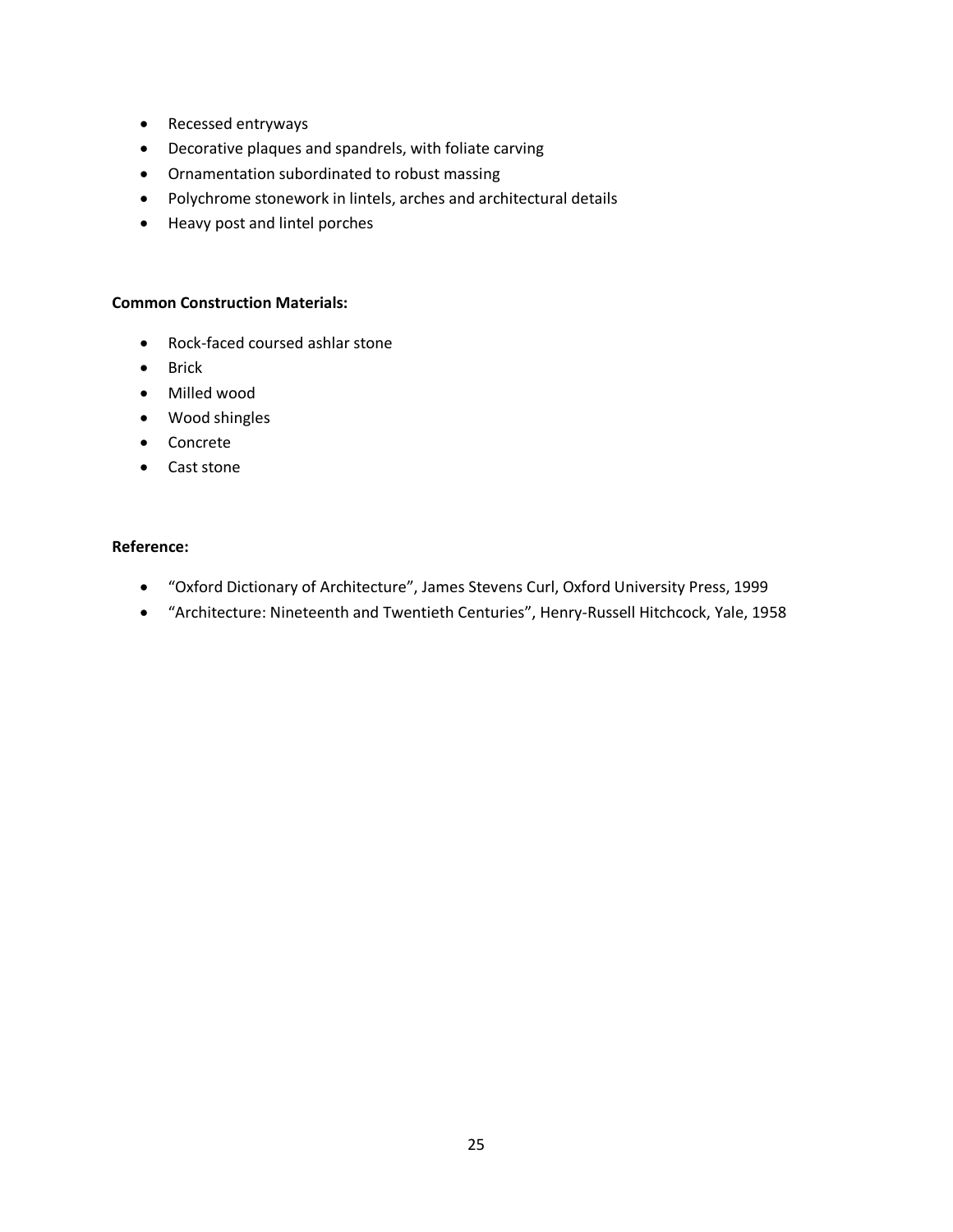- Recessed entryways
- Decorative plaques and spandrels, with foliate carving
- Ornamentation subordinated to robust massing
- Polychrome stonework in lintels, arches and architectural details
- Heavy post and lintel porches

**Common Construction Materials:**

- Rock-faced coursed ashlar stone
- Brick
- Milled wood
- Wood shingles
- Concrete
- Cast stone

**Reference:**

- “Oxford Dictionary of Architecture”, James Stevens Curl, Oxford University Press, 1999
- “Architecture: Nineteenth and Twentieth Centuries”, Henry-Russell Hitchcock, Yale, 1958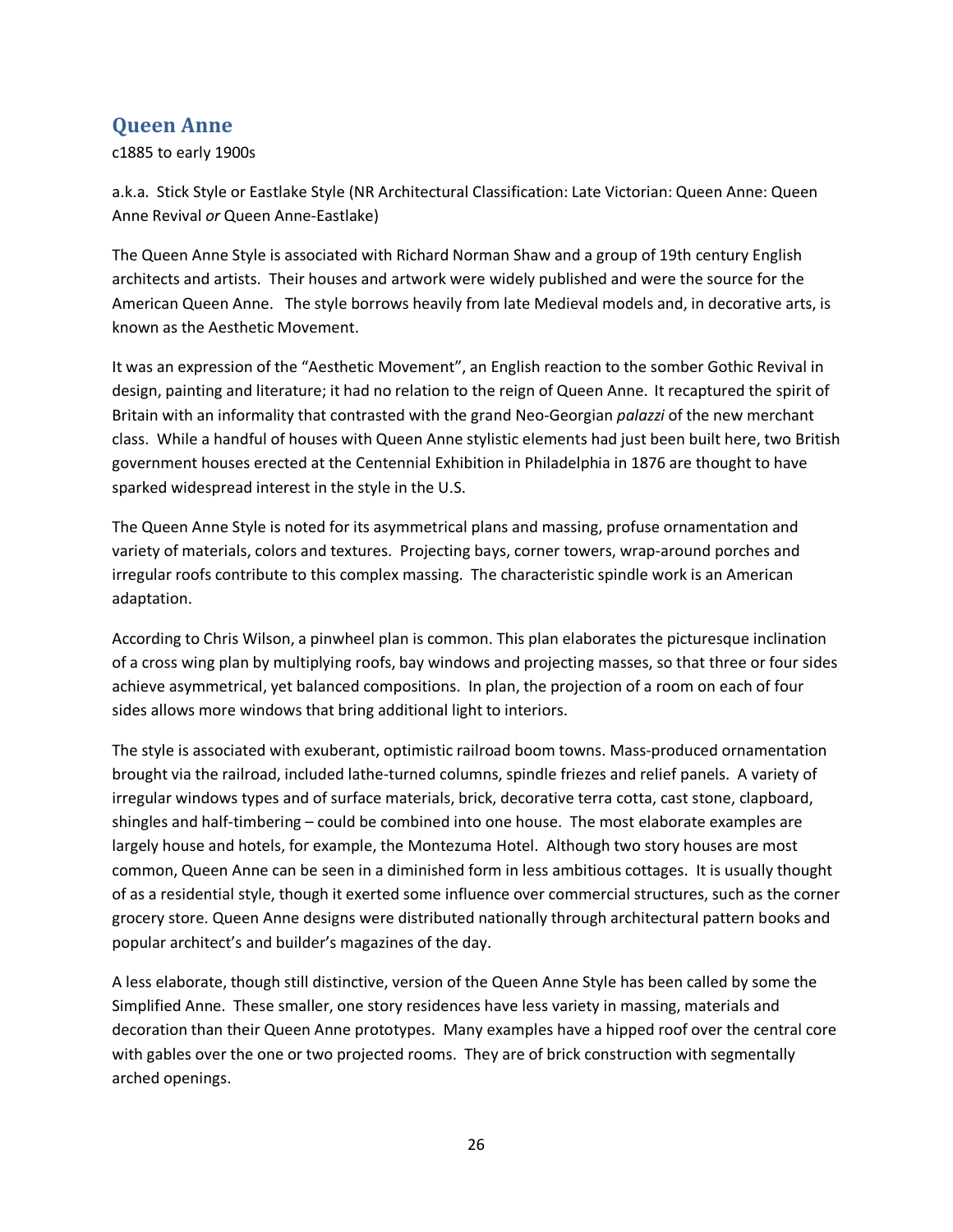## Queen Anne

c1885 to early 1900s

a.k.a. Stick Style or Eastlake Style (NR Architectural Classification: Late Victorian: Queen Anne: Queen Anne Revival *or* Queen Anne-Eastlake)

The Queen Anne Style is associated with Richard Norman Shaw and a group of 19th century English architects and artists. Their houses and artwork were widely published and were the source for the American Queen Anne. The style borrows heavily from late Medieval models and, in decorative arts, is known as the Aesthetic Movement.

It was an expression of the "Aesthetic Movement", an English reaction to the somber Gothic Revival in design, painting and literature; it had no relation to the reign of Queen Anne. It recaptured the spirit of Britain with an informality that contrasted with the grand Neo-Georgian *palazzi* of the new merchant class. While a handful of houses with Queen Anne stylistic elements had just been built here, two British government houses erected at the Centennial Exhibition in Philadelphia in 1876 are thought to have sparked widespread interest in the style in the U.S.

The Queen Anne Style is noted for its asymmetrical plans and massing, profuse ornamentation and variety of materials, colors and textures. Projecting bays, corner towers, wrap-around porches and irregular roofs contribute to this complex massing. The characteristic spindle work is an American adaptation.

According to Chris Wilson, a pinwheel plan is common. This plan elaborates the picturesque inclination of a cross wing plan by multiplying roofs, bay windows and projecting masses, so that three or four sides achieve asymmetrical, yet balanced compositions. In plan, the projection of a room on each of four sides allows more windows that bring additional light to interiors.

The style is associated with exuberant, optimistic railroad boom towns. Mass-produced ornamentation brought via the railroad, included lathe-turned columns, spindle friezes and relief panels. A variety of irregular windows types and of surface materials, brick, decorative terra cotta, cast stone, clapboard, shingles and half-timbering – could be combined into one house. The most elaborate examples are largely house and hotels, for example, the Montezuma Hotel. Although two story houses are most common, Queen Anne can be seen in a diminished form in less ambitious cottages. It is usually thought of as a residential style, though it exerted some influence over commercial structures, such as the corner grocery store. Queen Anne designs were distributed nationally through architectural pattern books and popular architect's and builder's magazines of the day.

A less elaborate, though still distinctive, version of the Queen Anne Style has been called by some the Simplified Anne. These smaller, one story residences have less variety in massing, materials and decoration than their Queen Anne prototypes. Many examples have a hipped roof over the central core with gables over the one or two projected rooms. They are of brick construction with segmentally arched openings.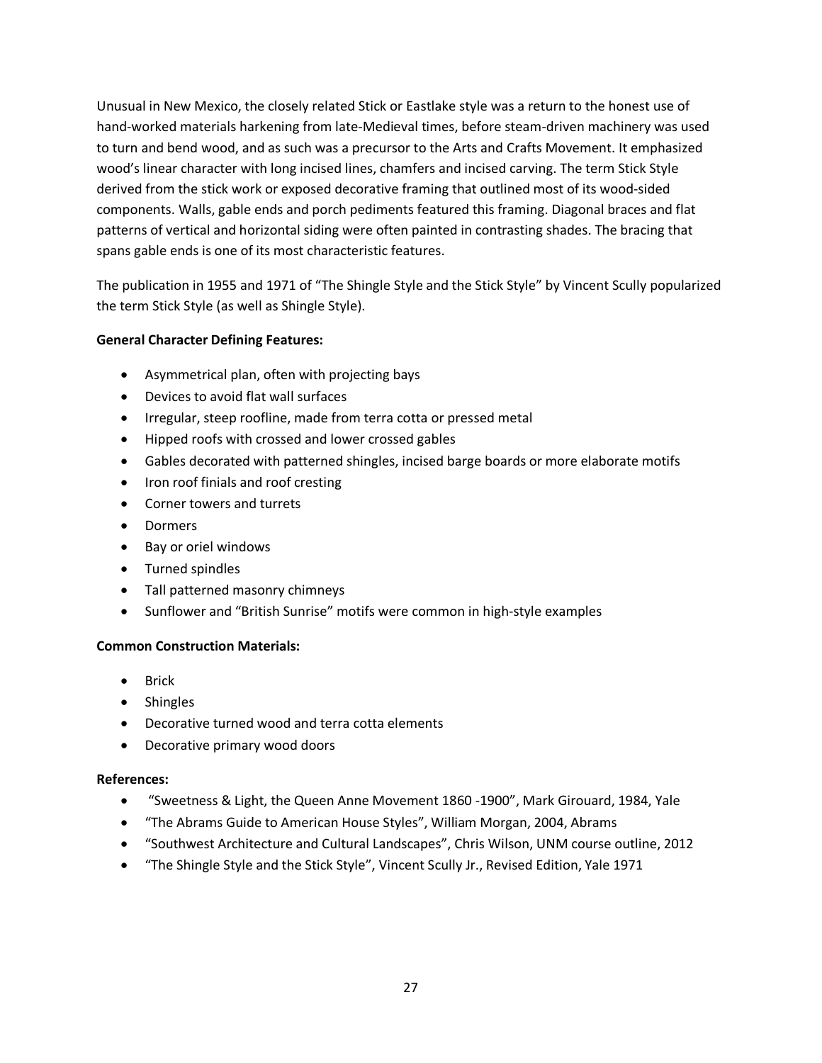Unusual in New Mexico, the closely related Stick or Eastlake style was a return to the honest use of hand-worked materials harkening from late-Medieval times, before steam-driven machinery was used to turn and bend wood, and as such was a precursor to the Arts and Crafts Movement. It emphasized wood's linear character with long incised lines, chamfers and incised carving. The term Stick Style derived from the stick work or exposed decorative framing that outlined most of its wood-sided components. Walls, gable ends and porch pediments featured this framing. Diagonal braces and flat patterns of vertical and horizontal siding were often painted in contrasting shades. The bracing that spans gable ends is one of its most characteristic features.

The publication in 1955 and 1971 of "The Shingle Style and the Stick Style" by Vincent Scully popularized the term Stick Style (as well as Shingle Style).

**General Character Defining Features:**

- Asymmetrical plan, often with projecting bays
- Devices to avoid flat wall surfaces
- Irregular, steep roofline, made from terra cotta or pressed metal
- Hipped roofs with crossed and lower crossed gables
- Gables decorated with patterned shingles, incised barge boards or more elaborate motifs
- Iron roof finials and roof cresting
- Corner towers and turrets
- Dormers
- Bay or oriel windows
- Turned spindles
- Tall patterned masonry chimneys
- Sunflower and "British Sunrise" motifs were common in high-style examples

**Common Construction Materials:**

- Brick
- Shingles
- Decorative turned wood and terra cotta elements
- Decorative primary wood doors

**References:**

- "Sweetness & Light, the Queen Anne Movement 1860 -1900", Mark Girouard, 1984, Yale
- "The Abrams Guide to American House Styles", William Morgan, 2004, Abrams
- "Southwest Architecture and Cultural Landscapes", Chris Wilson, UNM course outline, 2012
- "The Shingle Style and the Stick Style", Vincent Scully Jr., Revised Edition, Yale 1971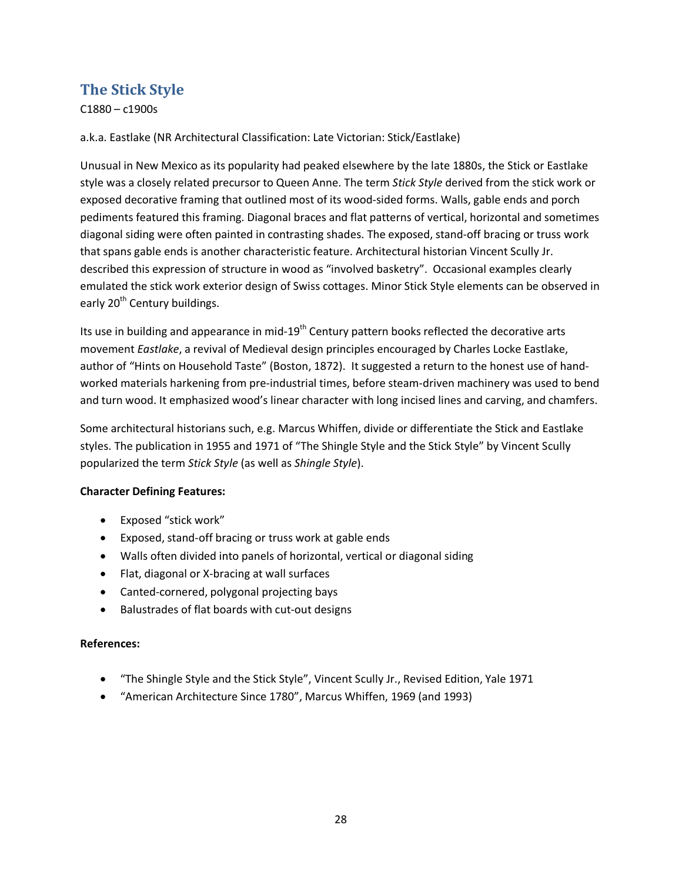## The Stick Style

C1880 – c1900s

a.k.a. Eastlake (NR Architectural Classification: Late Victorian: Stick/Eastlake)

Unusual in New Mexico as its popularity had peaked elsewhere by the late 1880s, the Stick or Eastlake style was a closely related precursor to Queen Anne. The term *Stick Style* derived from the stick work or exposed decorative framing that outlined most of its wood-sided forms. Walls, gable ends and porch pediments featured this framing. Diagonal braces and flat patterns of vertical, horizontal and sometimes diagonal siding were often painted in contrasting shades. The exposed, stand-off bracing or truss work that spans gable ends is another characteristic feature. Architectural historian Vincent Scully Jr. described this expression of structure in wood as "involved basketry". Occasional examples clearly emulated the stick work exterior design of Swiss cottages. Minor Stick Style elements can be observed in early 20th Century buildings.

Its use in building and appearance in mid-19th Century pattern books reflected the decorative arts movement *Eastlake*, a revival of Medieval design principles encouraged by Charles Locke Eastlake, author of "Hints on Household Taste" (Boston, 1872). It suggested a return to the honest use of hand-worked materials harkening from pre-industrial times, before steam-driven machinery was used to bend and turn wood. It emphasized wood's linear character with long incised lines and carving, and chamfers.

Some architectural historians such, e.g. Marcus Whiffen, divide or differentiate the Stick and Eastlake styles. The publication in 1955 and 1971 of "The Shingle Style and the Stick Style" by Vincent Scully popularized the term *Stick Style* (as well as *Shingle Style*).

**Character Defining Features:**

- Exposed "stick work"
- Exposed, stand-off bracing or truss work at gable ends
- Walls often divided into panels of horizontal, vertical or diagonal siding
- Flat, diagonal or X-bracing at wall surfaces
- Canted-cornered, polygonal projecting bays
- Balustrades of flat boards with cut-out designs

**References:**

- "The Shingle Style and the Stick Style", Vincent Scully Jr., Revised Edition, Yale 1971
- "American Architecture Since 1780", Marcus Whiffen, 1969 (and 1993)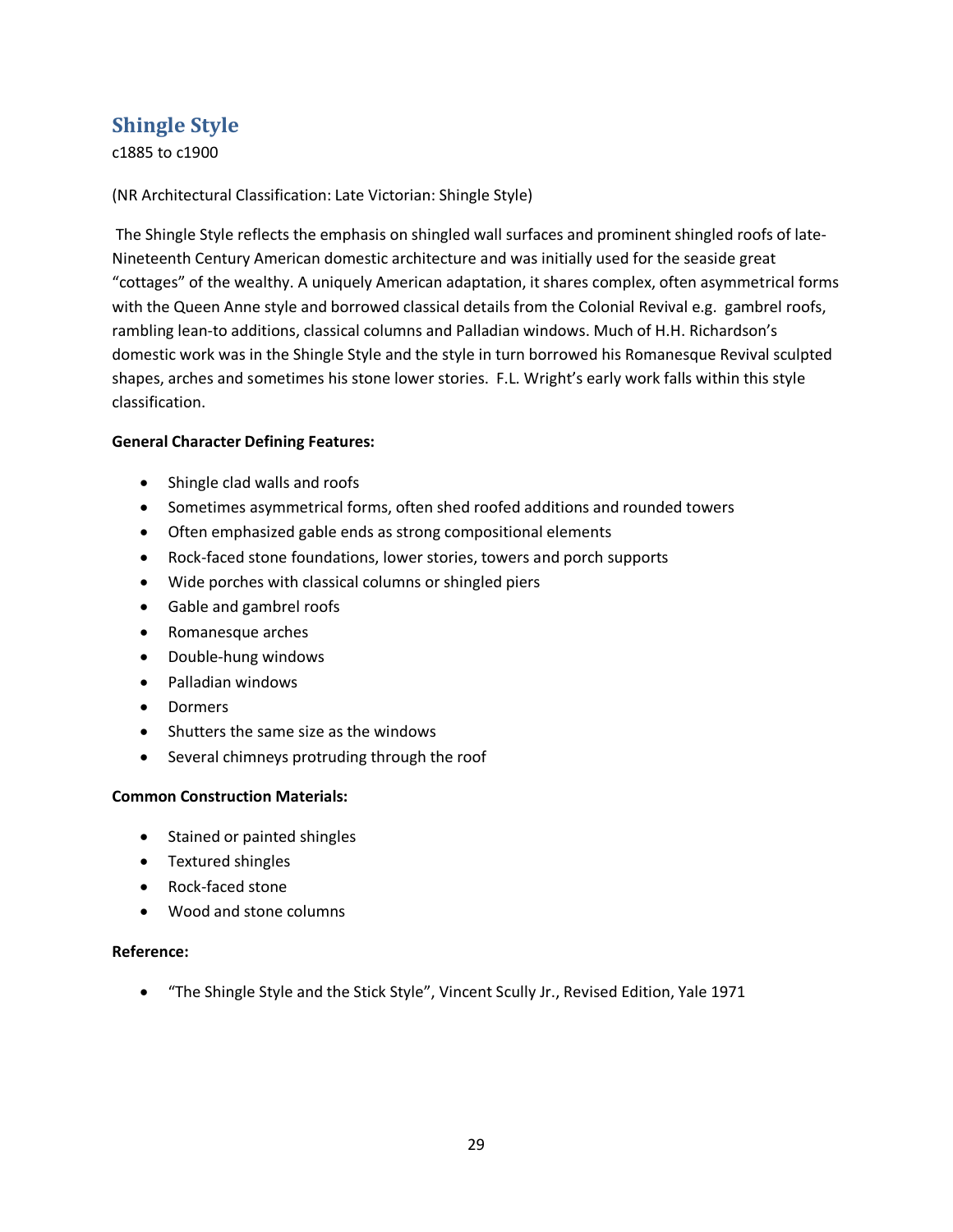## Shingle Style

c1885 to c1900

(NR Architectural Classification: Late Victorian: Shingle Style)

The Shingle Style reflects the emphasis on shingled wall surfaces and prominent shingled roofs of late-Nineteenth Century American domestic architecture and was initially used for the seaside great "cottages" of the wealthy. A uniquely American adaptation, it shares complex, often asymmetrical forms with the Queen Anne style and borrowed classical details from the Colonial Revival e.g. gambrel roofs, rambling lean-to additions, classical columns and Palladian windows. Much of H.H. Richardson's domestic work was in the Shingle Style and the style in turn borrowed his Romanesque Revival sculpted shapes, arches and sometimes his stone lower stories. F.L. Wright's early work falls within this style classification.

**General Character Defining Features:**

- Shingle clad walls and roofs
- Sometimes asymmetrical forms, often shed roofed additions and rounded towers
- Often emphasized gable ends as strong compositional elements
- Rock-faced stone foundations, lower stories, towers and porch supports
- Wide porches with classical columns or shingled piers
- Gable and gambrel roofs
- Romanesque arches
- Double-hung windows
- Palladian windows
- Dormers
- Shutters the same size as the windows
- Several chimneys protruding through the roof

**Common Construction Materials:**

- Stained or painted shingles
- Textured shingles
- Rock-faced stone
- Wood and stone columns

**Reference:**

- "The Shingle Style and the Stick Style", Vincent Scully Jr., Revised Edition, Yale 1971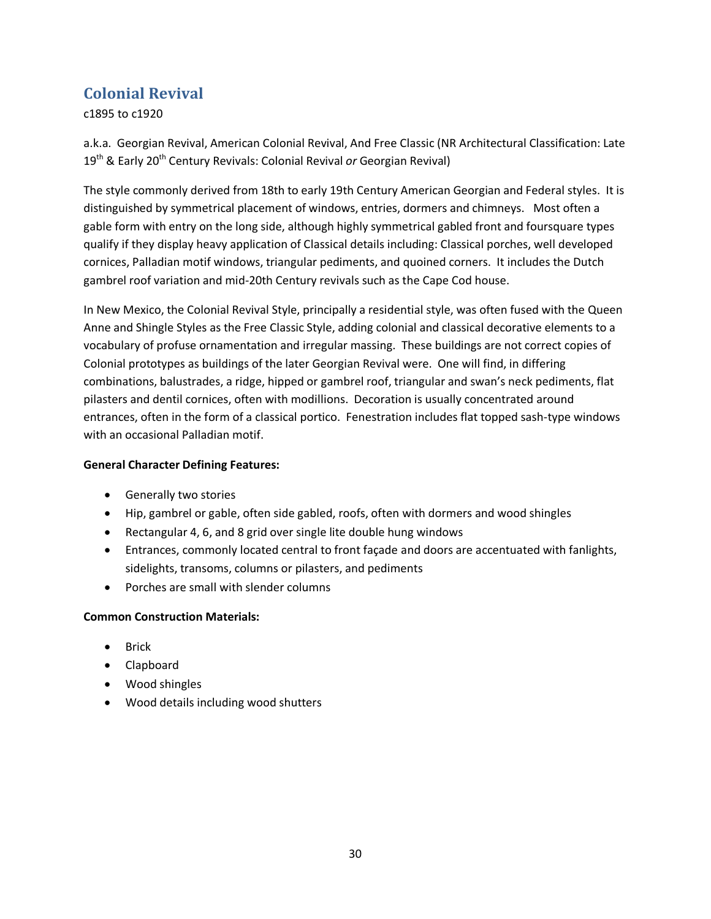## Colonial Revival

c1895 to c1920

a.k.a. Georgian Revival, American Colonial Revival, And Free Classic (NR Architectural Classification: Late 19th & Early 20th Century Revivals: Colonial Revival *or* Georgian Revival)

The style commonly derived from 18th to early 19th Century American Georgian and Federal styles. It is distinguished by symmetrical placement of windows, entries, dormers and chimneys. Most often a gable form with entry on the long side, although highly symmetrical gabled front and foursquare types qualify if they display heavy application of Classical details including: Classical porches, well developed cornices, Palladian motif windows, triangular pediments, and quoined corners. It includes the Dutch gambrel roof variation and mid-20th Century revivals such as the Cape Cod house.

In New Mexico, the Colonial Revival Style, principally a residential style, was often fused with the Queen Anne and Shingle Styles as the Free Classic Style, adding colonial and classical decorative elements to a vocabulary of profuse ornamentation and irregular massing. These buildings are not correct copies of Colonial prototypes as buildings of the later Georgian Revival were. One will find, in differing combinations, balustrades, a ridge, hipped or gambrel roof, triangular and swan's neck pediments, flat pilasters and dentil cornices, often with modillions. Decoration is usually concentrated around entrances, often in the form of a classical portico. Fenestration includes flat topped sash-type windows with an occasional Palladian motif.

**General Character Defining Features:**

- Generally two stories
- Hip, gambrel or gable, often side gabled, roofs, often with dormers and wood shingles
- Rectangular 4, 6, and 8 grid over single lite double hung windows
- Entrances, commonly located central to front façade and doors are accentuated with fanlights, sidelights, transoms, columns or pilasters, and pediments
- Porches are small with slender columns

**Common Construction Materials:**

- Brick
- Clapboard
- Wood shingles
- Wood details including wood shutters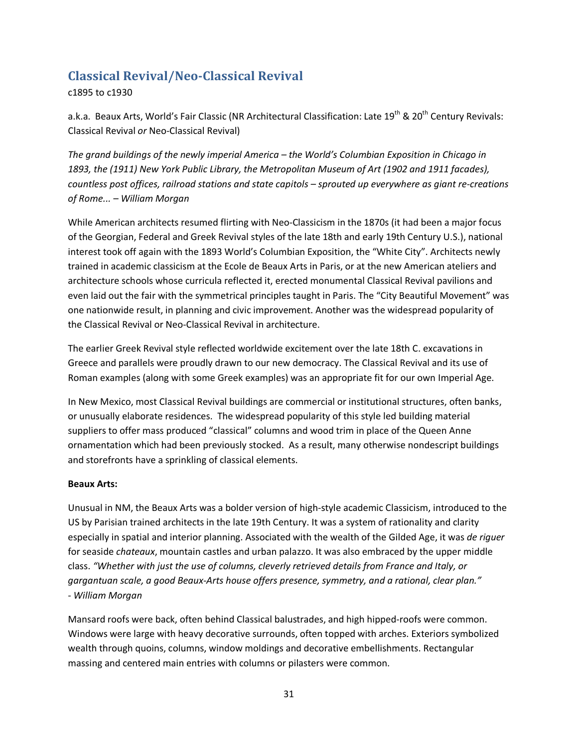## Classical Revival/Neo-Classical Revival

c1895 to c1930

a.k.a. Beaux Arts, World's Fair Classic (NR Architectural Classification: Late 19th & 20th Century Revivals: Classical Revival *or* Neo-Classical Revival)

*The grand buildings of the newly imperial America – the World's Columbian Exposition in Chicago in 1893, the (1911) New York Public Library, the Metropolitan Museum of Art (1902 and 1911 facades), countless post offices, railroad stations and state capitols – sprouted up everywhere as giant re-creations of Rome... – William Morgan*

While American architects resumed flirting with Neo-Classicism in the 1870s (it had been a major focus of the Georgian, Federal and Greek Revival styles of the late 18th and early 19th Century U.S.), national interest took off again with the 1893 World's Columbian Exposition, the "White City". Architects newly trained in academic classicism at the Ecole de Beaux Arts in Paris, or at the new American ateliers and architecture schools whose curricula reflected it, erected monumental Classical Revival pavilions and even laid out the fair with the symmetrical principles taught in Paris. The "City Beautiful Movement" was one nationwide result, in planning and civic improvement. Another was the widespread popularity of the Classical Revival or Neo-Classical Revival in architecture.

The earlier Greek Revival style reflected worldwide excitement over the late 18th C. excavations in Greece and parallels were proudly drawn to our new democracy. The Classical Revival and its use of Roman examples (along with some Greek examples) was an appropriate fit for our own Imperial Age.

In New Mexico, most Classical Revival buildings are commercial or institutional structures, often banks, or unusually elaborate residences. The widespread popularity of this style led building material suppliers to offer mass produced "classical" columns and wood trim in place of the Queen Anne ornamentation which had been previously stocked. As a result, many otherwise nondescript buildings and storefronts have a sprinkling of classical elements.

**Beaux Arts:**

Unusual in NM, the Beaux Arts was a bolder version of high-style academic Classicism, introduced to the US by Parisian trained architects in the late 19th Century. It was a system of rationality and clarity especially in spatial and interior planning. Associated with the wealth of the Gilded Age, it was *de riguer* for seaside *chateaux*, mountain castles and urban palazzo. It was also embraced by the upper middle class. *"Whether with just the use of columns, cleverly retrieved details from France and Italy, or gargantuan scale, a good Beaux-Arts house offers presence, symmetry, and a rational, clear plan." - William Morgan*

Mansard roofs were back, often behind Classical balustrades, and high hipped-roofs were common. Windows were large with heavy decorative surrounds, often topped with arches. Exteriors symbolized wealth through quoins, columns, window moldings and decorative embellishments. Rectangular massing and centered main entries with columns or pilasters were common.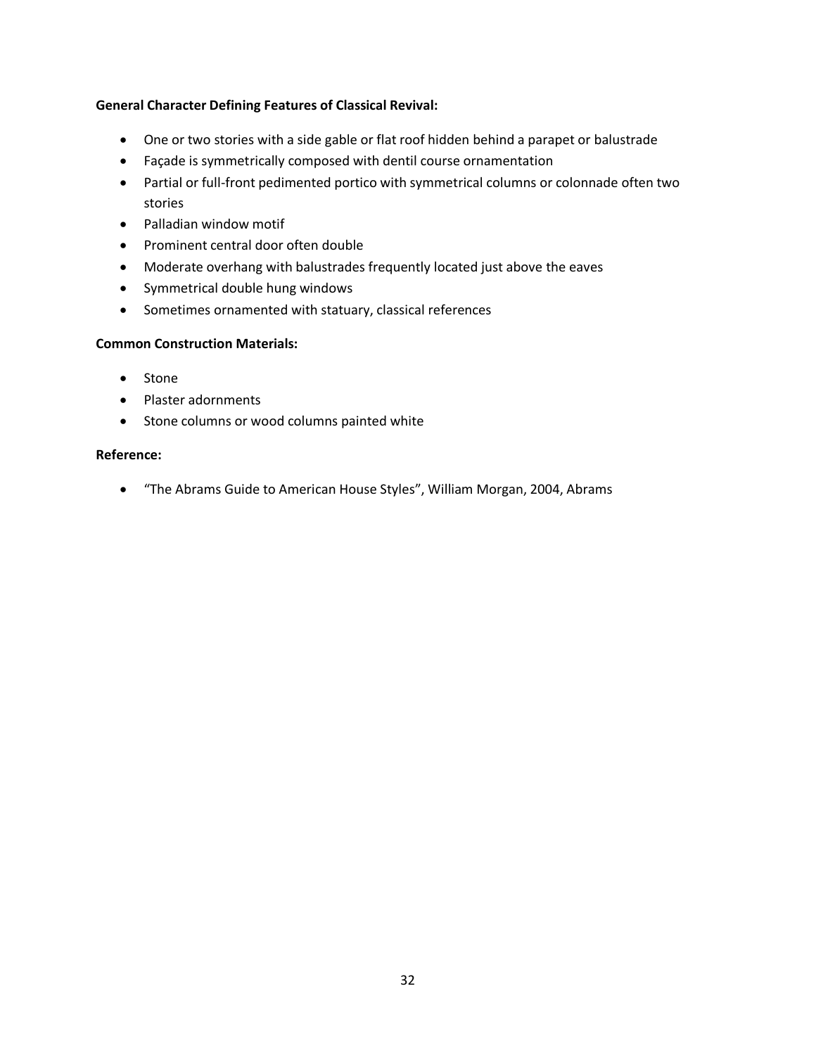**General Character Defining Features of Classical Revival:**

- One or two stories with a side gable or flat roof hidden behind a parapet or balustrade
- Façade is symmetrically composed with dentil course ornamentation
- Partial or full-front pedimented portico with symmetrical columns or colonnade often two stories
- Palladian window motif
- Prominent central door often double
- Moderate overhang with balustrades frequently located just above the eaves
- Symmetrical double hung windows
- Sometimes ornamented with statuary, classical references

**Common Construction Materials:**

- Stone
- Plaster adornments
- Stone columns or wood columns painted white

**Reference:**

- "The Abrams Guide to American House Styles", William Morgan, 2004, Abrams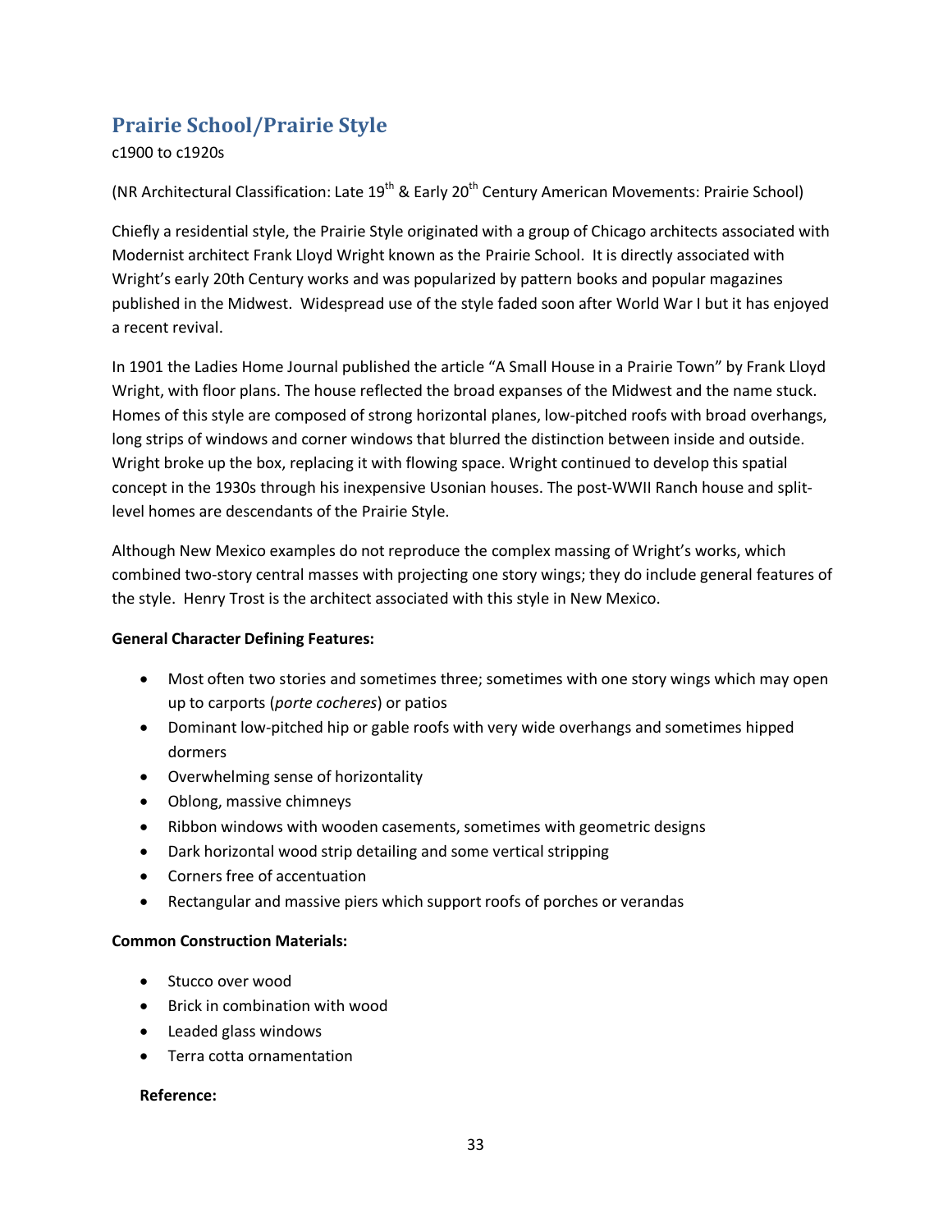## Prairie School/Prairie Style

c1900 to c1920s

(NR Architectural Classification: Late 19th & Early 20th Century American Movements: Prairie School)

Chiefly a residential style, the Prairie Style originated with a group of Chicago architects associated with Modernist architect Frank Lloyd Wright known as the Prairie School. It is directly associated with Wright's early 20th Century works and was popularized by pattern books and popular magazines published in the Midwest. Widespread use of the style faded soon after World War I but it has enjoyed a recent revival.

In 1901 the Ladies Home Journal published the article "A Small House in a Prairie Town" by Frank Lloyd Wright, with floor plans. The house reflected the broad expanses of the Midwest and the name stuck. Homes of this style are composed of strong horizontal planes, low-pitched roofs with broad overhangs, long strips of windows and corner windows that blurred the distinction between inside and outside. Wright broke up the box, replacing it with flowing space. Wright continued to develop this spatial concept in the 1930s through his inexpensive Usonian houses. The post-WWII Ranch house and split-level homes are descendants of the Prairie Style.

Although New Mexico examples do not reproduce the complex massing of Wright's works, which combined two-story central masses with projecting one story wings; they do include general features of the style. Henry Trost is the architect associated with this style in New Mexico.

**General Character Defining Features:**

- Most often two stories and sometimes three; sometimes with one story wings which may open up to carports (*porte cocheres*) or patios
- Dominant low-pitched hip or gable roofs with very wide overhangs and sometimes hipped dormers
- Overwhelming sense of horizontality
- Oblong, massive chimneys
- Ribbon windows with wooden casements, sometimes with geometric designs
- Dark horizontal wood strip detailing and some vertical stripping
- Corners free of accentuation
- Rectangular and massive piers which support roofs of porches or verandas

**Common Construction Materials:**

- Stucco over wood
- Brick in combination with wood
- Leaded glass windows
- Terra cotta ornamentation

**Reference:**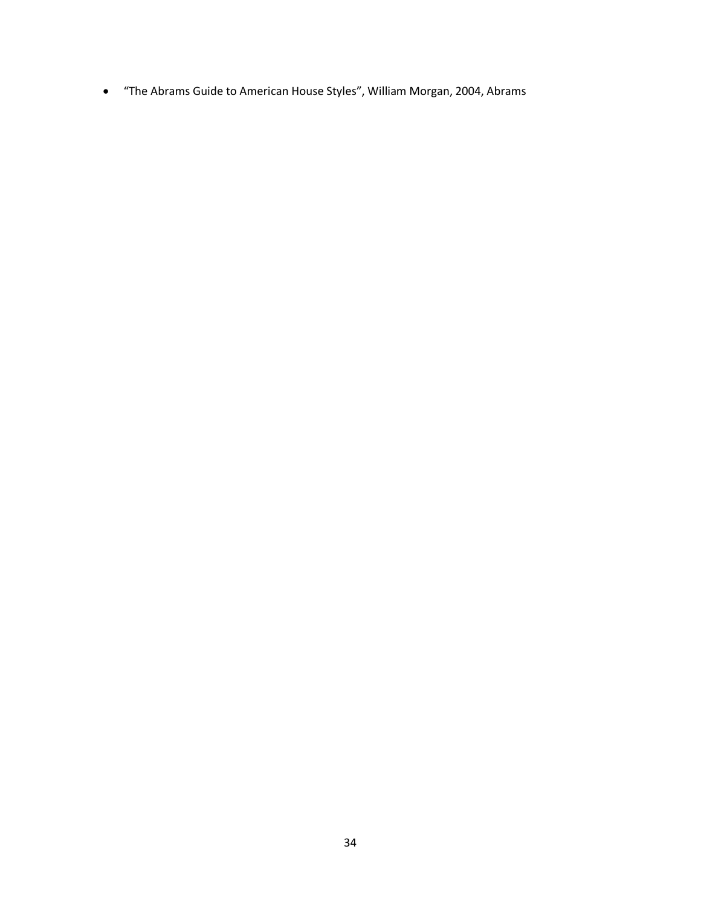- "The Abrams Guide to American House Styles", William Morgan, 2004, Abrams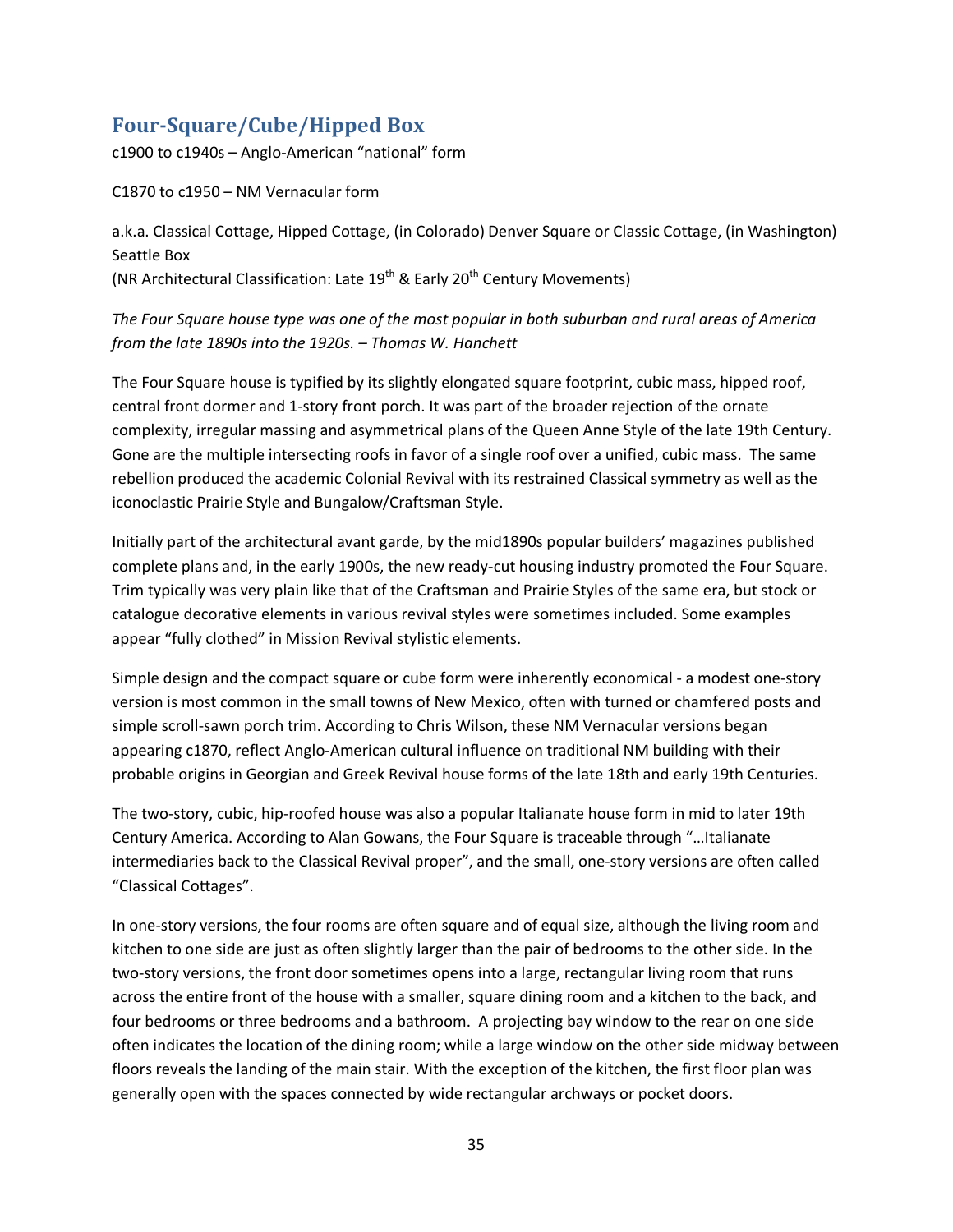## Four-Square/Cube/Hipped Box

c1900 to c1940s – Anglo-American "national" form

C1870 to c1950 – NM Vernacular form

a.k.a. Classical Cottage, Hipped Cottage, (in Colorado) Denver Square or Classic Cottage, (in Washington) Seattle Box
(NR Architectural Classification: Late 19th & Early 20th Century Movements)

*The Four Square house type was one of the most popular in both suburban and rural areas of America from the late 1890s into the 1920s. – Thomas W. Hanchett*

The Four Square house is typified by its slightly elongated square footprint, cubic mass, hipped roof, central front dormer and 1-story front porch. It was part of the broader rejection of the ornate complexity, irregular massing and asymmetrical plans of the Queen Anne Style of the late 19th Century. Gone are the multiple intersecting roofs in favor of a single roof over a unified, cubic mass. The same rebellion produced the academic Colonial Revival with its restrained Classical symmetry as well as the iconoclastic Prairie Style and Bungalow/Craftsman Style.

Initially part of the architectural avant garde, by the mid1890s popular builders' magazines published complete plans and, in the early 1900s, the new ready-cut housing industry promoted the Four Square. Trim typically was very plain like that of the Craftsman and Prairie Styles of the same era, but stock or catalogue decorative elements in various revival styles were sometimes included. Some examples appear "fully clothed" in Mission Revival stylistic elements.

Simple design and the compact square or cube form were inherently economical - a modest one-story version is most common in the small towns of New Mexico, often with turned or chamfered posts and simple scroll-sawn porch trim. According to Chris Wilson, these NM Vernacular versions began appearing c1870, reflect Anglo-American cultural influence on traditional NM building with their probable origins in Georgian and Greek Revival house forms of the late 18th and early 19th Centuries.

The two-story, cubic, hip-roofed house was also a popular Italianate house form in mid to later 19th Century America. According to Alan Gowans, the Four Square is traceable through "…Italianate intermediaries back to the Classical Revival proper", and the small, one-story versions are often called "Classical Cottages".

In one-story versions, the four rooms are often square and of equal size, although the living room and kitchen to one side are just as often slightly larger than the pair of bedrooms to the other side. In the two-story versions, the front door sometimes opens into a large, rectangular living room that runs across the entire front of the house with a smaller, square dining room and a kitchen to the back, and four bedrooms or three bedrooms and a bathroom. A projecting bay window to the rear on one side often indicates the location of the dining room; while a large window on the other side midway between floors reveals the landing of the main stair. With the exception of the kitchen, the first floor plan was generally open with the spaces connected by wide rectangular archways or pocket doors.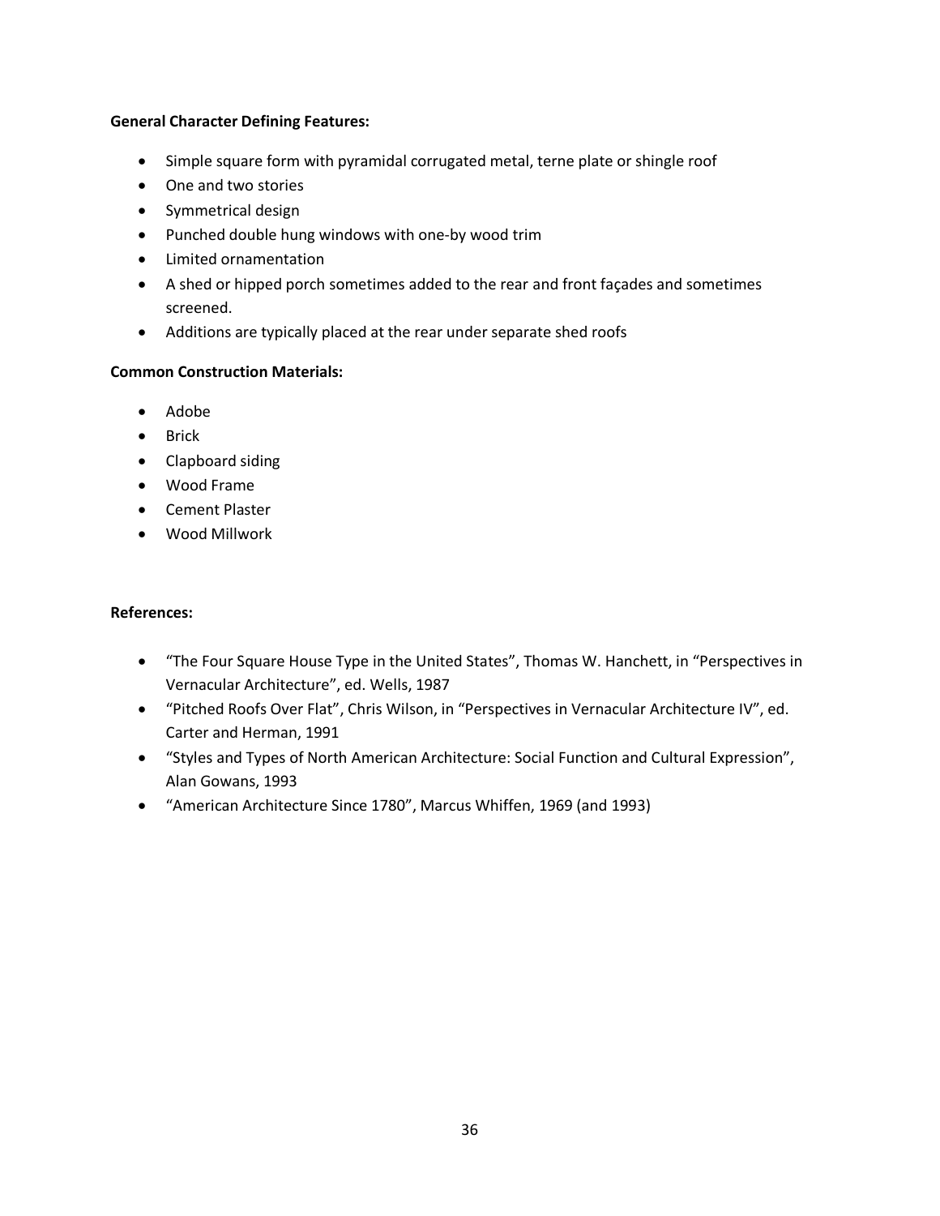**General Character Defining Features:**

- Simple square form with pyramidal corrugated metal, terne plate or shingle roof
- One and two stories
- Symmetrical design
- Punched double hung windows with one-by wood trim
- Limited ornamentation
- A shed or hipped porch sometimes added to the rear and front façades and sometimes screened.
- Additions are typically placed at the rear under separate shed roofs

**Common Construction Materials:**

- Adobe
- Brick
- Clapboard siding
- Wood Frame
- Cement Plaster
- Wood Millwork

**References:**

- "The Four Square House Type in the United States", Thomas W. Hanchett, in "Perspectives in Vernacular Architecture", ed. Wells, 1987
- "Pitched Roofs Over Flat", Chris Wilson, in "Perspectives in Vernacular Architecture IV", ed. Carter and Herman, 1991
- "Styles and Types of North American Architecture: Social Function and Cultural Expression", Alan Gowans, 1993
- "American Architecture Since 1780", Marcus Whiffen, 1969 (and 1993)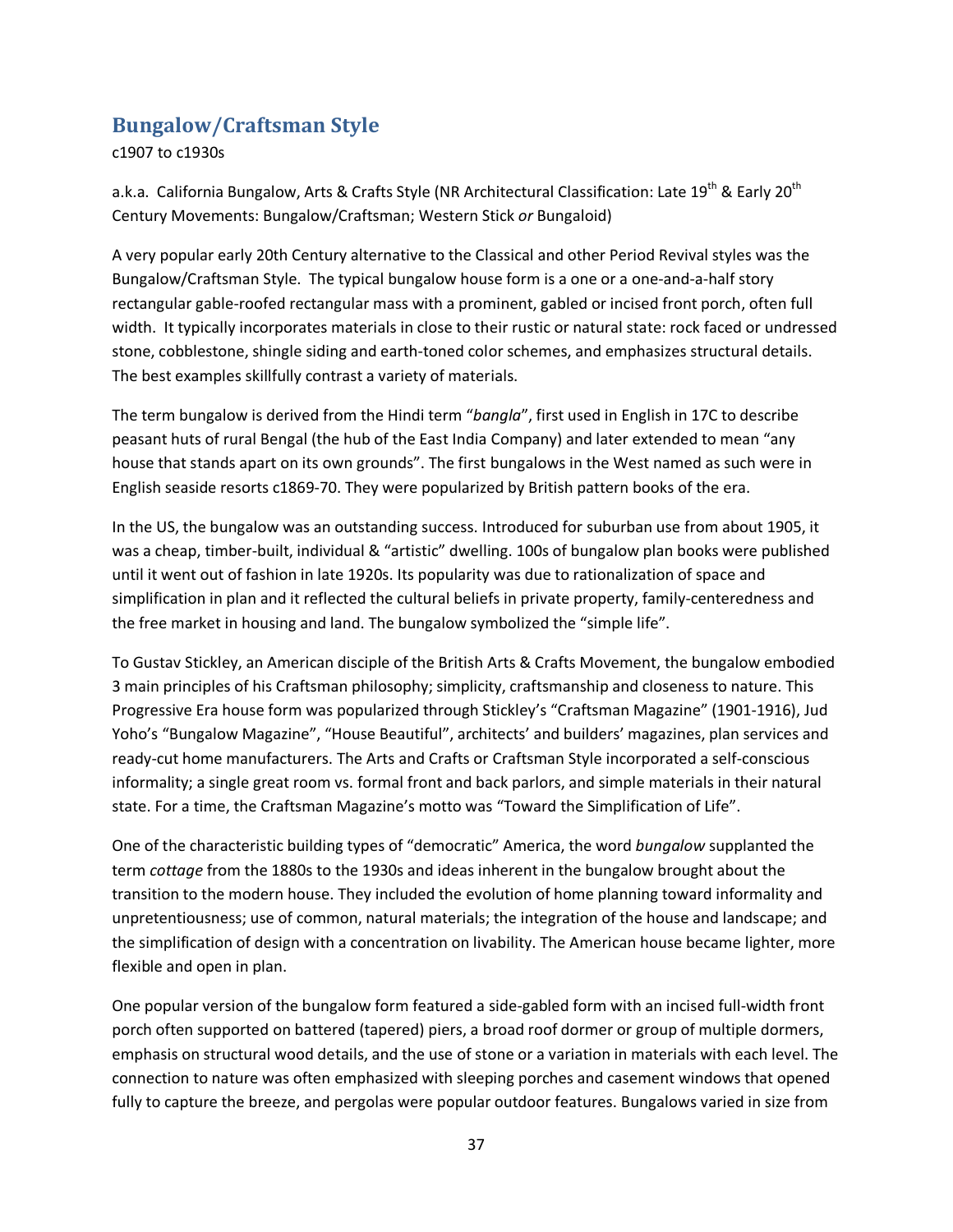## Bungalow/Craftsman Style

c1907 to c1930s

a.k.a. California Bungalow, Arts & Crafts Style (NR Architectural Classification: Late 19th & Early 20th Century Movements: Bungalow/Craftsman; Western Stick *or* Bungaloid)

A very popular early 20th Century alternative to the Classical and other Period Revival styles was the Bungalow/Craftsman Style. The typical bungalow house form is a one or a one-and-a-half story rectangular gable-roofed rectangular mass with a prominent, gabled or incised front porch, often full width. It typically incorporates materials in close to their rustic or natural state: rock faced or undressed stone, cobblestone, shingle siding and earth-toned color schemes, and emphasizes structural details. The best examples skillfully contrast a variety of materials.

The term bungalow is derived from the Hindi term "*bangla*", first used in English in 17C to describe peasant huts of rural Bengal (the hub of the East India Company) and later extended to mean "any house that stands apart on its own grounds". The first bungalows in the West named as such were in English seaside resorts c1869-70. They were popularized by British pattern books of the era.

In the US, the bungalow was an outstanding success. Introduced for suburban use from about 1905, it was a cheap, timber-built, individual & "artistic" dwelling. 100s of bungalow plan books were published until it went out of fashion in late 1920s. Its popularity was due to rationalization of space and simplification in plan and it reflected the cultural beliefs in private property, family-centeredness and the free market in housing and land. The bungalow symbolized the "simple life".

To Gustav Stickley, an American disciple of the British Arts & Crafts Movement, the bungalow embodied 3 main principles of his Craftsman philosophy; simplicity, craftsmanship and closeness to nature. This Progressive Era house form was popularized through Stickley's "Craftsman Magazine" (1901-1916), Jud Yoho's "Bungalow Magazine", "House Beautiful", architects' and builders' magazines, plan services and ready-cut home manufacturers. The Arts and Crafts or Craftsman Style incorporated a self-conscious informality; a single great room vs. formal front and back parlors, and simple materials in their natural state. For a time, the Craftsman Magazine's motto was "Toward the Simplification of Life".

One of the characteristic building types of "democratic" America, the word *bungalow* supplanted the term *cottage* from the 1880s to the 1930s and ideas inherent in the bungalow brought about the transition to the modern house. They included the evolution of home planning toward informality and unpretentiousness; use of common, natural materials; the integration of the house and landscape; and the simplification of design with a concentration on livability. The American house became lighter, more flexible and open in plan.

One popular version of the bungalow form featured a side-gabled form with an incised full-width front porch often supported on battered (tapered) piers, a broad roof dormer or group of multiple dormers, emphasis on structural wood details, and the use of stone or a variation in materials with each level. The connection to nature was often emphasized with sleeping porches and casement windows that opened fully to capture the breeze, and pergolas were popular outdoor features. Bungalows varied in size from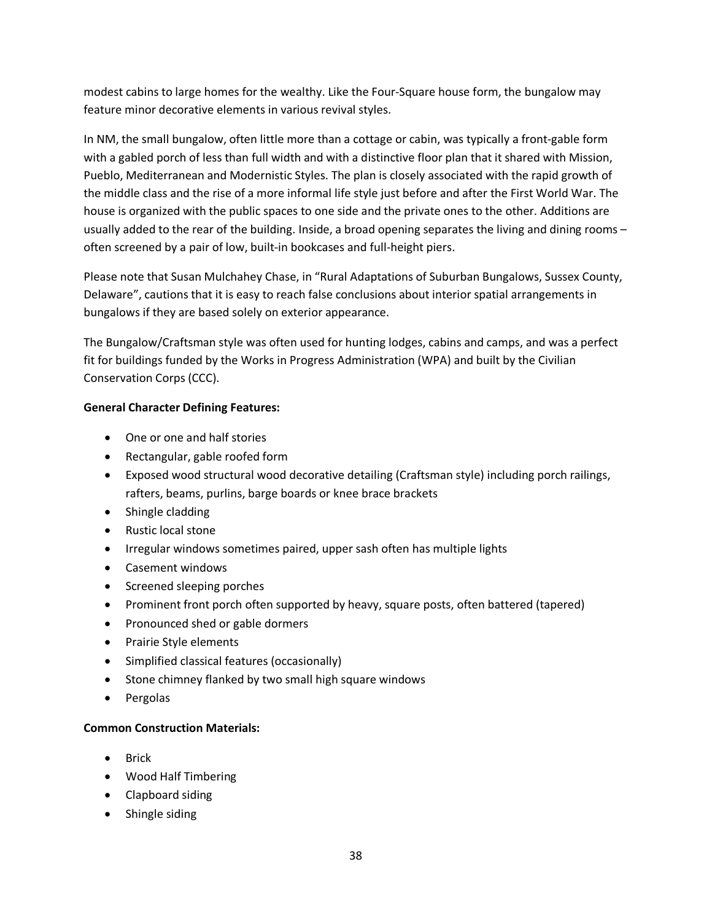modest cabins to large homes for the wealthy. Like the Four-Square house form, the bungalow may feature minor decorative elements in various revival styles.

In NM, the small bungalow, often little more than a cottage or cabin, was typically a front-gable form with a gabled porch of less than full width and with a distinctive floor plan that it shared with Mission, Pueblo, Mediterranean and Modernistic Styles. The plan is closely associated with the rapid growth of the middle class and the rise of a more informal life style just before and after the First World War. The house is organized with the public spaces to one side and the private ones to the other. Additions are usually added to the rear of the building. Inside, a broad opening separates the living and dining rooms – often screened by a pair of low, built-in bookcases and full-height piers.

Please note that Susan Mulchahey Chase, in "Rural Adaptations of Suburban Bungalows, Sussex County, Delaware", cautions that it is easy to reach false conclusions about interior spatial arrangements in bungalows if they are based solely on exterior appearance.

The Bungalow/Craftsman style was often used for hunting lodges, cabins and camps, and was a perfect fit for buildings funded by the Works in Progress Administration (WPA) and built by the Civilian Conservation Corps (CCC).

**General Character Defining Features:**

- One or one and half stories
- Rectangular, gable roofed form
- Exposed wood structural wood decorative detailing (Craftsman style) including porch railings, rafters, beams, purlins, barge boards or knee brace brackets
- Shingle cladding
- Rustic local stone
- Irregular windows sometimes paired, upper sash often has multiple lights
- Casement windows
- Screened sleeping porches
- Prominent front porch often supported by heavy, square posts, often battered (tapered)
- Pronounced shed or gable dormers
- Prairie Style elements
- Simplified classical features (occasionally)
- Stone chimney flanked by two small high square windows
- Pergolas

**Common Construction Materials:**

- Brick
- Wood Half Timbering
- Clapboard siding
- Shingle siding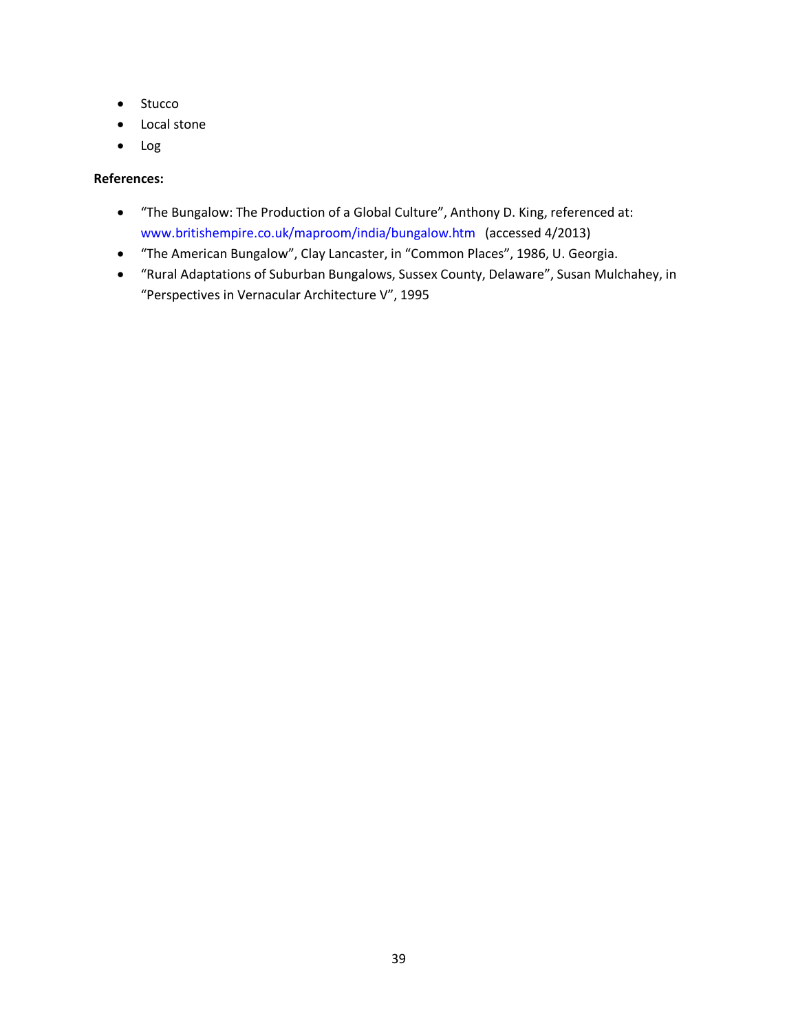- Stucco
- Local stone
- Log

**References:**

- “The Bungalow: The Production of a Global Culture”, Anthony D. King, referenced at: www.britishempire.co.uk/maproom/india/bungalow.htm (accessed 4/2013)
- “The American Bungalow”, Clay Lancaster, in “Common Places”, 1986, U. Georgia.
- “Rural Adaptations of Suburban Bungalows, Sussex County, Delaware”, Susan Mulchahey, in “Perspectives in Vernacular Architecture V”, 1995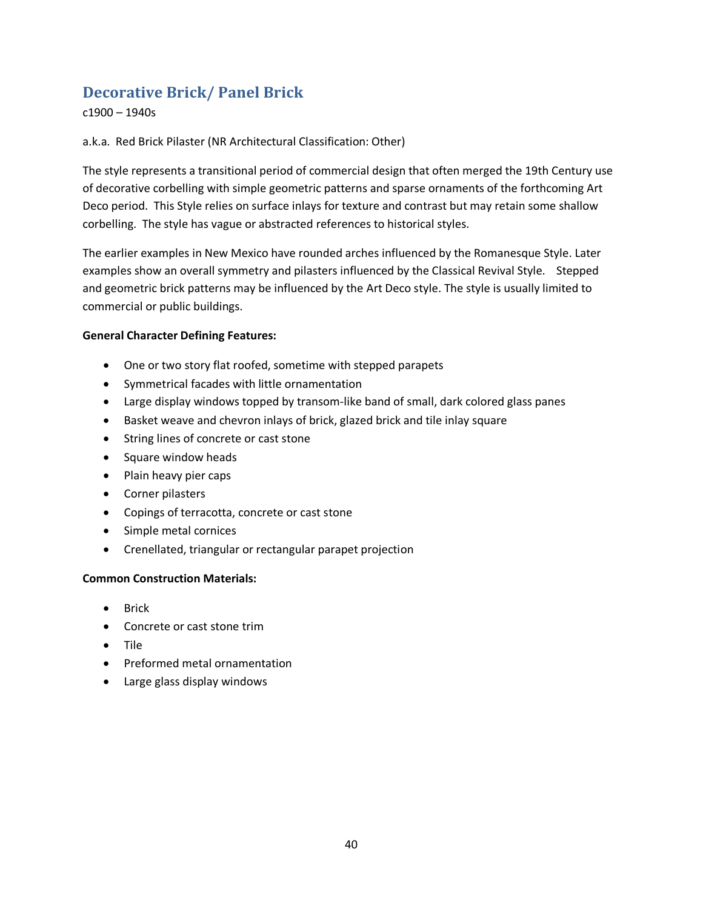## Decorative Brick/ Panel Brick

c1900 – 1940s

a.k.a. Red Brick Pilaster (NR Architectural Classification: Other)

The style represents a transitional period of commercial design that often merged the 19th Century use of decorative corbelling with simple geometric patterns and sparse ornaments of the forthcoming Art Deco period. This Style relies on surface inlays for texture and contrast but may retain some shallow corbelling. The style has vague or abstracted references to historical styles.

The earlier examples in New Mexico have rounded arches influenced by the Romanesque Style. Later examples show an overall symmetry and pilasters influenced by the Classical Revival Style. Stepped and geometric brick patterns may be influenced by the Art Deco style. The style is usually limited to commercial or public buildings.

**General Character Defining Features:**

- One or two story flat roofed, sometime with stepped parapets
- Symmetrical facades with little ornamentation
- Large display windows topped by transom-like band of small, dark colored glass panes
- Basket weave and chevron inlays of brick, glazed brick and tile inlay square
- String lines of concrete or cast stone
- Square window heads
- Plain heavy pier caps
- Corner pilasters
- Copings of terracotta, concrete or cast stone
- Simple metal cornices
- Crenellated, triangular or rectangular parapet projection

**Common Construction Materials:**

- Brick
- Concrete or cast stone trim
- Tile
- Preformed metal ornamentation
- Large glass display windows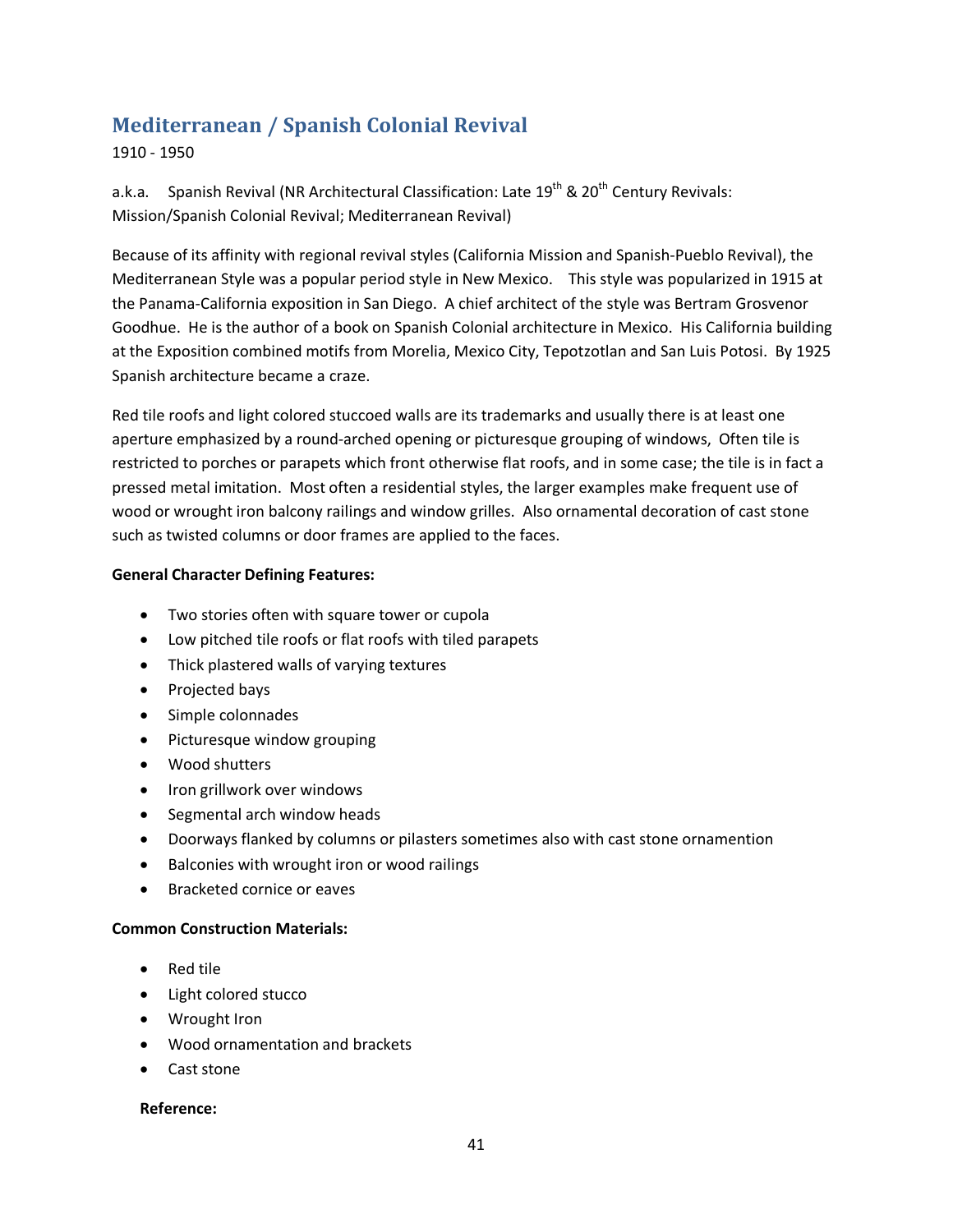## Mediterranean / Spanish Colonial Revival

1910 - 1950

a.k.a. Spanish Revival (NR Architectural Classification: Late 19th & 20th Century Revivals: Mission/Spanish Colonial Revival; Mediterranean Revival)

Because of its affinity with regional revival styles (California Mission and Spanish-Pueblo Revival), the Mediterranean Style was a popular period style in New Mexico. This style was popularized in 1915 at the Panama-California exposition in San Diego. A chief architect of the style was Bertram Grosvenor Goodhue. He is the author of a book on Spanish Colonial architecture in Mexico. His California building at the Exposition combined motifs from Morelia, Mexico City, Tepotzotlan and San Luis Potosi. By 1925 Spanish architecture became a craze.

Red tile roofs and light colored stuccoed walls are its trademarks and usually there is at least one aperture emphasized by a round-arched opening or picturesque grouping of windows, Often tile is restricted to porches or parapets which front otherwise flat roofs, and in some case; the tile is in fact a pressed metal imitation. Most often a residential styles, the larger examples make frequent use of wood or wrought iron balcony railings and window grilles. Also ornamental decoration of cast stone such as twisted columns or door frames are applied to the faces.

**General Character Defining Features:**

- Two stories often with square tower or cupola
- Low pitched tile roofs or flat roofs with tiled parapets
- Thick plastered walls of varying textures
- Projected bays
- Simple colonnades
- Picturesque window grouping
- Wood shutters
- Iron grillwork over windows
- Segmental arch window heads
- Doorways flanked by columns or pilasters sometimes also with cast stone ornamention
- Balconies with wrought iron or wood railings
- Bracketed cornice or eaves

**Common Construction Materials:**

- Red tile
- Light colored stucco
- Wrought Iron
- Wood ornamentation and brackets
- Cast stone

**Reference:**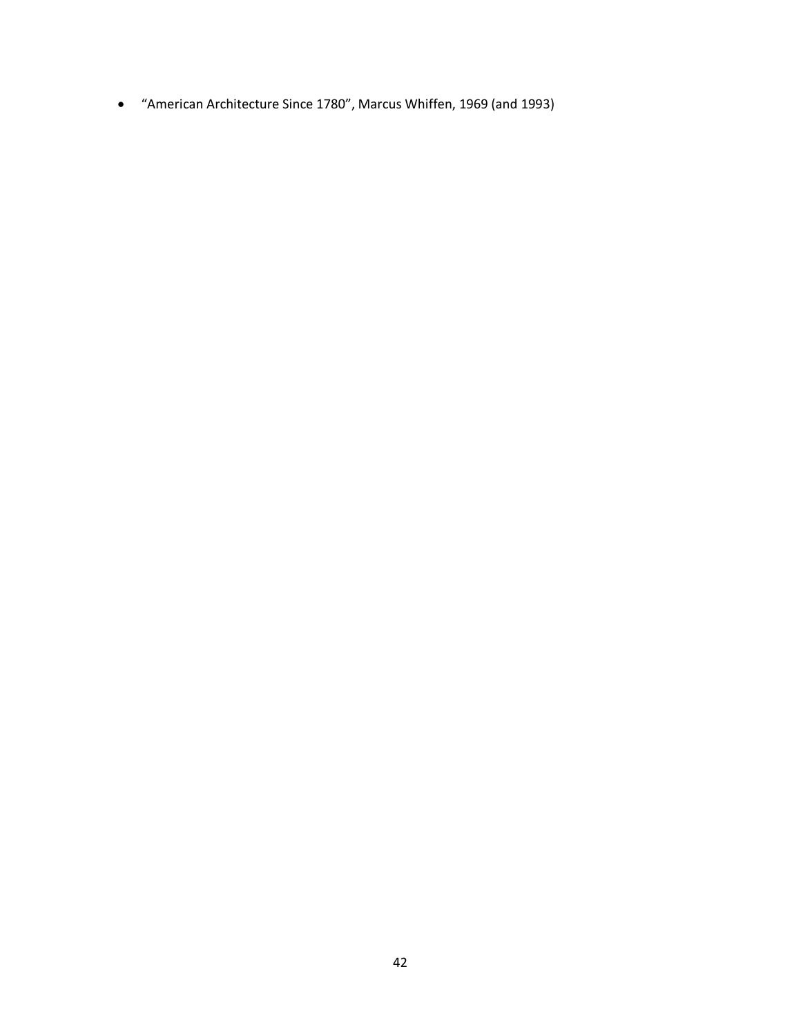- “American Architecture Since 1780”, Marcus Whiffen, 1969 (and 1993)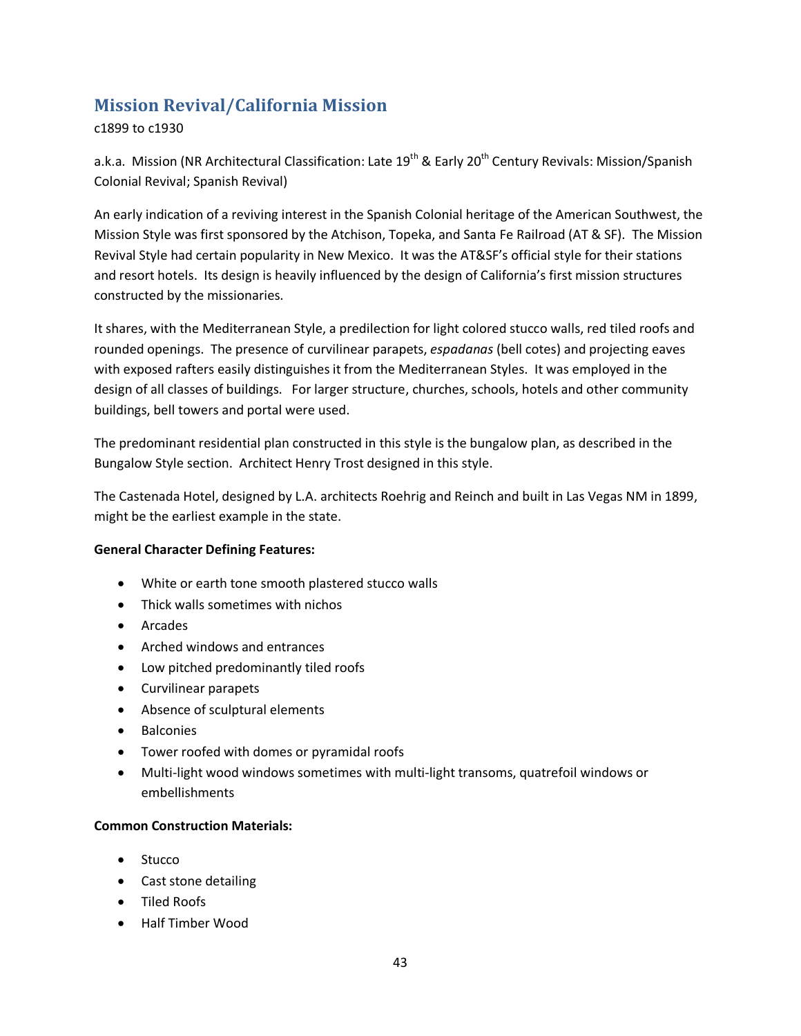## Mission Revival/California Mission

c1899 to c1930

a.k.a. Mission (NR Architectural Classification: Late 19th & Early 20th Century Revivals: Mission/Spanish Colonial Revival; Spanish Revival)

An early indication of a reviving interest in the Spanish Colonial heritage of the American Southwest, the Mission Style was first sponsored by the Atchison, Topeka, and Santa Fe Railroad (AT & SF). The Mission Revival Style had certain popularity in New Mexico. It was the AT&SF's official style for their stations and resort hotels. Its design is heavily influenced by the design of California's first mission structures constructed by the missionaries.

It shares, with the Mediterranean Style, a predilection for light colored stucco walls, red tiled roofs and rounded openings. The presence of curvilinear parapets, *espadanas* (bell cotes) and projecting eaves with exposed rafters easily distinguishes it from the Mediterranean Styles. It was employed in the design of all classes of buildings. For larger structure, churches, schools, hotels and other community buildings, bell towers and portal were used.

The predominant residential plan constructed in this style is the bungalow plan, as described in the Bungalow Style section. Architect Henry Trost designed in this style.

The Castenada Hotel, designed by L.A. architects Roehrig and Reinch and built in Las Vegas NM in 1899, might be the earliest example in the state.

**General Character Defining Features:**

- White or earth tone smooth plastered stucco walls
- Thick walls sometimes with nichos
- Arcades
- Arched windows and entrances
- Low pitched predominantly tiled roofs
- Curvilinear parapets
- Absence of sculptural elements
- Balconies
- Tower roofed with domes or pyramidal roofs
- Multi-light wood windows sometimes with multi-light transoms, quatrefoil windows or embellishments

**Common Construction Materials:**

- Stucco
- Cast stone detailing
- Tiled Roofs
- Half Timber Wood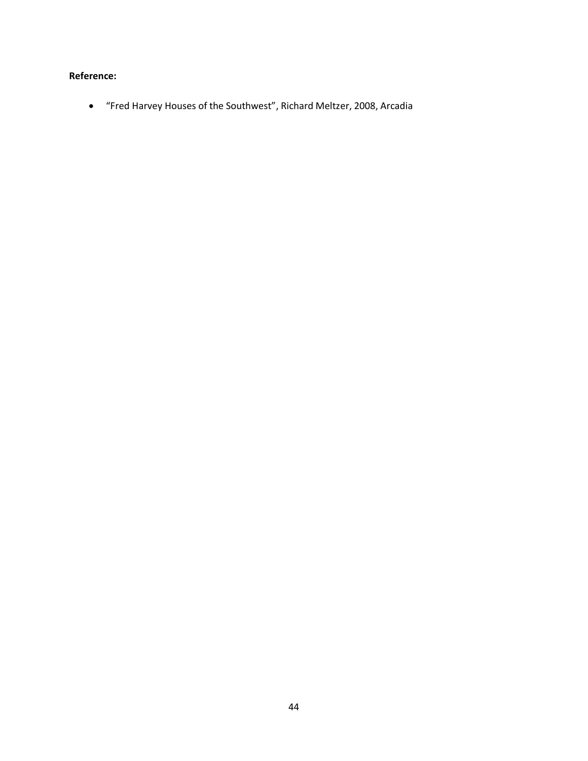**Reference:**

- “Fred Harvey Houses of the Southwest”, Richard Meltzer, 2008, Arcadia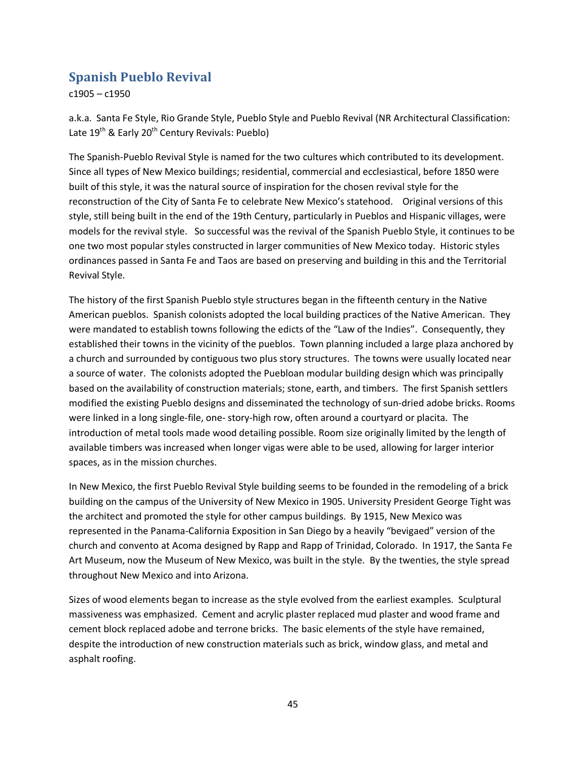## Spanish Pueblo Revival

c1905 – c1950

a.k.a. Santa Fe Style, Rio Grande Style, Pueblo Style and Pueblo Revival (NR Architectural Classification: Late 19th & Early 20th Century Revivals: Pueblo)

The Spanish-Pueblo Revival Style is named for the two cultures which contributed to its development. Since all types of New Mexico buildings; residential, commercial and ecclesiastical, before 1850 were built of this style, it was the natural source of inspiration for the chosen revival style for the reconstruction of the City of Santa Fe to celebrate New Mexico's statehood. Original versions of this style, still being built in the end of the 19th Century, particularly in Pueblos and Hispanic villages, were models for the revival style. So successful was the revival of the Spanish Pueblo Style, it continues to be one two most popular styles constructed in larger communities of New Mexico today. Historic styles ordinances passed in Santa Fe and Taos are based on preserving and building in this and the Territorial Revival Style.

The history of the first Spanish Pueblo style structures began in the fifteenth century in the Native American pueblos. Spanish colonists adopted the local building practices of the Native American. They were mandated to establish towns following the edicts of the "Law of the Indies". Consequently, they established their towns in the vicinity of the pueblos. Town planning included a large plaza anchored by a church and surrounded by contiguous two plus story structures. The towns were usually located near a source of water. The colonists adopted the Puebloan modular building design which was principally based on the availability of construction materials; stone, earth, and timbers. The first Spanish settlers modified the existing Pueblo designs and disseminated the technology of sun-dried adobe bricks. Rooms were linked in a long single-file, one- story-high row, often around a courtyard or placita. The introduction of metal tools made wood detailing possible. Room size originally limited by the length of available timbers was increased when longer vigas were able to be used, allowing for larger interior spaces, as in the mission churches.

In New Mexico, the first Pueblo Revival Style building seems to be founded in the remodeling of a brick building on the campus of the University of New Mexico in 1905. University President George Tight was the architect and promoted the style for other campus buildings. By 1915, New Mexico was represented in the Panama-California Exposition in San Diego by a heavily "bevigaed" version of the church and convento at Acoma designed by Rapp and Rapp of Trinidad, Colorado. In 1917, the Santa Fe Art Museum, now the Museum of New Mexico, was built in the style. By the twenties, the style spread throughout New Mexico and into Arizona.

Sizes of wood elements began to increase as the style evolved from the earliest examples. Sculptural massiveness was emphasized. Cement and acrylic plaster replaced mud plaster and wood frame and cement block replaced adobe and terrone bricks. The basic elements of the style have remained, despite the introduction of new construction materials such as brick, window glass, and metal and asphalt roofing.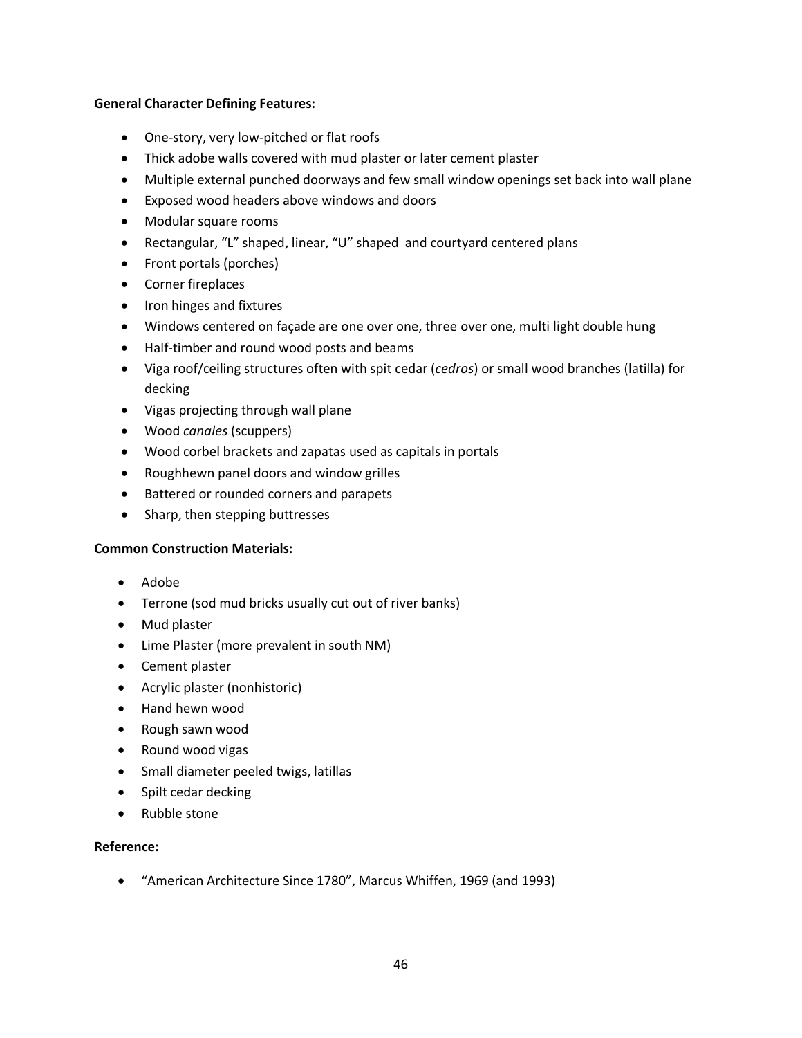**General Character Defining Features:**

- One-story, very low-pitched or flat roofs
- Thick adobe walls covered with mud plaster or later cement plaster
- Multiple external punched doorways and few small window openings set back into wall plane
- Exposed wood headers above windows and doors
- Modular square rooms
- Rectangular, "L" shaped, linear, "U" shaped  and courtyard centered plans
- Front portals (porches)
- Corner fireplaces
- Iron hinges and fixtures
- Windows centered on façade are one over one, three over one, multi light double hung
- Half-timber and round wood posts and beams
- Viga roof/ceiling structures often with spit cedar (*cedros*) or small wood branches (latilla) for decking
- Vigas projecting through wall plane
- Wood *canales* (scuppers)
- Wood corbel brackets and zapatas used as capitals in portals
- Roughhewn panel doors and window grilles
- Battered or rounded corners and parapets
- Sharp, then stepping buttresses

**Common Construction Materials:**

- Adobe
- Terrone (sod mud bricks usually cut out of river banks)
- Mud plaster
- Lime Plaster (more prevalent in south NM)
- Cement plaster
- Acrylic plaster (nonhistoric)
- Hand hewn wood
- Rough sawn wood
- Round wood vigas
- Small diameter peeled twigs, latillas
- Spilt cedar decking
- Rubble stone

**Reference:**

- "American Architecture Since 1780", Marcus Whiffen, 1969 (and 1993)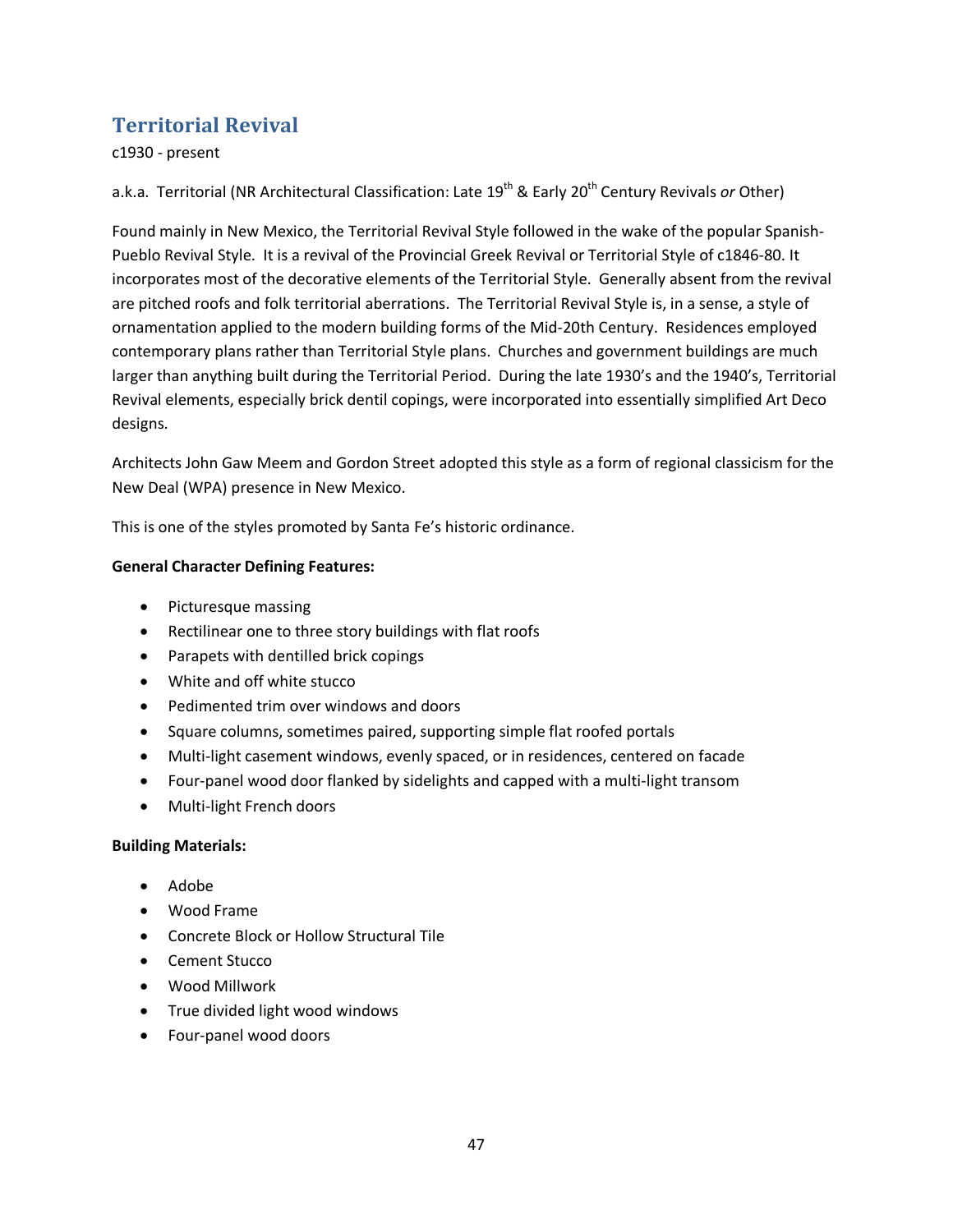## Territorial Revival

c1930 - present

a.k.a. Territorial (NR Architectural Classification: Late 19th & Early 20th Century Revivals *or* Other)

Found mainly in New Mexico, the Territorial Revival Style followed in the wake of the popular Spanish-Pueblo Revival Style. It is a revival of the Provincial Greek Revival or Territorial Style of c1846-80. It incorporates most of the decorative elements of the Territorial Style. Generally absent from the revival are pitched roofs and folk territorial aberrations. The Territorial Revival Style is, in a sense, a style of ornamentation applied to the modern building forms of the Mid-20th Century. Residences employed contemporary plans rather than Territorial Style plans. Churches and government buildings are much larger than anything built during the Territorial Period. During the late 1930's and the 1940's, Territorial Revival elements, especially brick dentil copings, were incorporated into essentially simplified Art Deco designs.

Architects John Gaw Meem and Gordon Street adopted this style as a form of regional classicism for the New Deal (WPA) presence in New Mexico.

This is one of the styles promoted by Santa Fe's historic ordinance.

**General Character Defining Features:**

- Picturesque massing
- Rectilinear one to three story buildings with flat roofs
- Parapets with dentilled brick copings
- White and off white stucco
- Pedimented trim over windows and doors
- Square columns, sometimes paired, supporting simple flat roofed portals
- Multi-light casement windows, evenly spaced, or in residences, centered on facade
- Four-panel wood door flanked by sidelights and capped with a multi-light transom
- Multi-light French doors

**Building Materials:**

- Adobe
- Wood Frame
- Concrete Block or Hollow Structural Tile
- Cement Stucco
- Wood Millwork
- True divided light wood windows
- Four-panel wood doors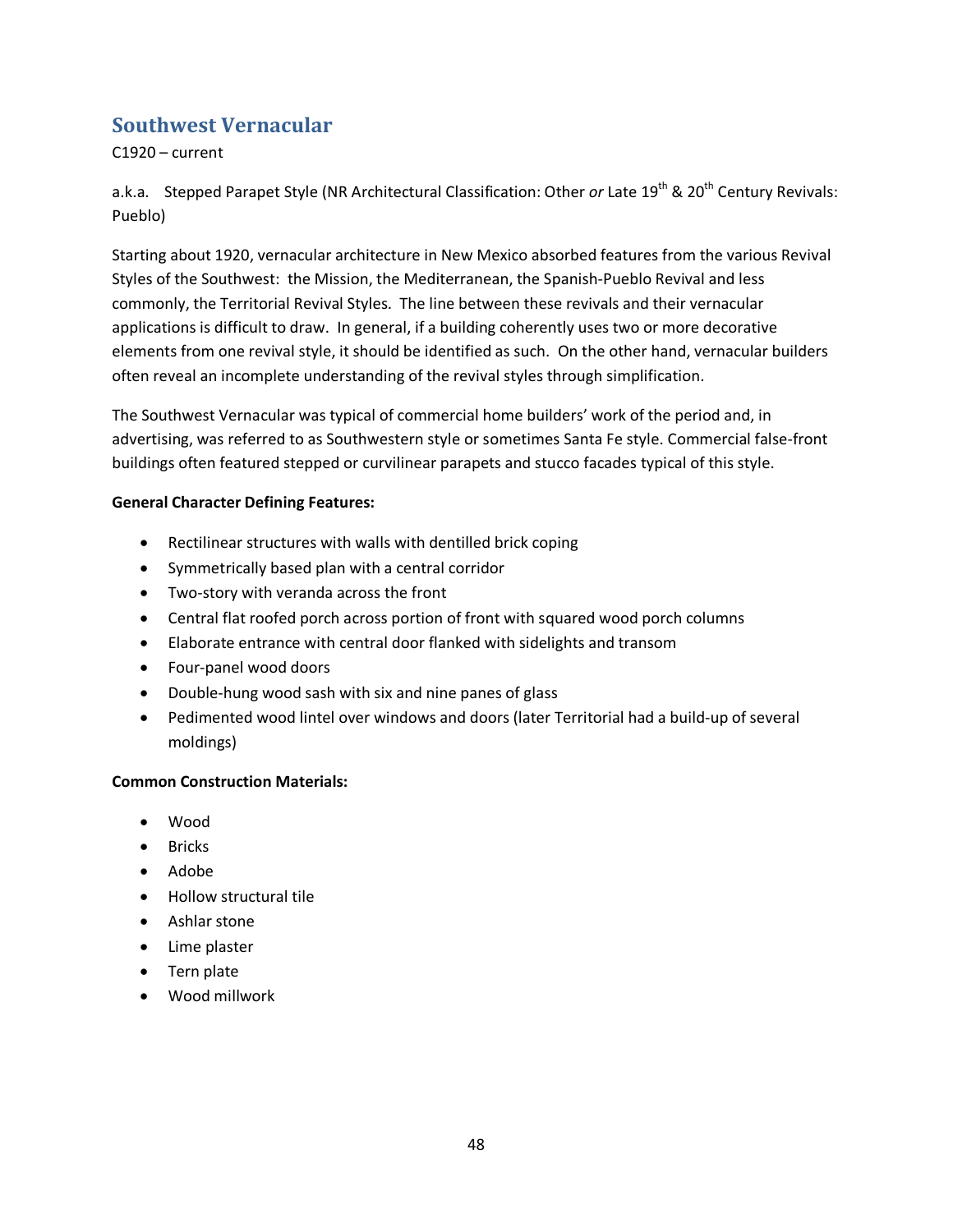## Southwest Vernacular

C1920 – current

a.k.a. Stepped Parapet Style (NR Architectural Classification: Other *or* Late 19th & 20th Century Revivals: Pueblo)

Starting about 1920, vernacular architecture in New Mexico absorbed features from the various Revival Styles of the Southwest: the Mission, the Mediterranean, the Spanish-Pueblo Revival and less commonly, the Territorial Revival Styles. The line between these revivals and their vernacular applications is difficult to draw. In general, if a building coherently uses two or more decorative elements from one revival style, it should be identified as such. On the other hand, vernacular builders often reveal an incomplete understanding of the revival styles through simplification.

The Southwest Vernacular was typical of commercial home builders' work of the period and, in advertising, was referred to as Southwestern style or sometimes Santa Fe style. Commercial false-front buildings often featured stepped or curvilinear parapets and stucco facades typical of this style.

**General Character Defining Features:**

- Rectilinear structures with walls with dentilled brick coping
- Symmetrically based plan with a central corridor
- Two-story with veranda across the front
- Central flat roofed porch across portion of front with squared wood porch columns
- Elaborate entrance with central door flanked with sidelights and transom
- Four-panel wood doors
- Double-hung wood sash with six and nine panes of glass
- Pedimented wood lintel over windows and doors (later Territorial had a build-up of several moldings)

**Common Construction Materials:**

- Wood
- Bricks
- Adobe
- Hollow structural tile
- Ashlar stone
- Lime plaster
- Tern plate
- Wood millwork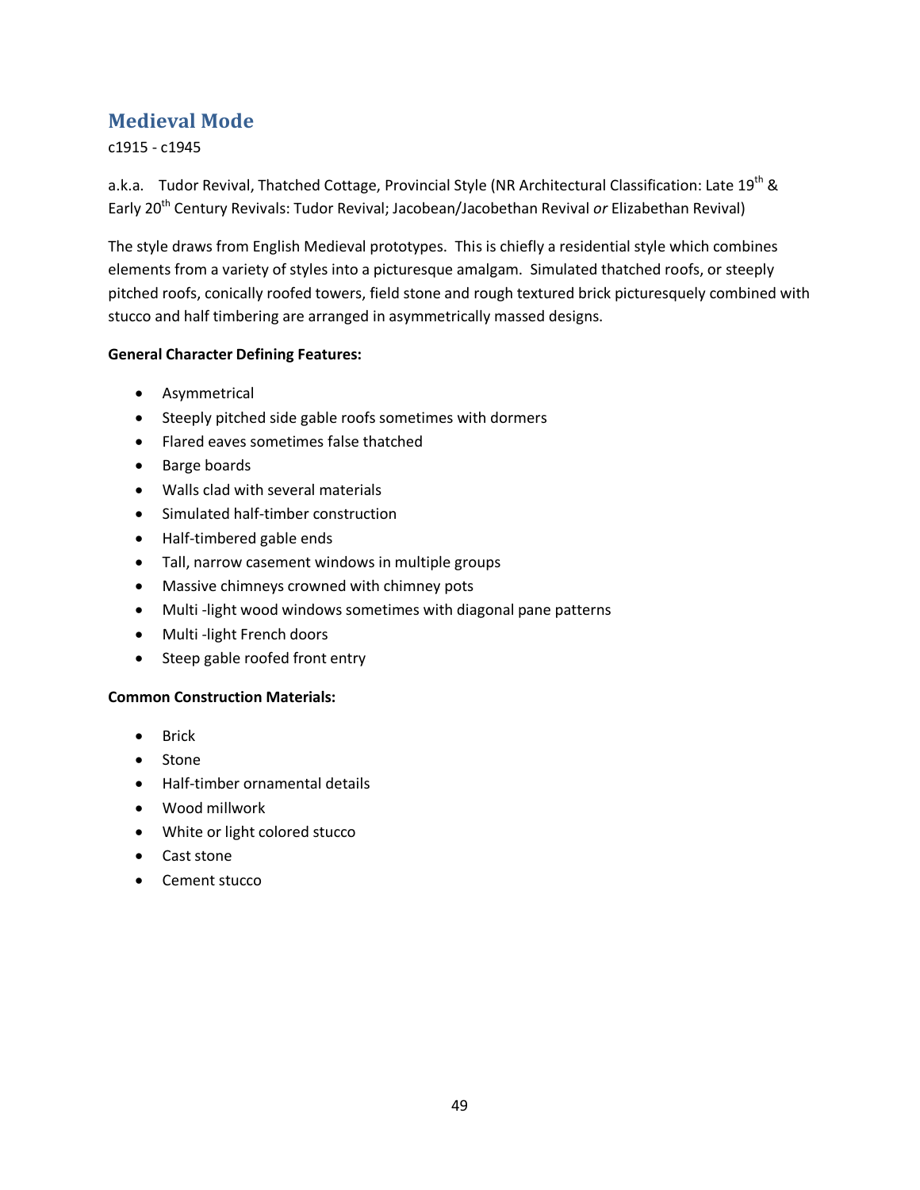## Medieval Mode

c1915 - c1945

a.k.a. Tudor Revival, Thatched Cottage, Provincial Style (NR Architectural Classification: Late 19th & Early 20th Century Revivals: Tudor Revival; Jacobean/Jacobethan Revival *or* Elizabethan Revival)

The style draws from English Medieval prototypes. This is chiefly a residential style which combines elements from a variety of styles into a picturesque amalgam. Simulated thatched roofs, or steeply pitched roofs, conically roofed towers, field stone and rough textured brick picturesquely combined with stucco and half timbering are arranged in asymmetrically massed designs.

**General Character Defining Features:**

- Asymmetrical
- Steeply pitched side gable roofs sometimes with dormers
- Flared eaves sometimes false thatched
- Barge boards
- Walls clad with several materials
- Simulated half-timber construction
- Half-timbered gable ends
- Tall, narrow casement windows in multiple groups
- Massive chimneys crowned with chimney pots
- Multi -light wood windows sometimes with diagonal pane patterns
- Multi -light French doors
- Steep gable roofed front entry

**Common Construction Materials:**

- Brick
- Stone
- Half-timber ornamental details
- Wood millwork
- White or light colored stucco
- Cast stone
- Cement stucco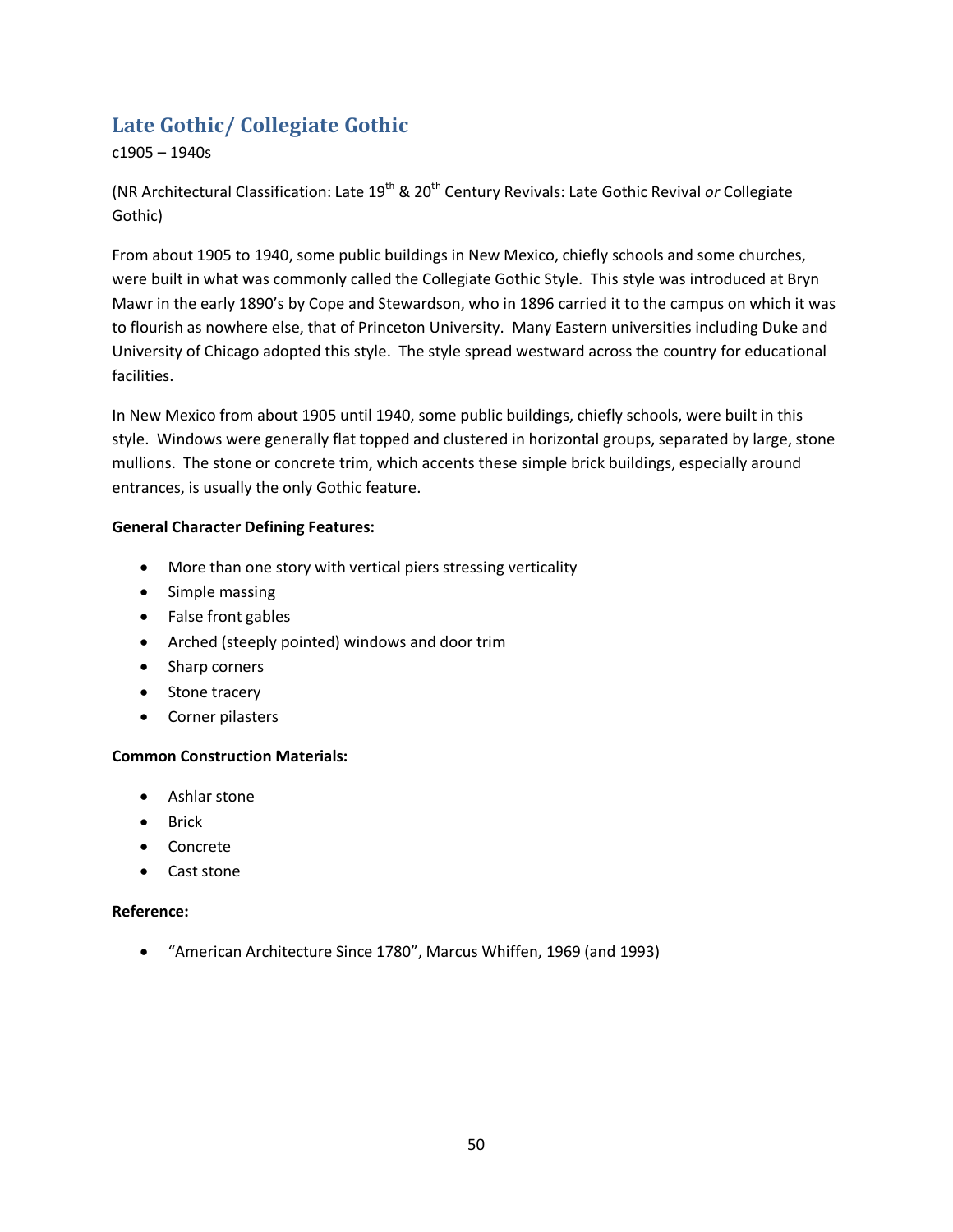## Late Gothic/ Collegiate Gothic

c1905 – 1940s

(NR Architectural Classification: Late 19th & 20th Century Revivals: Late Gothic Revival *or* Collegiate Gothic)

From about 1905 to 1940, some public buildings in New Mexico, chiefly schools and some churches, were built in what was commonly called the Collegiate Gothic Style. This style was introduced at Bryn Mawr in the early 1890's by Cope and Stewardson, who in 1896 carried it to the campus on which it was to flourish as nowhere else, that of Princeton University. Many Eastern universities including Duke and University of Chicago adopted this style. The style spread westward across the country for educational facilities.

In New Mexico from about 1905 until 1940, some public buildings, chiefly schools, were built in this style. Windows were generally flat topped and clustered in horizontal groups, separated by large, stone mullions. The stone or concrete trim, which accents these simple brick buildings, especially around entrances, is usually the only Gothic feature.

**General Character Defining Features:**

- More than one story with vertical piers stressing verticality
- Simple massing
- False front gables
- Arched (steeply pointed) windows and door trim
- Sharp corners
- Stone tracery
- Corner pilasters

**Common Construction Materials:**

- Ashlar stone
- Brick
- Concrete
- Cast stone

**Reference:**

- "American Architecture Since 1780", Marcus Whiffen, 1969 (and 1993)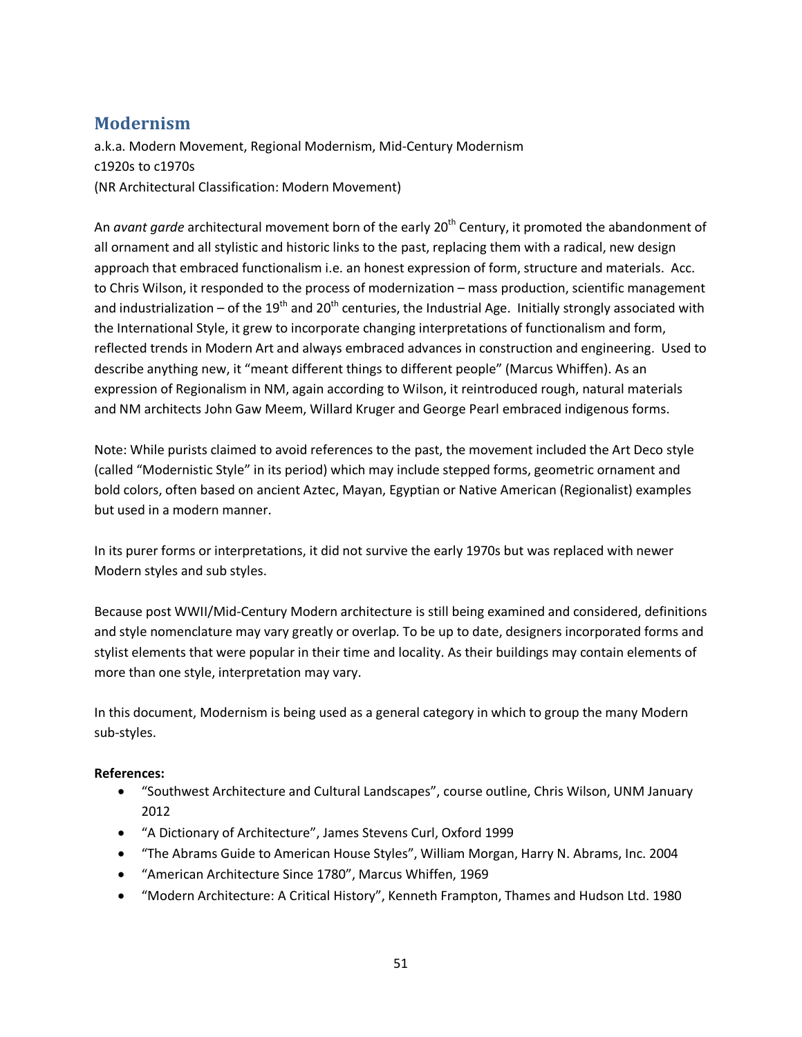## Modernism

a.k.a. Modern Movement, Regional Modernism, Mid-Century Modernism
c1920s to c1970s
(NR Architectural Classification: Modern Movement)

An *avant garde* architectural movement born of the early 20th Century, it promoted the abandonment of all ornament and all stylistic and historic links to the past, replacing them with a radical, new design approach that embraced functionalism i.e. an honest expression of form, structure and materials. Acc. to Chris Wilson, it responded to the process of modernization – mass production, scientific management and industrialization – of the 19th and 20th centuries, the Industrial Age. Initially strongly associated with the International Style, it grew to incorporate changing interpretations of functionalism and form, reflected trends in Modern Art and always embraced advances in construction and engineering. Used to describe anything new, it "meant different things to different people" (Marcus Whiffen). As an expression of Regionalism in NM, again according to Wilson, it reintroduced rough, natural materials and NM architects John Gaw Meem, Willard Kruger and George Pearl embraced indigenous forms.

Note: While purists claimed to avoid references to the past, the movement included the Art Deco style (called "Modernistic Style" in its period) which may include stepped forms, geometric ornament and bold colors, often based on ancient Aztec, Mayan, Egyptian or Native American (Regionalist) examples but used in a modern manner.

In its purer forms or interpretations, it did not survive the early 1970s but was replaced with newer Modern styles and sub styles.

Because post WWII/Mid-Century Modern architecture is still being examined and considered, definitions and style nomenclature may vary greatly or overlap. To be up to date, designers incorporated forms and stylist elements that were popular in their time and locality. As their buildings may contain elements of more than one style, interpretation may vary.

In this document, Modernism is being used as a general category in which to group the many Modern sub-styles.

**References:**

- "Southwest Architecture and Cultural Landscapes", course outline, Chris Wilson, UNM January 2012
- "A Dictionary of Architecture", James Stevens Curl, Oxford 1999
- "The Abrams Guide to American House Styles", William Morgan, Harry N. Abrams, Inc. 2004
- "American Architecture Since 1780", Marcus Whiffen, 1969
- "Modern Architecture: A Critical History", Kenneth Frampton, Thames and Hudson Ltd. 1980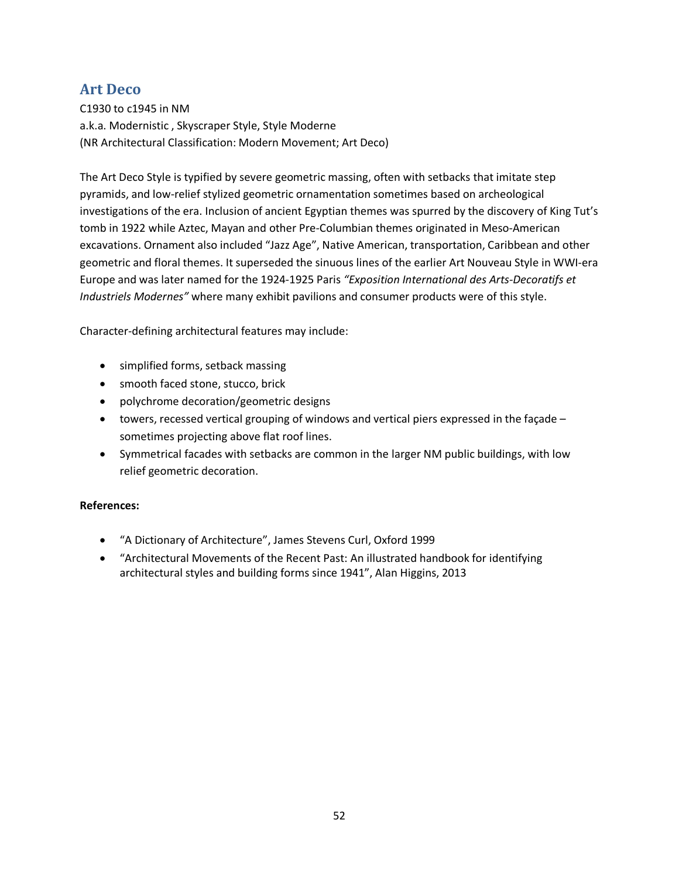## Art Deco

C1930 to c1945 in NM
a.k.a. Modernistic , Skyscraper Style, Style Moderne
(NR Architectural Classification: Modern Movement; Art Deco)

The Art Deco Style is typified by severe geometric massing, often with setbacks that imitate step pyramids, and low-relief stylized geometric ornamentation sometimes based on archeological investigations of the era. Inclusion of ancient Egyptian themes was spurred by the discovery of King Tut's tomb in 1922 while Aztec, Mayan and other Pre-Columbian themes originated in Meso-American excavations. Ornament also included "Jazz Age", Native American, transportation, Caribbean and other geometric and floral themes. It superseded the sinuous lines of the earlier Art Nouveau Style in WWI-era Europe and was later named for the 1924-1925 Paris *"Exposition International des Arts-Decoratifs et Industriels Modernes"* where many exhibit pavilions and consumer products were of this style.

Character-defining architectural features may include:

- simplified forms, setback massing
- smooth faced stone, stucco, brick
- polychrome decoration/geometric designs
- towers, recessed vertical grouping of windows and vertical piers expressed in the façade – sometimes projecting above flat roof lines.
- Symmetrical facades with setbacks are common in the larger NM public buildings, with low relief geometric decoration.

**References:**

- "A Dictionary of Architecture", James Stevens Curl, Oxford 1999
- "Architectural Movements of the Recent Past: An illustrated handbook for identifying architectural styles and building forms since 1941", Alan Higgins, 2013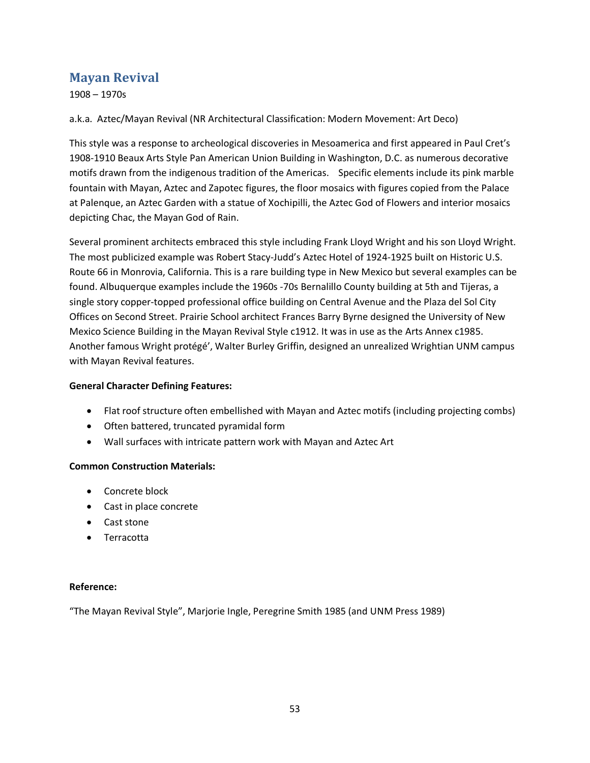## Mayan Revival

1908 – 1970s

a.k.a. Aztec/Mayan Revival (NR Architectural Classification: Modern Movement: Art Deco)

This style was a response to archeological discoveries in Mesoamerica and first appeared in Paul Cret's 1908-1910 Beaux Arts Style Pan American Union Building in Washington, D.C. as numerous decorative motifs drawn from the indigenous tradition of the Americas. Specific elements include its pink marble fountain with Mayan, Aztec and Zapotec figures, the floor mosaics with figures copied from the Palace at Palenque, an Aztec Garden with a statue of Xochipilli, the Aztec God of Flowers and interior mosaics depicting Chac, the Mayan God of Rain.

Several prominent architects embraced this style including Frank Lloyd Wright and his son Lloyd Wright. The most publicized example was Robert Stacy-Judd's Aztec Hotel of 1924-1925 built on Historic U.S. Route 66 in Monrovia, California. This is a rare building type in New Mexico but several examples can be found. Albuquerque examples include the 1960s -70s Bernalillo County building at 5th and Tijeras, a single story copper-topped professional office building on Central Avenue and the Plaza del Sol City Offices on Second Street. Prairie School architect Frances Barry Byrne designed the University of New Mexico Science Building in the Mayan Revival Style c1912. It was in use as the Arts Annex c1985. Another famous Wright protégé', Walter Burley Griffin, designed an unrealized Wrightian UNM campus with Mayan Revival features.

**General Character Defining Features:**

- Flat roof structure often embellished with Mayan and Aztec motifs (including projecting combs)
- Often battered, truncated pyramidal form
- Wall surfaces with intricate pattern work with Mayan and Aztec Art

**Common Construction Materials:**

- Concrete block
- Cast in place concrete
- Cast stone
- Terracotta

**Reference:**

"The Mayan Revival Style", Marjorie Ingle, Peregrine Smith 1985 (and UNM Press 1989)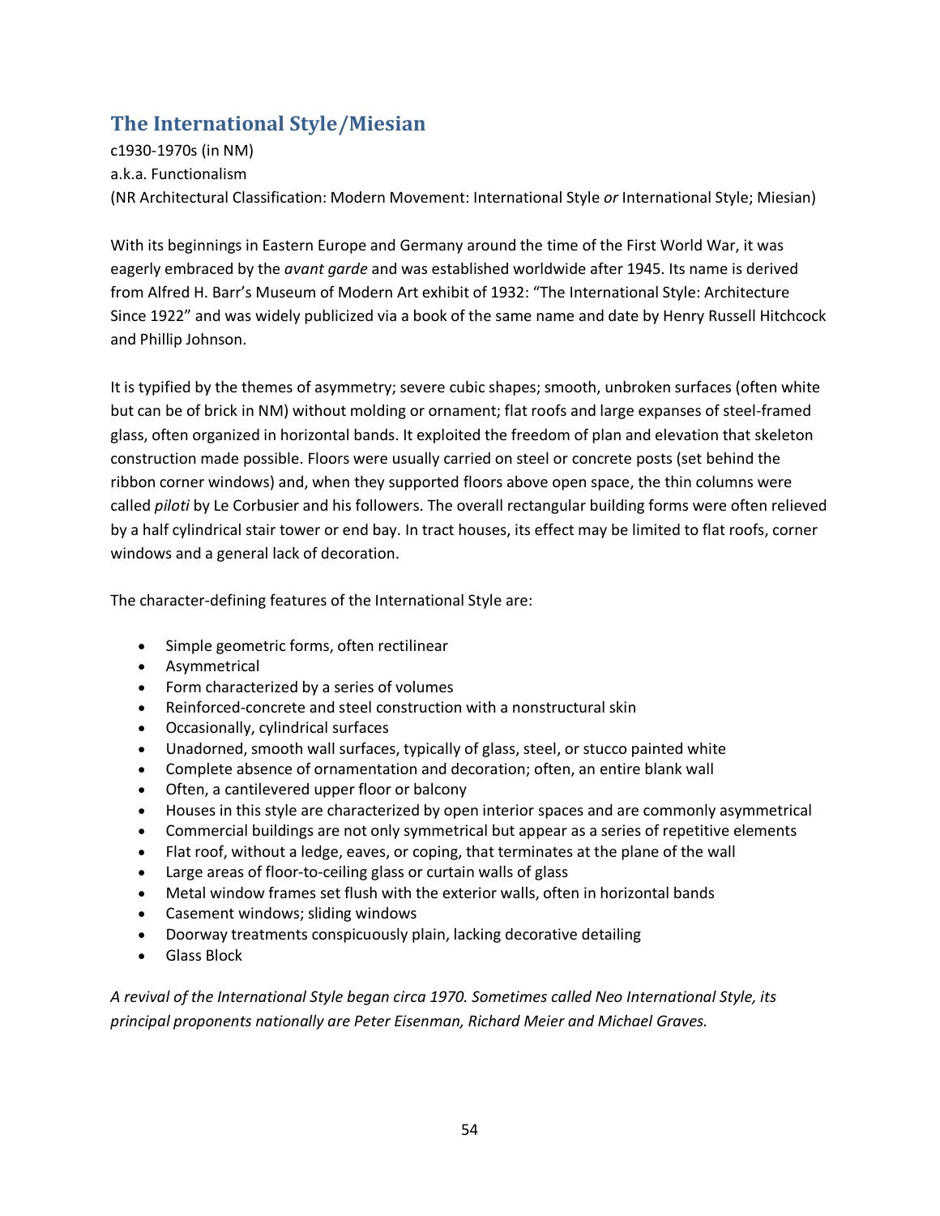## The International Style/Miesian

c1930-1970s (in NM)
a.k.a. Functionalism
(NR Architectural Classification: Modern Movement: International Style *or* International Style; Miesian)

With its beginnings in Eastern Europe and Germany around the time of the First World War, it was eagerly embraced by the *avant garde* and was established worldwide after 1945. Its name is derived from Alfred H. Barr's Museum of Modern Art exhibit of 1932: "The International Style: Architecture Since 1922" and was widely publicized via a book of the same name and date by Henry Russell Hitchcock and Phillip Johnson.

It is typified by the themes of asymmetry; severe cubic shapes; smooth, unbroken surfaces (often white but can be of brick in NM) without molding or ornament; flat roofs and large expanses of steel-framed glass, often organized in horizontal bands. It exploited the freedom of plan and elevation that skeleton construction made possible. Floors were usually carried on steel or concrete posts (set behind the ribbon corner windows) and, when they supported floors above open space, the thin columns were called *piloti* by Le Corbusier and his followers. The overall rectangular building forms were often relieved by a half cylindrical stair tower or end bay. In tract houses, its effect may be limited to flat roofs, corner windows and a general lack of decoration.

The character-defining features of the International Style are:

- Simple geometric forms, often rectilinear
- Asymmetrical
- Form characterized by a series of volumes
- Reinforced-concrete and steel construction with a nonstructural skin
- Occasionally, cylindrical surfaces
- Unadorned, smooth wall surfaces, typically of glass, steel, or stucco painted white
- Complete absence of ornamentation and decoration; often, an entire blank wall
- Often, a cantilevered upper floor or balcony
- Houses in this style are characterized by open interior spaces and are commonly asymmetrical
- Commercial buildings are not only symmetrical but appear as a series of repetitive elements
- Flat roof, without a ledge, eaves, or coping, that terminates at the plane of the wall
- Large areas of floor-to-ceiling glass or curtain walls of glass
- Metal window frames set flush with the exterior walls, often in horizontal bands
- Casement windows; sliding windows
- Doorway treatments conspicuously plain, lacking decorative detailing
- Glass Block

*A revival of the International Style began circa 1970. Sometimes called Neo International Style, its principal proponents nationally are Peter Eisenman, Richard Meier and Michael Graves.*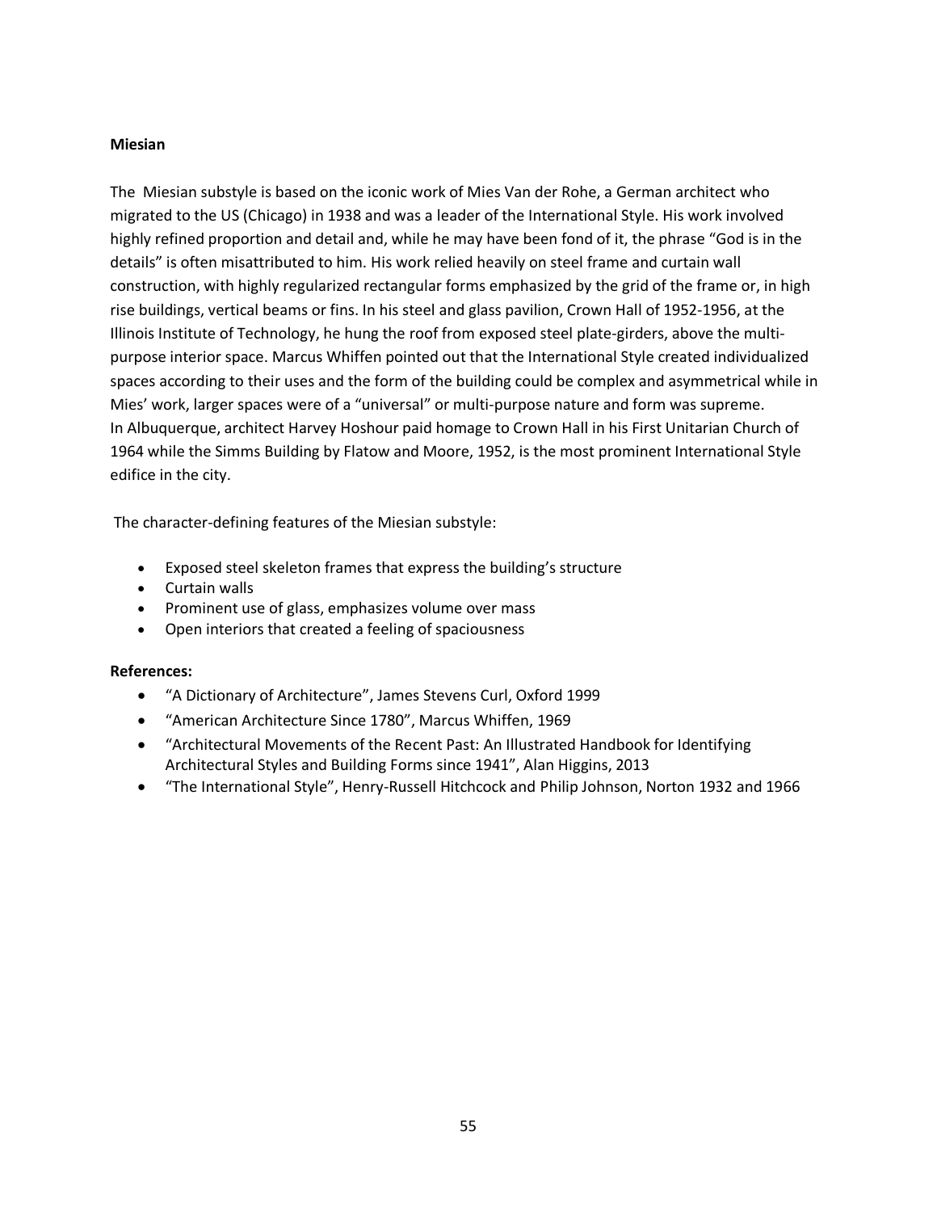**Miesian**

The Miesian substyle is based on the iconic work of Mies Van der Rohe, a German architect who migrated to the US (Chicago) in 1938 and was a leader of the International Style. His work involved highly refined proportion and detail and, while he may have been fond of it, the phrase "God is in the details" is often misattributed to him. His work relied heavily on steel frame and curtain wall construction, with highly regularized rectangular forms emphasized by the grid of the frame or, in high rise buildings, vertical beams or fins. In his steel and glass pavilion, Crown Hall of 1952-1956, at the Illinois Institute of Technology, he hung the roof from exposed steel plate-girders, above the multi-purpose interior space. Marcus Whiffen pointed out that the International Style created individualized spaces according to their uses and the form of the building could be complex and asymmetrical while in Mies' work, larger spaces were of a "universal" or multi-purpose nature and form was supreme.
In Albuquerque, architect Harvey Hoshour paid homage to Crown Hall in his First Unitarian Church of 1964 while the Simms Building by Flatow and Moore, 1952, is the most prominent International Style edifice in the city.

The character-defining features of the Miesian substyle:

- Exposed steel skeleton frames that express the building's structure
- Curtain walls
- Prominent use of glass, emphasizes volume over mass
- Open interiors that created a feeling of spaciousness

**References:**

- "A Dictionary of Architecture", James Stevens Curl, Oxford 1999
- "American Architecture Since 1780", Marcus Whiffen, 1969
- "Architectural Movements of the Recent Past: An Illustrated Handbook for Identifying Architectural Styles and Building Forms since 1941", Alan Higgins, 2013
- "The International Style", Henry-Russell Hitchcock and Philip Johnson, Norton 1932 and 1966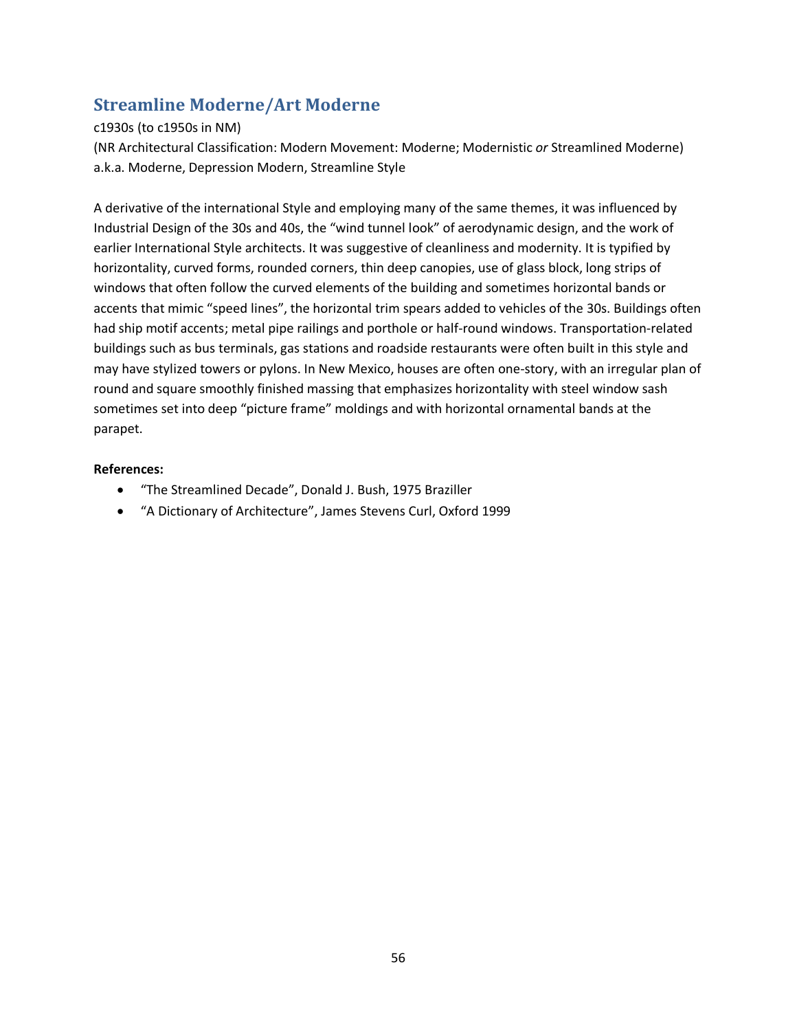## Streamline Moderne/Art Moderne

c1930s (to c1950s in NM)
(NR Architectural Classification: Modern Movement: Moderne; Modernistic *or* Streamlined Moderne)
a.k.a. Moderne, Depression Modern, Streamline Style

A derivative of the international Style and employing many of the same themes, it was influenced by Industrial Design of the 30s and 40s, the "wind tunnel look" of aerodynamic design, and the work of earlier International Style architects. It was suggestive of cleanliness and modernity. It is typified by horizontality, curved forms, rounded corners, thin deep canopies, use of glass block, long strips of windows that often follow the curved elements of the building and sometimes horizontal bands or accents that mimic "speed lines", the horizontal trim spears added to vehicles of the 30s. Buildings often had ship motif accents; metal pipe railings and porthole or half-round windows. Transportation-related buildings such as bus terminals, gas stations and roadside restaurants were often built in this style and may have stylized towers or pylons. In New Mexico, houses are often one-story, with an irregular plan of round and square smoothly finished massing that emphasizes horizontality with steel window sash sometimes set into deep "picture frame" moldings and with horizontal ornamental bands at the parapet.

**References:**

- "The Streamlined Decade", Donald J. Bush, 1975 Braziller
- "A Dictionary of Architecture", James Stevens Curl, Oxford 1999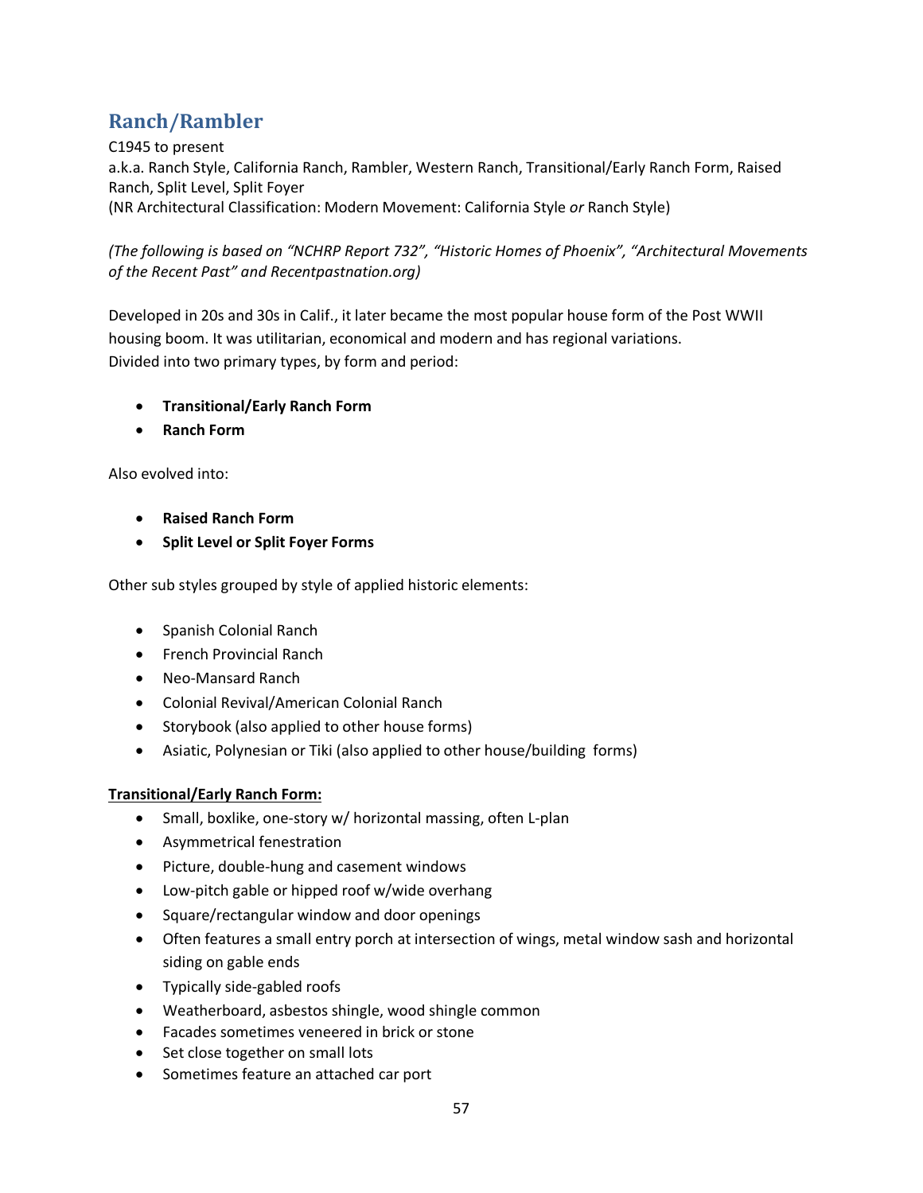## Ranch/Rambler

C1945 to present
a.k.a. Ranch Style, California Ranch, Rambler, Western Ranch, Transitional/Early Ranch Form, Raised Ranch, Split Level, Split Foyer
(NR Architectural Classification: Modern Movement: California Style *or* Ranch Style)

*(The following is based on "NCHRP Report 732", "Historic Homes of Phoenix", "Architectural Movements of the Recent Past" and Recentpastnation.org)*

Developed in 20s and 30s in Calif., it later became the most popular house form of the Post WWII housing boom. It was utilitarian, economical and modern and has regional variations.
Divided into two primary types, by form and period:

- **Transitional/Early Ranch Form**
- **Ranch Form**

Also evolved into:

- **Raised Ranch Form**
- **Split Level or Split Foyer Forms**

Other sub styles grouped by style of applied historic elements:

- Spanish Colonial Ranch
- French Provincial Ranch
- Neo-Mansard Ranch
- Colonial Revival/American Colonial Ranch
- Storybook (also applied to other house forms)
- Asiatic, Polynesian or Tiki (also applied to other house/building forms)

**Transitional/Early Ranch Form:**

- Small, boxlike, one-story w/ horizontal massing, often L-plan
- Asymmetrical fenestration
- Picture, double-hung and casement windows
- Low-pitch gable or hipped roof w/wide overhang
- Square/rectangular window and door openings
- Often features a small entry porch at intersection of wings, metal window sash and horizontal siding on gable ends
- Typically side-gabled roofs
- Weatherboard, asbestos shingle, wood shingle common
- Facades sometimes veneered in brick or stone
- Set close together on small lots
- Sometimes feature an attached car port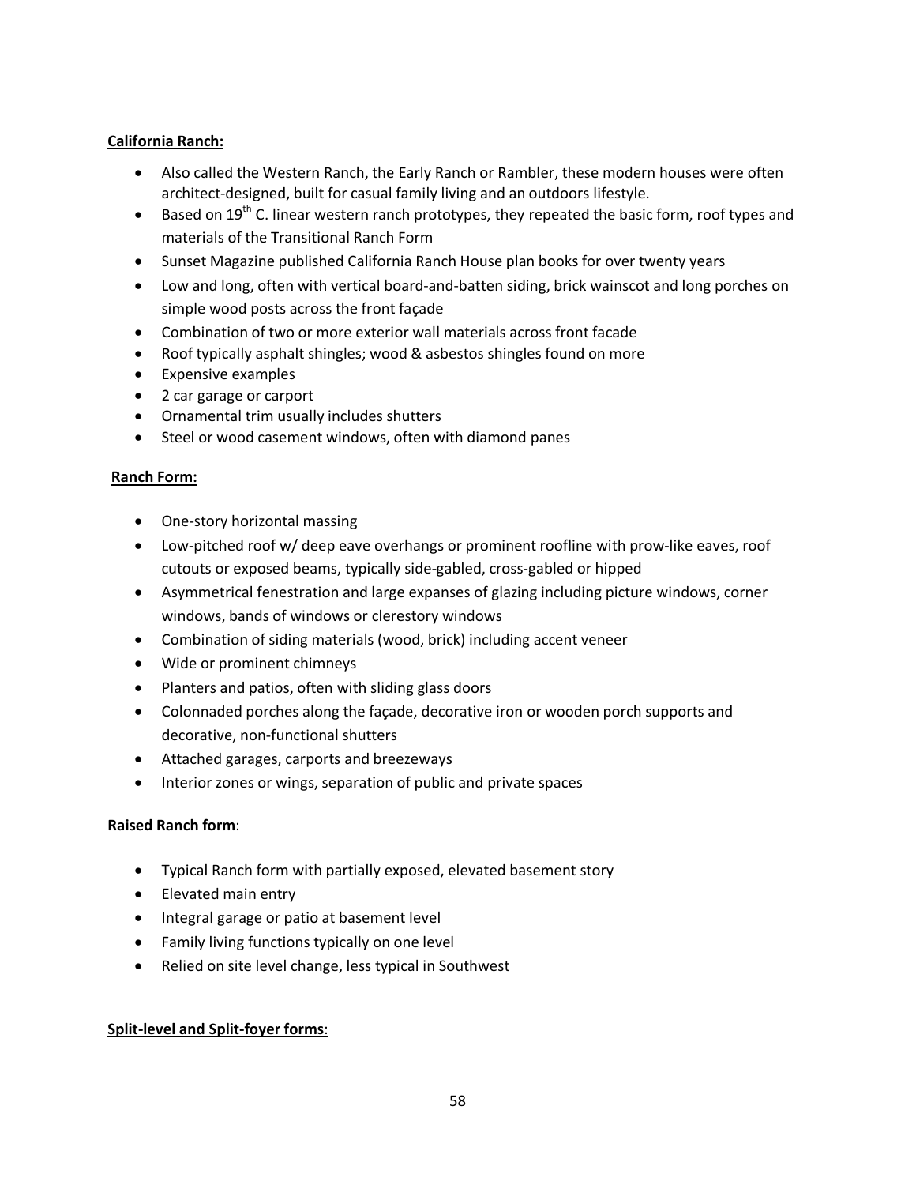**California Ranch:**

- Also called the Western Ranch, the Early Ranch or Rambler, these modern houses were often architect-designed, built for casual family living and an outdoors lifestyle.
- Based on 19$^{th}$ C. linear western ranch prototypes, they repeated the basic form, roof types and materials of the Transitional Ranch Form
- Sunset Magazine published California Ranch House plan books for over twenty years
- Low and long, often with vertical board-and-batten siding, brick wainscot and long porches on simple wood posts across the front façade
- Combination of two or more exterior wall materials across front facade
- Roof typically asphalt shingles; wood & asbestos shingles found on more
- Expensive examples
- 2 car garage or carport
- Ornamental trim usually includes shutters
- Steel or wood casement windows, often with diamond panes

**Ranch Form:**

- One-story horizontal massing
- Low-pitched roof w/ deep eave overhangs or prominent roofline with prow-like eaves, roof cutouts or exposed beams, typically side-gabled, cross-gabled or hipped
- Asymmetrical fenestration and large expanses of glazing including picture windows, corner windows, bands of windows or clerestory windows
- Combination of siding materials (wood, brick) including accent veneer
- Wide or prominent chimneys
- Planters and patios, often with sliding glass doors
- Colonnaded porches along the façade, decorative iron or wooden porch supports and decorative, non-functional shutters
- Attached garages, carports and breezeways
- Interior zones or wings, separation of public and private spaces

**Raised Ranch form**:

- Typical Ranch form with partially exposed, elevated basement story
- Elevated main entry
- Integral garage or patio at basement level
- Family living functions typically on one level
- Relied on site level change, less typical in Southwest

**Split-level and Split-foyer forms**: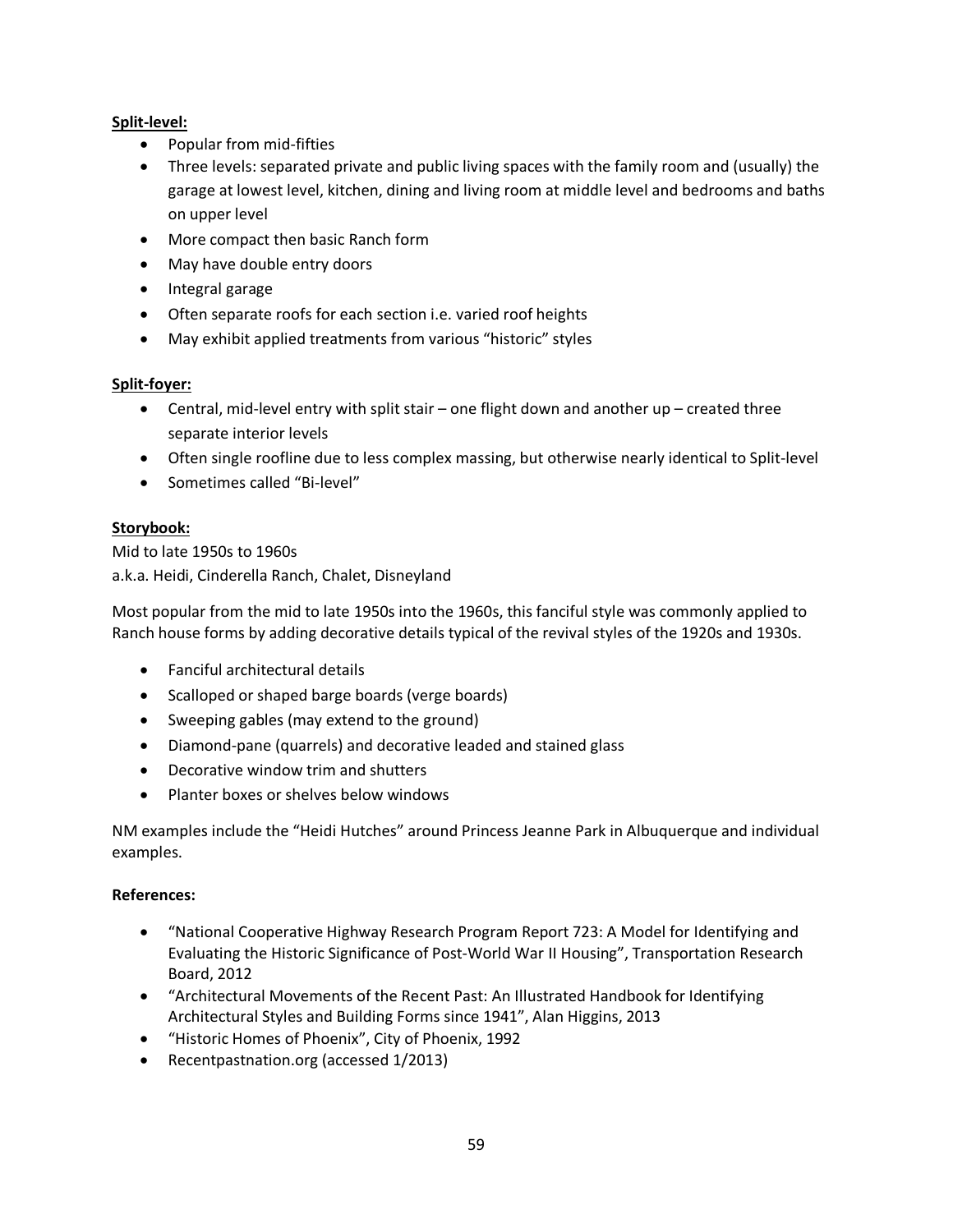**Split-level:**

- Popular from mid-fifties
- Three levels: separated private and public living spaces with the family room and (usually) the garage at lowest level, kitchen, dining and living room at middle level and bedrooms and baths on upper level
- More compact then basic Ranch form
- May have double entry doors
- Integral garage
- Often separate roofs for each section i.e. varied roof heights
- May exhibit applied treatments from various "historic" styles

**Split-foyer:**

- Central, mid-level entry with split stair – one flight down and another up – created three separate interior levels
- Often single roofline due to less complex massing, but otherwise nearly identical to Split-level
- Sometimes called "Bi-level"

**Storybook:**

Mid to late 1950s to 1960s
a.k.a. Heidi, Cinderella Ranch, Chalet, Disneyland

Most popular from the mid to late 1950s into the 1960s, this fanciful style was commonly applied to Ranch house forms by adding decorative details typical of the revival styles of the 1920s and 1930s.

- Fanciful architectural details
- Scalloped or shaped barge boards (verge boards)
- Sweeping gables (may extend to the ground)
- Diamond-pane (quarrels) and decorative leaded and stained glass
- Decorative window trim and shutters
- Planter boxes or shelves below windows

NM examples include the "Heidi Hutches" around Princess Jeanne Park in Albuquerque and individual examples.

**References:**

- "National Cooperative Highway Research Program Report 723: A Model for Identifying and Evaluating the Historic Significance of Post-World War II Housing", Transportation Research Board, 2012
- "Architectural Movements of the Recent Past: An Illustrated Handbook for Identifying Architectural Styles and Building Forms since 1941", Alan Higgins, 2013
- "Historic Homes of Phoenix", City of Phoenix, 1992
- Recentpastnation.org (accessed 1/2013)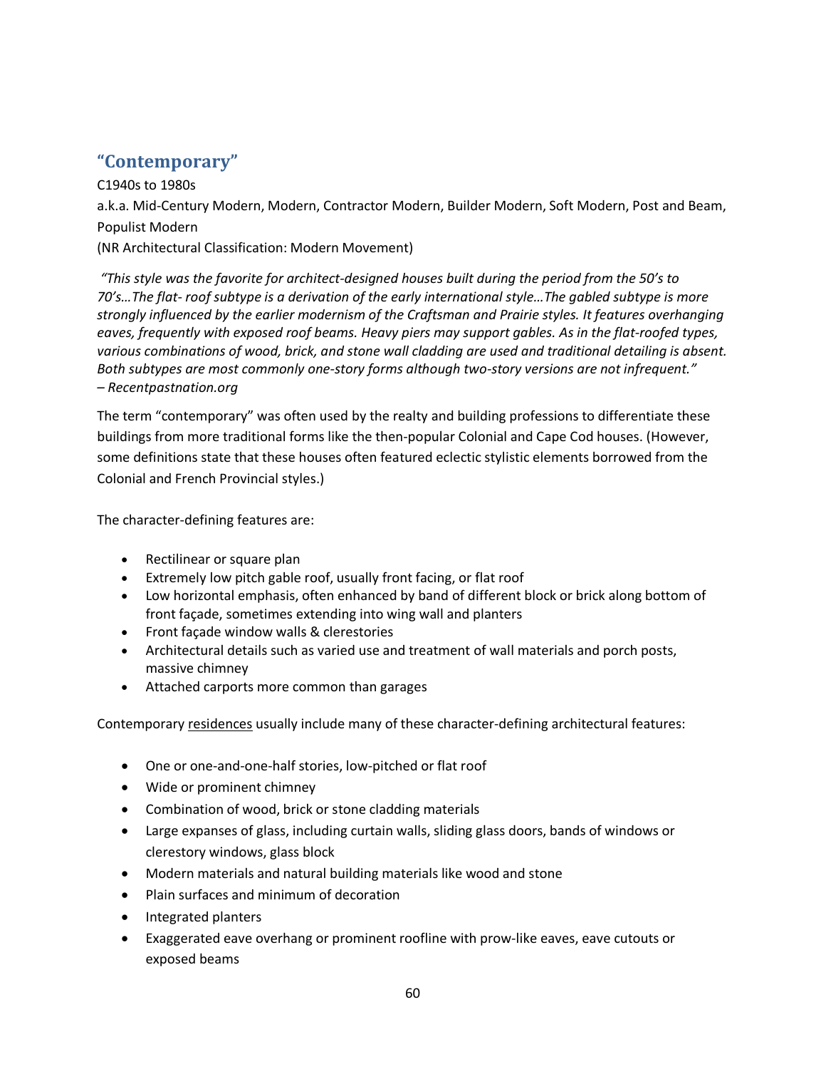## "Contemporary"

C1940s to 1980s

a.k.a. Mid-Century Modern, Modern, Contractor Modern, Builder Modern, Soft Modern, Post and Beam, Populist Modern

(NR Architectural Classification: Modern Movement)

*"This style was the favorite for architect-designed houses built during the period from the 50's to 70's…The flat- roof subtype is a derivation of the early international style…The gabled subtype is more strongly influenced by the earlier modernism of the Craftsman and Prairie styles. It features overhanging eaves, frequently with exposed roof beams. Heavy piers may support gables. As in the flat-roofed types, various combinations of wood, brick, and stone wall cladding are used and traditional detailing is absent. Both subtypes are most commonly one-story forms although two-story versions are not infrequent."*
*– Recentpastnation.org*

The term "contemporary" was often used by the realty and building professions to differentiate these buildings from more traditional forms like the then-popular Colonial and Cape Cod houses. (However, some definitions state that these houses often featured eclectic stylistic elements borrowed from the Colonial and French Provincial styles.)

The character-defining features are:

- Rectilinear or square plan
- Extremely low pitch gable roof, usually front facing, or flat roof
- Low horizontal emphasis, often enhanced by band of different block or brick along bottom of front façade, sometimes extending into wing wall and planters
- Front façade window walls & clerestories
- Architectural details such as varied use and treatment of wall materials and porch posts, massive chimney
- Attached carports more common than garages

Contemporary <u>residences</u> usually include many of these character-defining architectural features:

- One or one-and-one-half stories, low-pitched or flat roof
- Wide or prominent chimney
- Combination of wood, brick or stone cladding materials
- Large expanses of glass, including curtain walls, sliding glass doors, bands of windows or clerestory windows, glass block
- Modern materials and natural building materials like wood and stone
- Plain surfaces and minimum of decoration
- Integrated planters
- Exaggerated eave overhang or prominent roofline with prow-like eaves, eave cutouts or exposed beams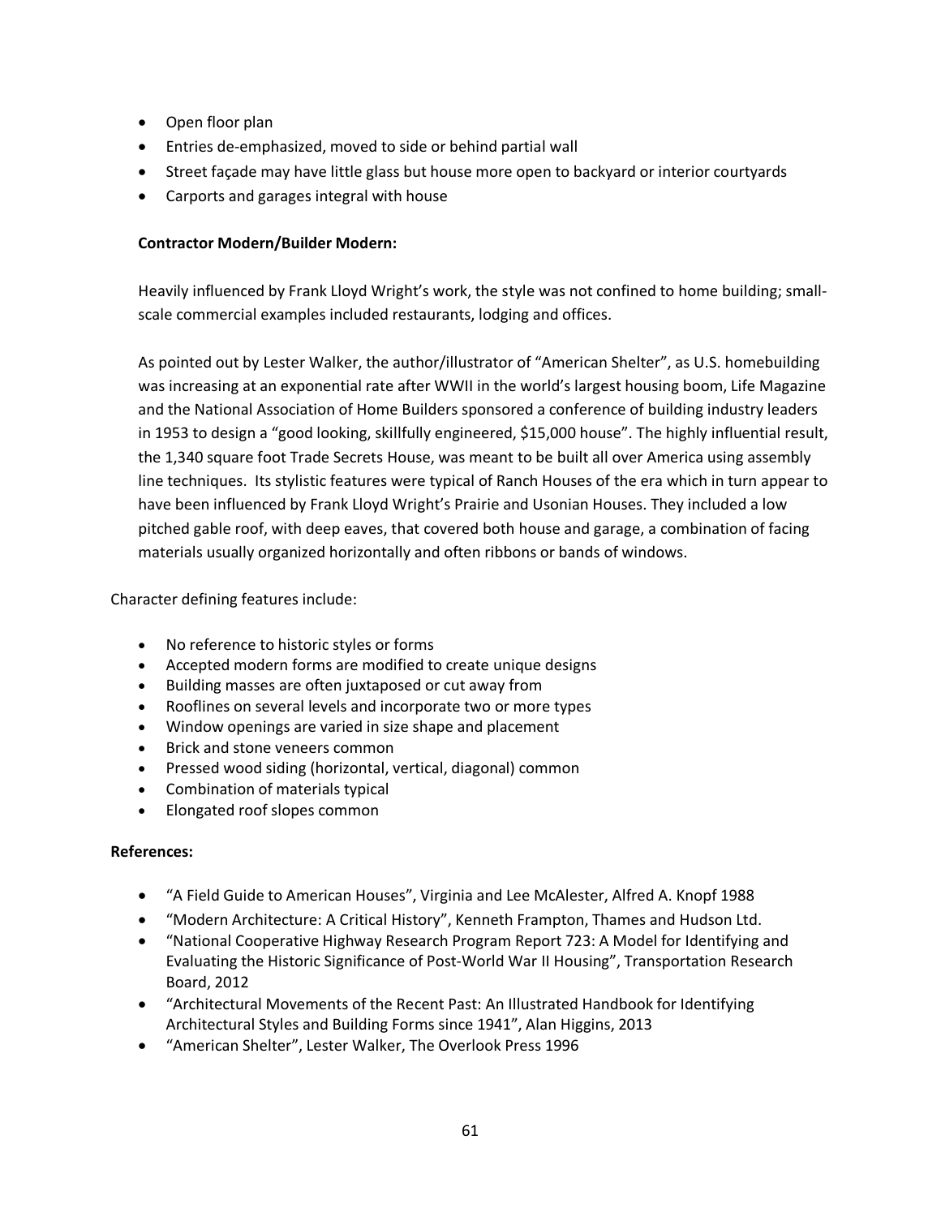- Open floor plan
- Entries de-emphasized, moved to side or behind partial wall
- Street façade may have little glass but house more open to backyard or interior courtyards
- Carports and garages integral with house

**Contractor Modern/Builder Modern:**

Heavily influenced by Frank Lloyd Wright's work, the style was not confined to home building; small-scale commercial examples included restaurants, lodging and offices.

As pointed out by Lester Walker, the author/illustrator of "American Shelter", as U.S. homebuilding was increasing at an exponential rate after WWII in the world's largest housing boom, Life Magazine and the National Association of Home Builders sponsored a conference of building industry leaders in 1953 to design a "good looking, skillfully engineered, $15,000 house". The highly influential result, the 1,340 square foot Trade Secrets House, was meant to be built all over America using assembly line techniques. Its stylistic features were typical of Ranch Houses of the era which in turn appear to have been influenced by Frank Lloyd Wright's Prairie and Usonian Houses. They included a low pitched gable roof, with deep eaves, that covered both house and garage, a combination of facing materials usually organized horizontally and often ribbons or bands of windows.

Character defining features include:

- No reference to historic styles or forms
- Accepted modern forms are modified to create unique designs
- Building masses are often juxtaposed or cut away from
- Rooflines on several levels and incorporate two or more types
- Window openings are varied in size shape and placement
- Brick and stone veneers common
- Pressed wood siding (horizontal, vertical, diagonal) common
- Combination of materials typical
- Elongated roof slopes common

**References:**

- "A Field Guide to American Houses", Virginia and Lee McAlester, Alfred A. Knopf 1988
- "Modern Architecture: A Critical History", Kenneth Frampton, Thames and Hudson Ltd.
- "National Cooperative Highway Research Program Report 723: A Model for Identifying and Evaluating the Historic Significance of Post-World War II Housing", Transportation Research Board, 2012
- "Architectural Movements of the Recent Past: An Illustrated Handbook for Identifying Architectural Styles and Building Forms since 1941", Alan Higgins, 2013
- "American Shelter", Lester Walker, The Overlook Press 1996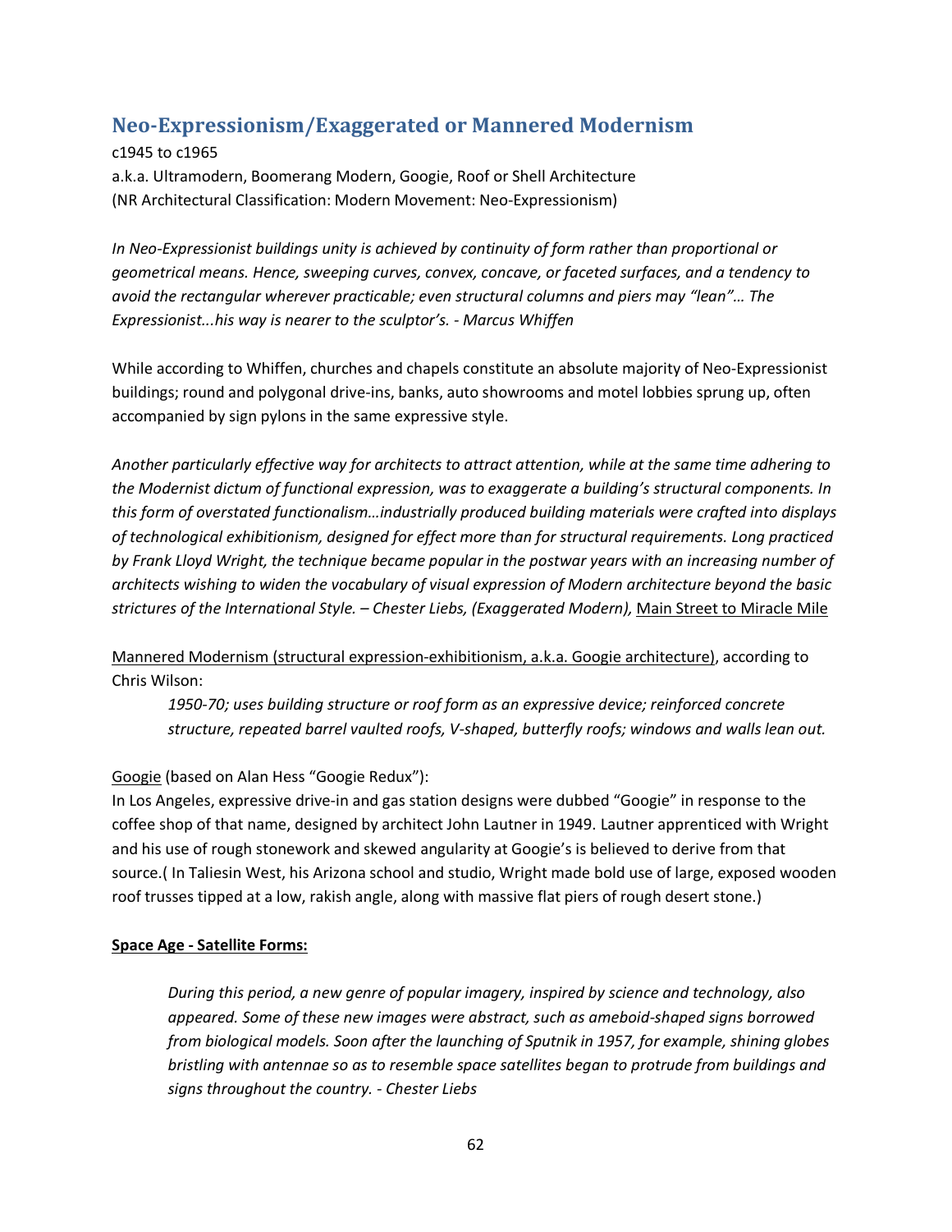## Neo-Expressionism/Exaggerated or Mannered Modernism

c1945 to c1965
a.k.a. Ultramodern, Boomerang Modern, Googie, Roof or Shell Architecture
(NR Architectural Classification: Modern Movement: Neo-Expressionism)

*In Neo-Expressionist buildings unity is achieved by continuity of form rather than proportional or geometrical means. Hence, sweeping curves, convex, concave, or faceted surfaces, and a tendency to avoid the rectangular wherever practicable; even structural columns and piers may "lean"… The Expressionist...his way is nearer to the sculptor's. - Marcus Whiffen*

While according to Whiffen, churches and chapels constitute an absolute majority of Neo-Expressionist buildings; round and polygonal drive-ins, banks, auto showrooms and motel lobbies sprung up, often accompanied by sign pylons in the same expressive style.

*Another particularly effective way for architects to attract attention, while at the same time adhering to the Modernist dictum of functional expression, was to exaggerate a building's structural components. In this form of overstated functionalism…industrially produced building materials were crafted into displays of technological exhibitionism, designed for effect more than for structural requirements. Long practiced by Frank Lloyd Wright, the technique became popular in the postwar years with an increasing number of architects wishing to widen the vocabulary of visual expression of Modern architecture beyond the basic strictures of the International Style. – Chester Liebs, (Exaggerated Modern),* Main Street to Miracle Mile

Mannered Modernism (structural expression-exhibitionism, a.k.a. Googie architecture), according to Chris Wilson:

> *1950-70; uses building structure or roof form as an expressive device; reinforced concrete structure, repeated barrel vaulted roofs, V-shaped, butterfly roofs; windows and walls lean out.*

Googie (based on Alan Hess "Googie Redux"):
In Los Angeles, expressive drive-in and gas station designs were dubbed "Googie" in response to the coffee shop of that name, designed by architect John Lautner in 1949. Lautner apprenticed with Wright and his use of rough stonework and skewed angularity at Googie's is believed to derive from that source.( In Taliesin West, his Arizona school and studio, Wright made bold use of large, exposed wooden roof trusses tipped at a low, rakish angle, along with massive flat piers of rough desert stone.)

**Space Age - Satellite Forms:**

> *During this period, a new genre of popular imagery, inspired by science and technology, also appeared. Some of these new images were abstract, such as ameboid-shaped signs borrowed from biological models. Soon after the launching of Sputnik in 1957, for example, shining globes bristling with antennae so as to resemble space satellites began to protrude from buildings and signs throughout the country. - Chester Liebs*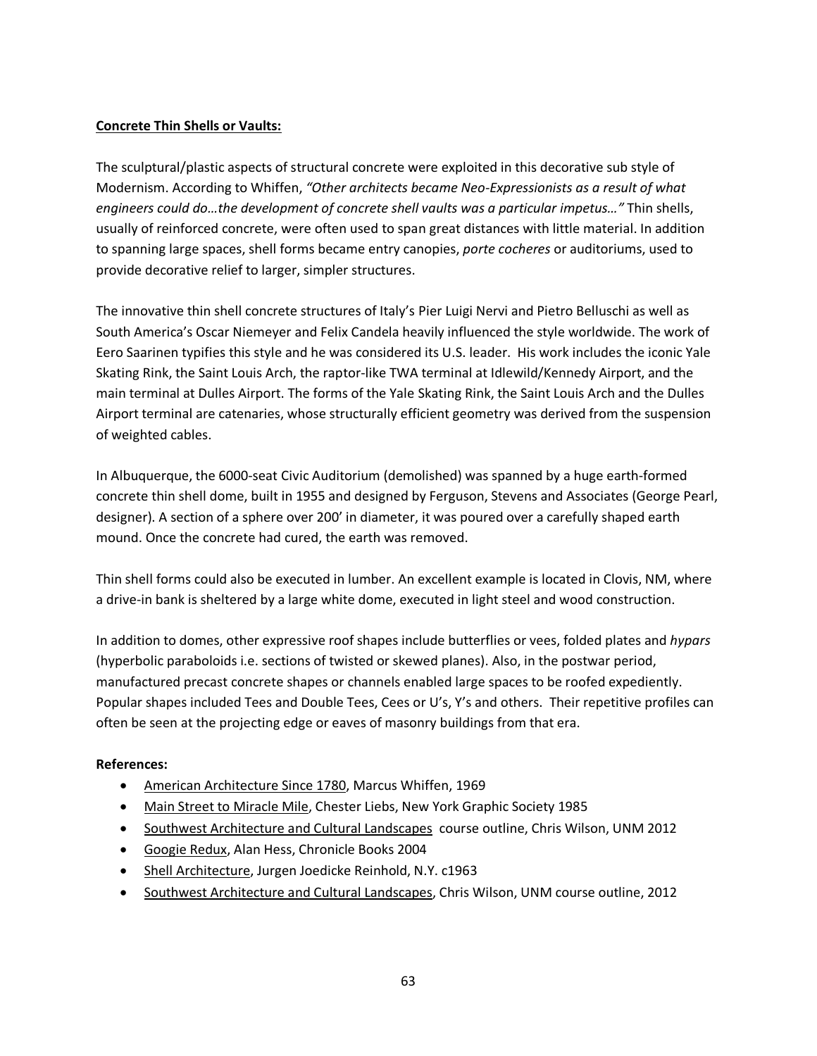**Concrete Thin Shells or Vaults:**

The sculptural/plastic aspects of structural concrete were exploited in this decorative sub style of Modernism. According to Whiffen, *"Other architects became Neo-Expressionists as a result of what engineers could do…the development of concrete shell vaults was a particular impetus…"* Thin shells, usually of reinforced concrete, were often used to span great distances with little material. In addition to spanning large spaces, shell forms became entry canopies, *porte cocheres* or auditoriums, used to provide decorative relief to larger, simpler structures.

The innovative thin shell concrete structures of Italy's Pier Luigi Nervi and Pietro Belluschi as well as South America's Oscar Niemeyer and Felix Candela heavily influenced the style worldwide. The work of Eero Saarinen typifies this style and he was considered its U.S. leader. His work includes the iconic Yale Skating Rink, the Saint Louis Arch, the raptor-like TWA terminal at Idlewild/Kennedy Airport, and the main terminal at Dulles Airport. The forms of the Yale Skating Rink, the Saint Louis Arch and the Dulles Airport terminal are catenaries, whose structurally efficient geometry was derived from the suspension of weighted cables.

In Albuquerque, the 6000-seat Civic Auditorium (demolished) was spanned by a huge earth-formed concrete thin shell dome, built in 1955 and designed by Ferguson, Stevens and Associates (George Pearl, designer). A section of a sphere over 200' in diameter, it was poured over a carefully shaped earth mound. Once the concrete had cured, the earth was removed.

Thin shell forms could also be executed in lumber. An excellent example is located in Clovis, NM, where a drive-in bank is sheltered by a large white dome, executed in light steel and wood construction.

In addition to domes, other expressive roof shapes include butterflies or vees, folded plates and *hypars* (hyperbolic paraboloids i.e. sections of twisted or skewed planes). Also, in the postwar period, manufactured precast concrete shapes or channels enabled large spaces to be roofed expediently. Popular shapes included Tees and Double Tees, Cees or U's, Y's and others. Their repetitive profiles can often be seen at the projecting edge or eaves of masonry buildings from that era.

**References:**

- American Architecture Since 1780, Marcus Whiffen, 1969
- Main Street to Miracle Mile, Chester Liebs, New York Graphic Society 1985
- Southwest Architecture and Cultural Landscapes course outline, Chris Wilson, UNM 2012
- Googie Redux, Alan Hess, Chronicle Books 2004
- Shell Architecture, Jurgen Joedicke Reinhold, N.Y. c1963
- Southwest Architecture and Cultural Landscapes, Chris Wilson, UNM course outline, 2012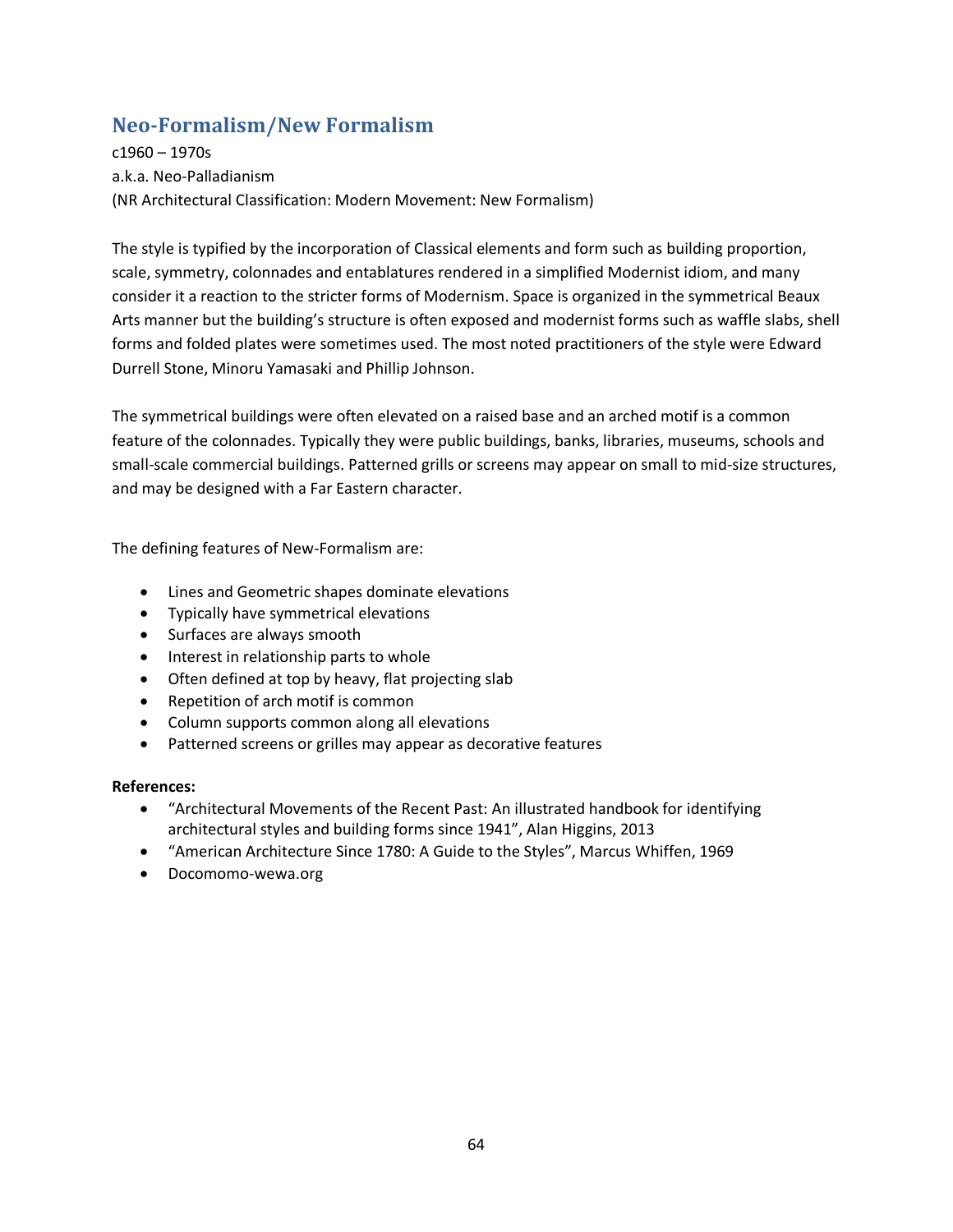## Neo-Formalism/New Formalism

c1960 – 1970s
a.k.a. Neo-Palladianism
(NR Architectural Classification: Modern Movement: New Formalism)

The style is typified by the incorporation of Classical elements and form such as building proportion, scale, symmetry, colonnades and entablatures rendered in a simplified Modernist idiom, and many consider it a reaction to the stricter forms of Modernism. Space is organized in the symmetrical Beaux Arts manner but the building's structure is often exposed and modernist forms such as waffle slabs, shell forms and folded plates were sometimes used. The most noted practitioners of the style were Edward Durrell Stone, Minoru Yamasaki and Phillip Johnson.

The symmetrical buildings were often elevated on a raised base and an arched motif is a common feature of the colonnades. Typically they were public buildings, banks, libraries, museums, schools and small-scale commercial buildings. Patterned grills or screens may appear on small to mid-size structures, and may be designed with a Far Eastern character.

The defining features of New-Formalism are:

- Lines and Geometric shapes dominate elevations
- Typically have symmetrical elevations
- Surfaces are always smooth
- Interest in relationship parts to whole
- Often defined at top by heavy, flat projecting slab
- Repetition of arch motif is common
- Column supports common along all elevations
- Patterned screens or grilles may appear as decorative features

**References:**

- "Architectural Movements of the Recent Past: An illustrated handbook for identifying architectural styles and building forms since 1941", Alan Higgins, 2013
- "American Architecture Since 1780: A Guide to the Styles", Marcus Whiffen, 1969
- Docomomo-wewa.org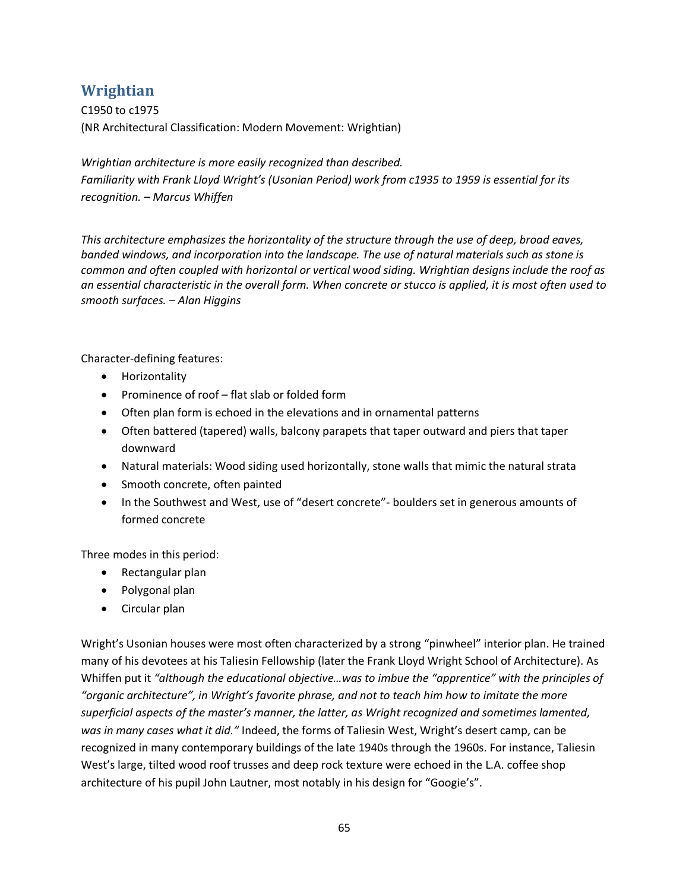## Wrightian

C1950 to c1975
(NR Architectural Classification: Modern Movement: Wrightian)

*Wrightian architecture is more easily recognized than described.*
*Familiarity with Frank Lloyd Wright's (Usonian Period) work from c1935 to 1959 is essential for its recognition. – Marcus Whiffen*

*This architecture emphasizes the horizontality of the structure through the use of deep, broad eaves, banded windows, and incorporation into the landscape. The use of natural materials such as stone is common and often coupled with horizontal or vertical wood siding. Wrightian designs include the roof as an essential characteristic in the overall form. When concrete or stucco is applied, it is most often used to smooth surfaces. – Alan Higgins*

Character-defining features:

- Horizontality
- Prominence of roof – flat slab or folded form
- Often plan form is echoed in the elevations and in ornamental patterns
- Often battered (tapered) walls, balcony parapets that taper outward and piers that taper downward
- Natural materials: Wood siding used horizontally, stone walls that mimic the natural strata
- Smooth concrete, often painted
- In the Southwest and West, use of "desert concrete"- boulders set in generous amounts of formed concrete

Three modes in this period:

- Rectangular plan
- Polygonal plan
- Circular plan

Wright's Usonian houses were most often characterized by a strong "pinwheel" interior plan. He trained many of his devotees at his Taliesin Fellowship (later the Frank Lloyd Wright School of Architecture). As Whiffen put it *"although the educational objective…was to imbue the "apprentice" with the principles of "organic architecture", in Wright's favorite phrase, and not to teach him how to imitate the more superficial aspects of the master's manner, the latter, as Wright recognized and sometimes lamented, was in many cases what it did."* Indeed, the forms of Taliesin West, Wright's desert camp, can be recognized in many contemporary buildings of the late 1940s through the 1960s. For instance, Taliesin West's large, tilted wood roof trusses and deep rock texture were echoed in the L.A. coffee shop architecture of his pupil John Lautner, most notably in his design for "Googie's".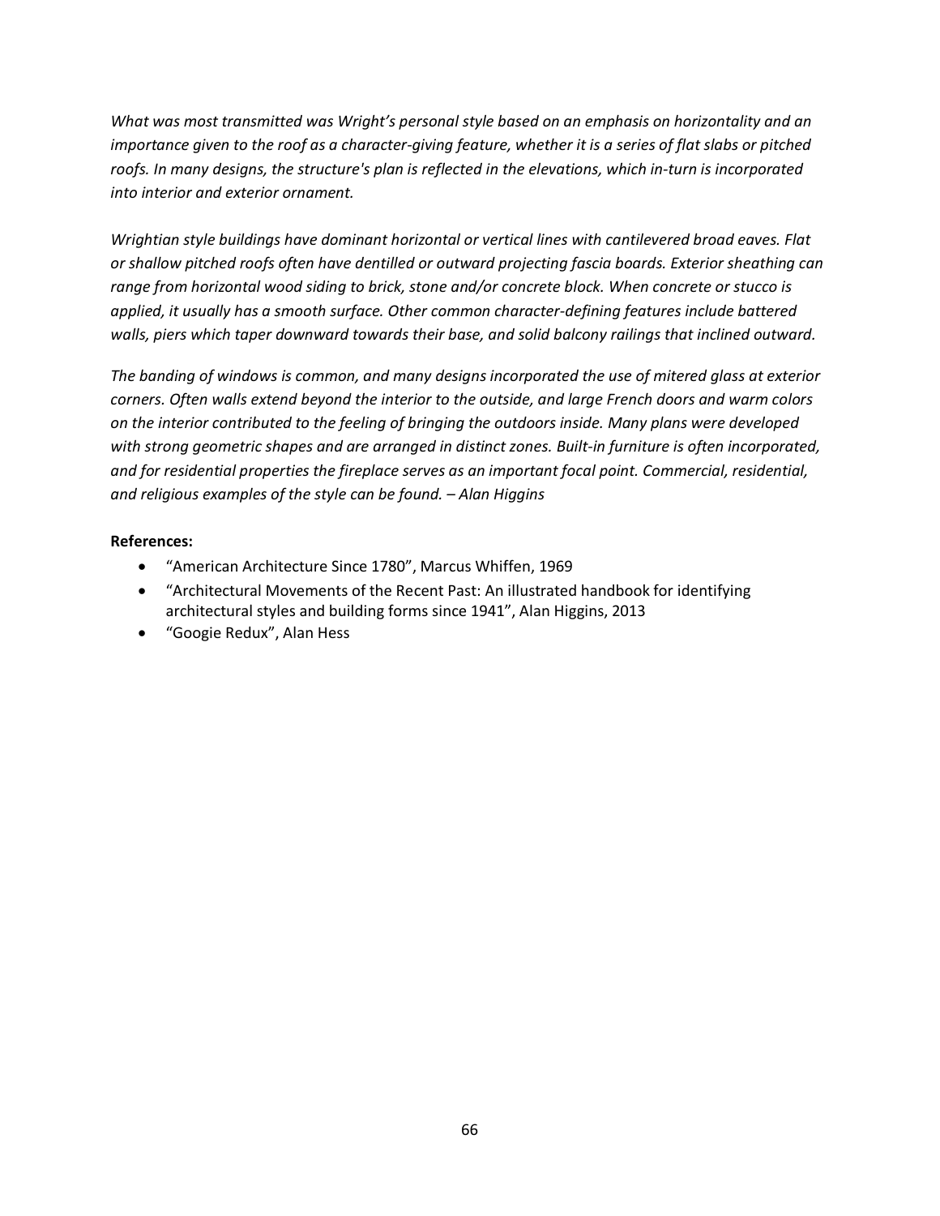*What was most transmitted was Wright's personal style based on an emphasis on horizontality and an importance given to the roof as a character-giving feature, whether it is a series of flat slabs or pitched roofs. In many designs, the structure's plan is reflected in the elevations, which in-turn is incorporated into interior and exterior ornament.*

*Wrightian style buildings have dominant horizontal or vertical lines with cantilevered broad eaves. Flat or shallow pitched roofs often have dentilled or outward projecting fascia boards. Exterior sheathing can range from horizontal wood siding to brick, stone and/or concrete block. When concrete or stucco is applied, it usually has a smooth surface. Other common character-defining features include battered walls, piers which taper downward towards their base, and solid balcony railings that inclined outward.*

*The banding of windows is common, and many designs incorporated the use of mitered glass at exterior corners. Often walls extend beyond the interior to the outside, and large French doors and warm colors on the interior contributed to the feeling of bringing the outdoors inside. Many plans were developed with strong geometric shapes and are arranged in distinct zones. Built-in furniture is often incorporated, and for residential properties the fireplace serves as an important focal point. Commercial, residential, and religious examples of the style can be found. – Alan Higgins*

**References:**

- "American Architecture Since 1780", Marcus Whiffen, 1969
- "Architectural Movements of the Recent Past: An illustrated handbook for identifying architectural styles and building forms since 1941", Alan Higgins, 2013
- "Googie Redux", Alan Hess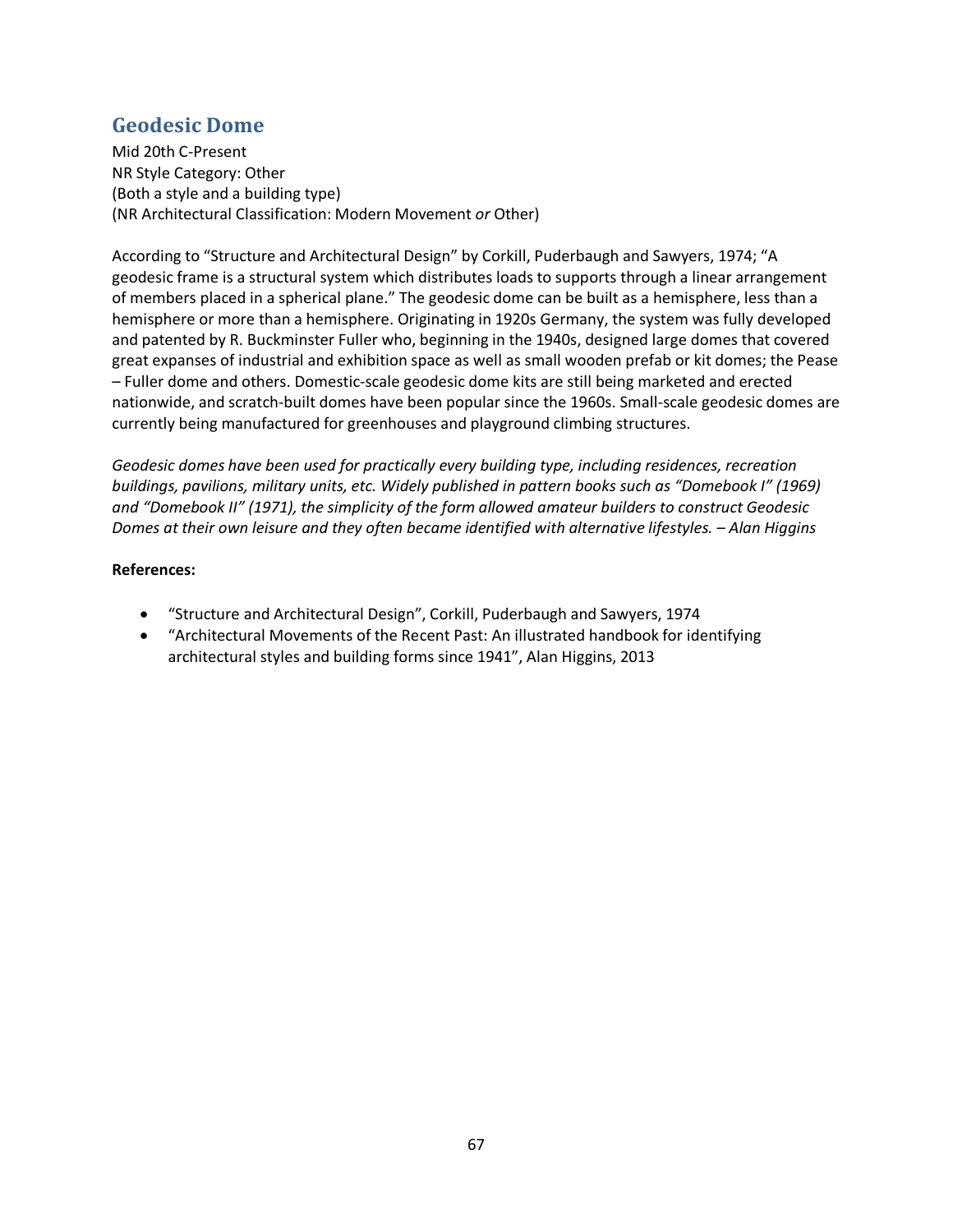## Geodesic Dome

Mid 20th C-Present
NR Style Category: Other
(Both a style and a building type)
(NR Architectural Classification: Modern Movement *or* Other)

According to "Structure and Architectural Design" by Corkill, Puderbaugh and Sawyers, 1974; "A geodesic frame is a structural system which distributes loads to supports through a linear arrangement of members placed in a spherical plane." The geodesic dome can be built as a hemisphere, less than a hemisphere or more than a hemisphere. Originating in 1920s Germany, the system was fully developed and patented by R. Buckminster Fuller who, beginning in the 1940s, designed large domes that covered great expanses of industrial and exhibition space as well as small wooden prefab or kit domes; the Pease – Fuller dome and others. Domestic-scale geodesic dome kits are still being marketed and erected nationwide, and scratch-built domes have been popular since the 1960s. Small-scale geodesic domes are currently being manufactured for greenhouses and playground climbing structures.

*Geodesic domes have been used for practically every building type, including residences, recreation buildings, pavilions, military units, etc. Widely published in pattern books such as "Domebook I" (1969) and "Domebook II" (1971), the simplicity of the form allowed amateur builders to construct Geodesic Domes at their own leisure and they often became identified with alternative lifestyles. – Alan Higgins*

**References:**

- "Structure and Architectural Design", Corkill, Puderbaugh and Sawyers, 1974
- "Architectural Movements of the Recent Past: An illustrated handbook for identifying architectural styles and building forms since 1941", Alan Higgins, 2013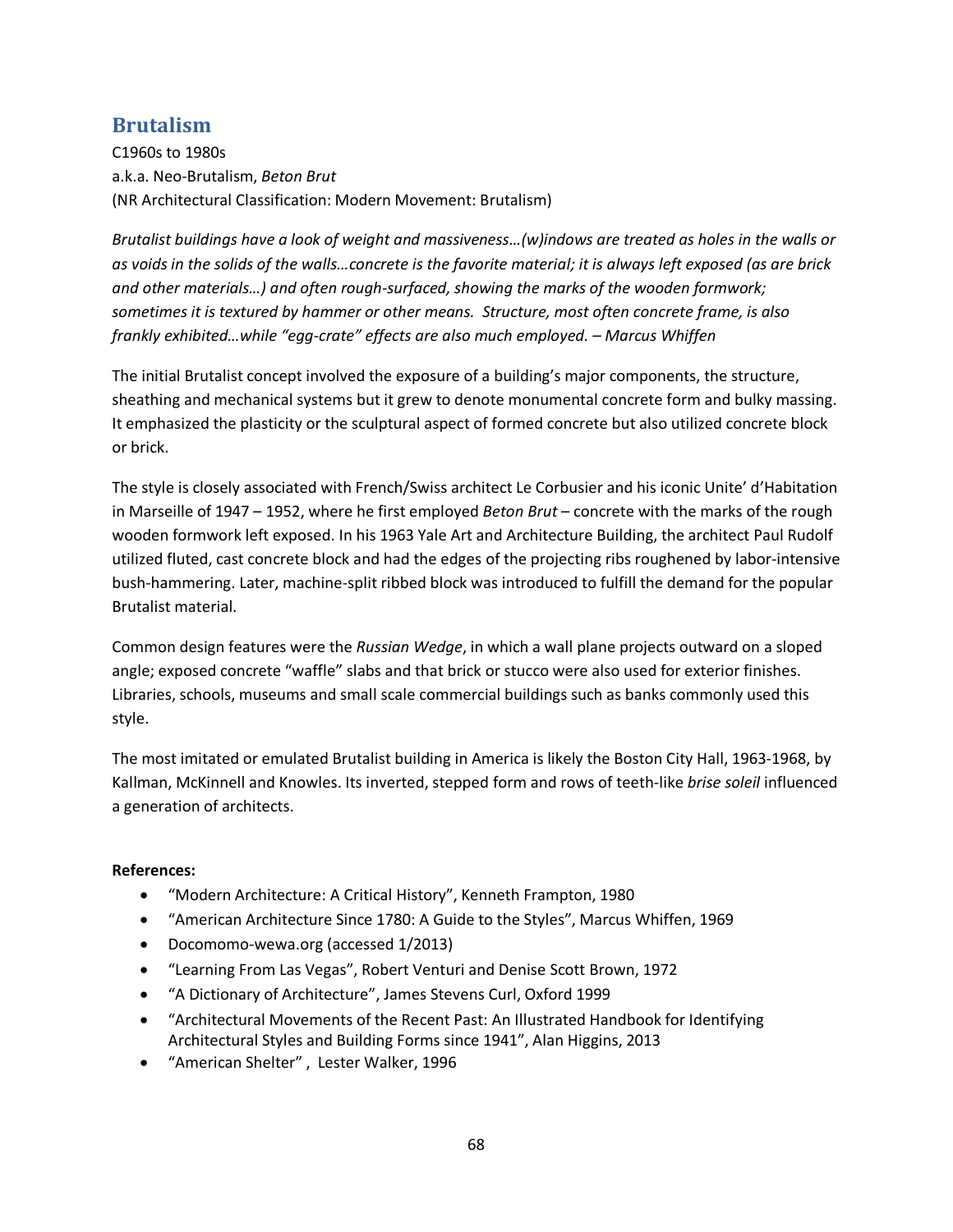## Brutalism

C1960s to 1980s
a.k.a. Neo-Brutalism, *Beton Brut*
(NR Architectural Classification: Modern Movement: Brutalism)

*Brutalist buildings have a look of weight and massiveness…(w)indows are treated as holes in the walls or as voids in the solids of the walls…concrete is the favorite material; it is always left exposed (as are brick and other materials…) and often rough-surfaced, showing the marks of the wooden formwork; sometimes it is textured by hammer or other means. Structure, most often concrete frame, is also frankly exhibited…while "egg-crate" effects are also much employed. – Marcus Whiffen*

The initial Brutalist concept involved the exposure of a building's major components, the structure, sheathing and mechanical systems but it grew to denote monumental concrete form and bulky massing. It emphasized the plasticity or the sculptural aspect of formed concrete but also utilized concrete block or brick.

The style is closely associated with French/Swiss architect Le Corbusier and his iconic Unite' d'Habitation in Marseille of 1947 – 1952, where he first employed *Beton Brut* – concrete with the marks of the rough wooden formwork left exposed. In his 1963 Yale Art and Architecture Building, the architect Paul Rudolf utilized fluted, cast concrete block and had the edges of the projecting ribs roughened by labor-intensive bush-hammering. Later, machine-split ribbed block was introduced to fulfill the demand for the popular Brutalist material.

Common design features were the *Russian Wedge*, in which a wall plane projects outward on a sloped angle; exposed concrete "waffle" slabs and that brick or stucco were also used for exterior finishes. Libraries, schools, museums and small scale commercial buildings such as banks commonly used this style.

The most imitated or emulated Brutalist building in America is likely the Boston City Hall, 1963-1968, by Kallman, McKinnell and Knowles. Its inverted, stepped form and rows of teeth-like *brise soleil* influenced a generation of architects.

**References:**

- "Modern Architecture: A Critical History", Kenneth Frampton, 1980
- "American Architecture Since 1780: A Guide to the Styles", Marcus Whiffen, 1969
- Docomomo-wewa.org (accessed 1/2013)
- "Learning From Las Vegas", Robert Venturi and Denise Scott Brown, 1972
- "A Dictionary of Architecture", James Stevens Curl, Oxford 1999
- "Architectural Movements of the Recent Past: An Illustrated Handbook for Identifying Architectural Styles and Building Forms since 1941", Alan Higgins, 2013
- "American Shelter" , Lester Walker, 1996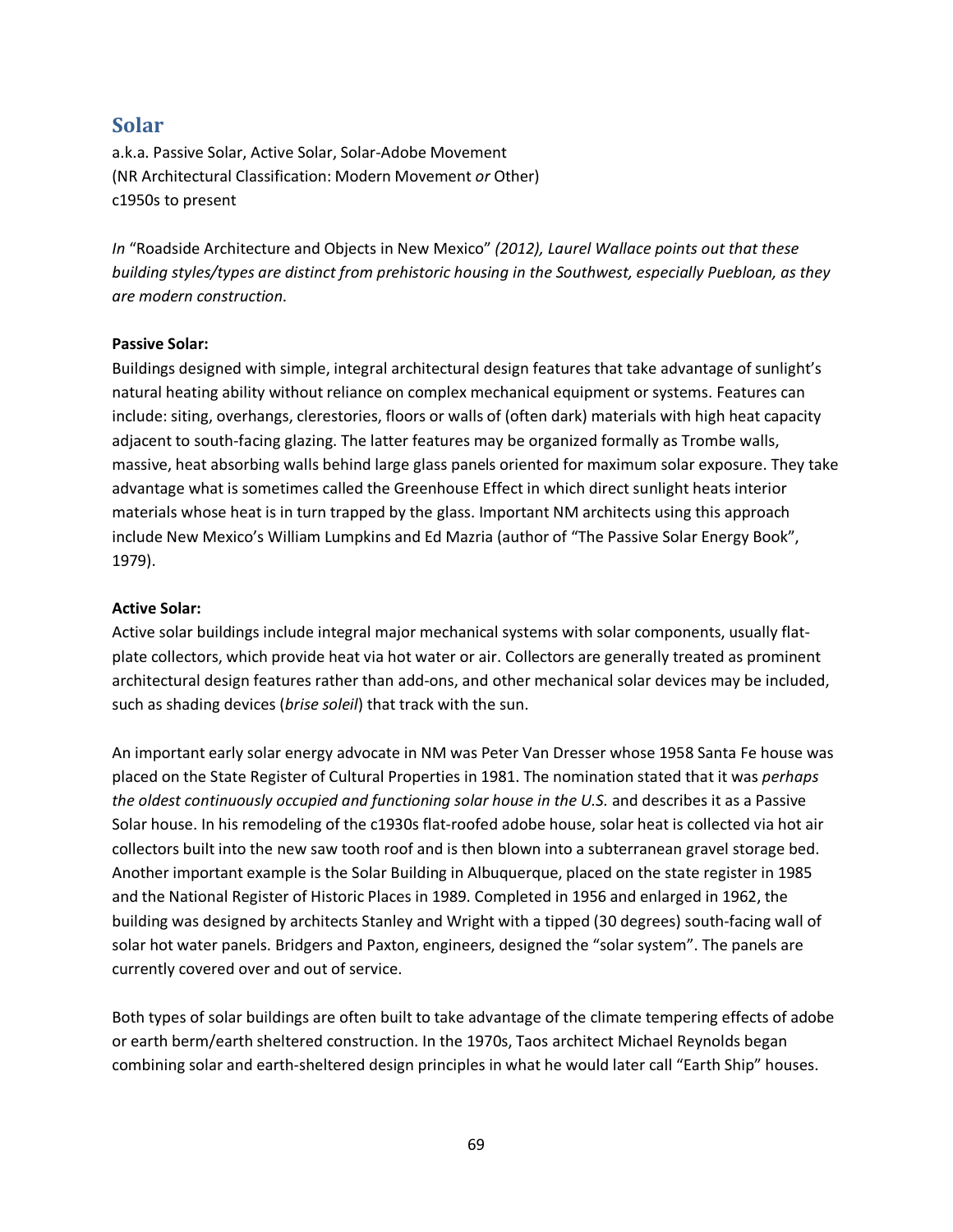## Solar

a.k.a. Passive Solar, Active Solar, Solar-Adobe Movement
(NR Architectural Classification: Modern Movement *or* Other)
c1950s to present

*In* "Roadside Architecture and Objects in New Mexico" *(2012), Laurel Wallace points out that these building styles/types are distinct from prehistoric housing in the Southwest, especially Puebloan, as they are modern construction.*

**Passive Solar:**
Buildings designed with simple, integral architectural design features that take advantage of sunlight's natural heating ability without reliance on complex mechanical equipment or systems. Features can include: siting, overhangs, clerestories, floors or walls of (often dark) materials with high heat capacity adjacent to south-facing glazing. The latter features may be organized formally as Trombe walls, massive, heat absorbing walls behind large glass panels oriented for maximum solar exposure. They take advantage what is sometimes called the Greenhouse Effect in which direct sunlight heats interior materials whose heat is in turn trapped by the glass. Important NM architects using this approach include New Mexico's William Lumpkins and Ed Mazria (author of "The Passive Solar Energy Book", 1979).

**Active Solar:**
Active solar buildings include integral major mechanical systems with solar components, usually flat-plate collectors, which provide heat via hot water or air. Collectors are generally treated as prominent architectural design features rather than add-ons, and other mechanical solar devices may be included, such as shading devices (*brise soleil*) that track with the sun.

An important early solar energy advocate in NM was Peter Van Dresser whose 1958 Santa Fe house was placed on the State Register of Cultural Properties in 1981. The nomination stated that it was *perhaps the oldest continuously occupied and functioning solar house in the U.S.* and describes it as a Passive Solar house. In his remodeling of the c1930s flat-roofed adobe house, solar heat is collected via hot air collectors built into the new saw tooth roof and is then blown into a subterranean gravel storage bed. Another important example is the Solar Building in Albuquerque, placed on the state register in 1985 and the National Register of Historic Places in 1989. Completed in 1956 and enlarged in 1962, the building was designed by architects Stanley and Wright with a tipped (30 degrees) south-facing wall of solar hot water panels. Bridgers and Paxton, engineers, designed the "solar system". The panels are currently covered over and out of service.

Both types of solar buildings are often built to take advantage of the climate tempering effects of adobe or earth berm/earth sheltered construction. In the 1970s, Taos architect Michael Reynolds began combining solar and earth-sheltered design principles in what he would later call "Earth Ship" houses.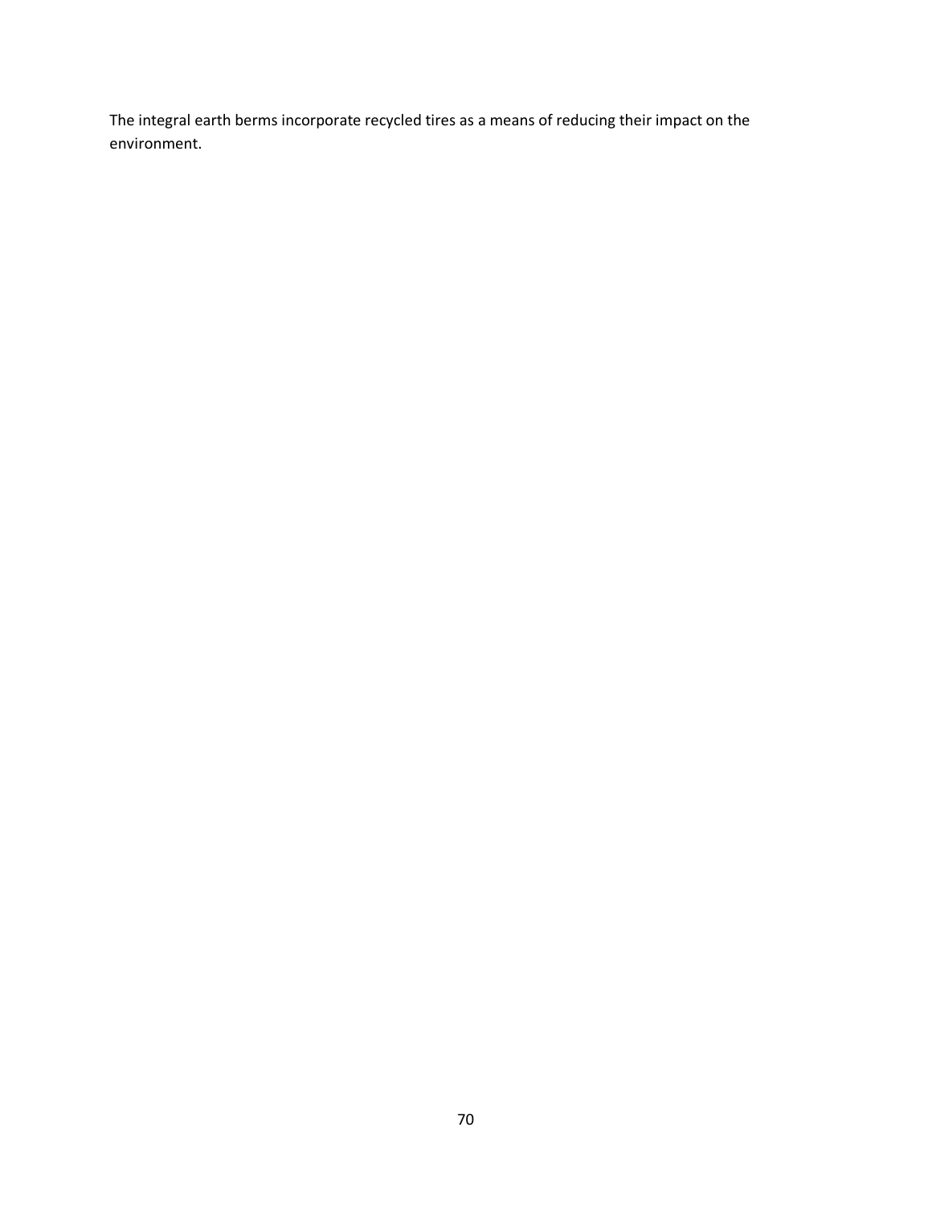The integral earth berms incorporate recycled tires as a means of reducing their impact on the environment.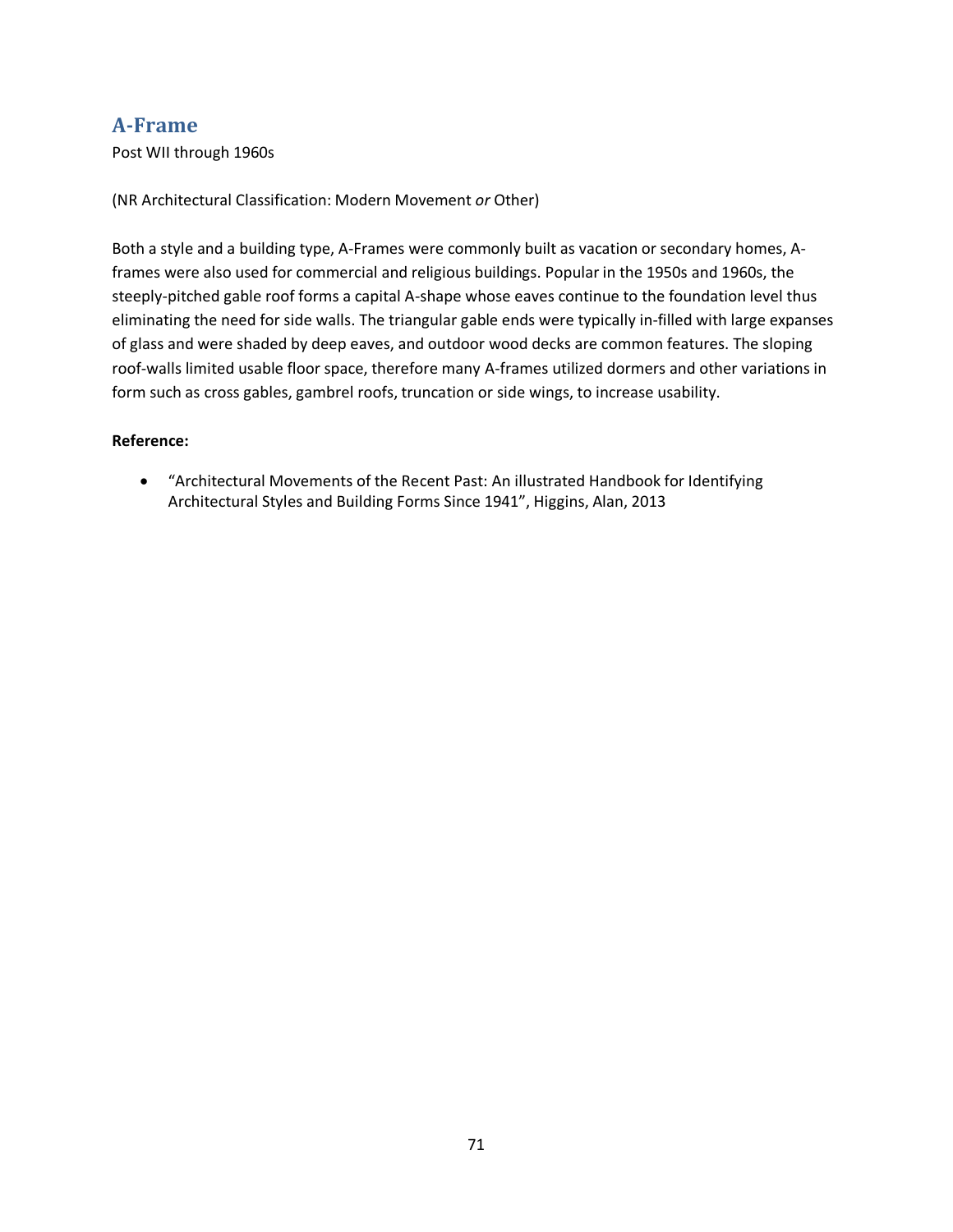## A-Frame

Post WII through 1960s

(NR Architectural Classification: Modern Movement *or* Other)

Both a style and a building type, A-Frames were commonly built as vacation or secondary homes, A-frames were also used for commercial and religious buildings. Popular in the 1950s and 1960s, the steeply-pitched gable roof forms a capital A-shape whose eaves continue to the foundation level thus eliminating the need for side walls. The triangular gable ends were typically in-filled with large expanses of glass and were shaded by deep eaves, and outdoor wood decks are common features. The sloping roof-walls limited usable floor space, therefore many A-frames utilized dormers and other variations in form such as cross gables, gambrel roofs, truncation or side wings, to increase usability.

**Reference:**

- "Architectural Movements of the Recent Past: An illustrated Handbook for Identifying Architectural Styles and Building Forms Since 1941", Higgins, Alan, 2013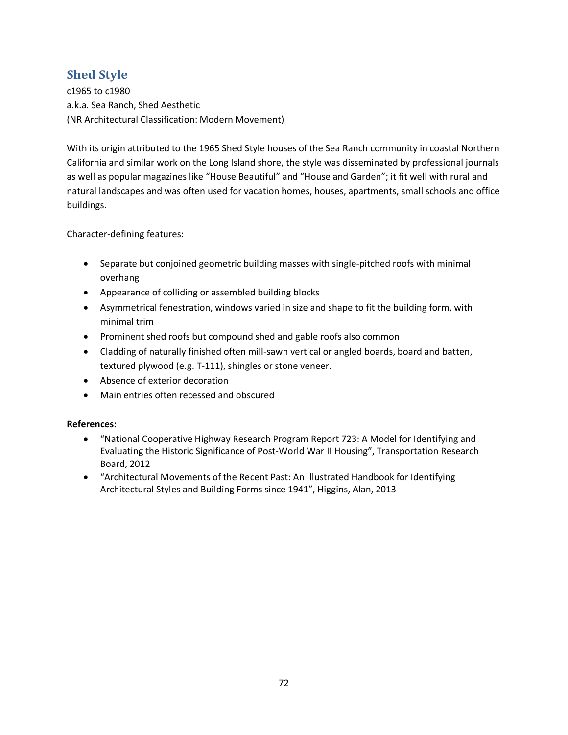## Shed Style

c1965 to c1980
a.k.a. Sea Ranch, Shed Aesthetic
(NR Architectural Classification: Modern Movement)

With its origin attributed to the 1965 Shed Style houses of the Sea Ranch community in coastal Northern California and similar work on the Long Island shore, the style was disseminated by professional journals as well as popular magazines like "House Beautiful" and "House and Garden"; it fit well with rural and natural landscapes and was often used for vacation homes, houses, apartments, small schools and office buildings.

Character-defining features:

- Separate but conjoined geometric building masses with single-pitched roofs with minimal overhang
- Appearance of colliding or assembled building blocks
- Asymmetrical fenestration, windows varied in size and shape to fit the building form, with minimal trim
- Prominent shed roofs but compound shed and gable roofs also common
- Cladding of naturally finished often mill-sawn vertical or angled boards, board and batten, textured plywood (e.g. T-111), shingles or stone veneer.
- Absence of exterior decoration
- Main entries often recessed and obscured

**References:**

- "National Cooperative Highway Research Program Report 723: A Model for Identifying and Evaluating the Historic Significance of Post-World War II Housing", Transportation Research Board, 2012
- "Architectural Movements of the Recent Past: An Illustrated Handbook for Identifying Architectural Styles and Building Forms since 1941", Higgins, Alan, 2013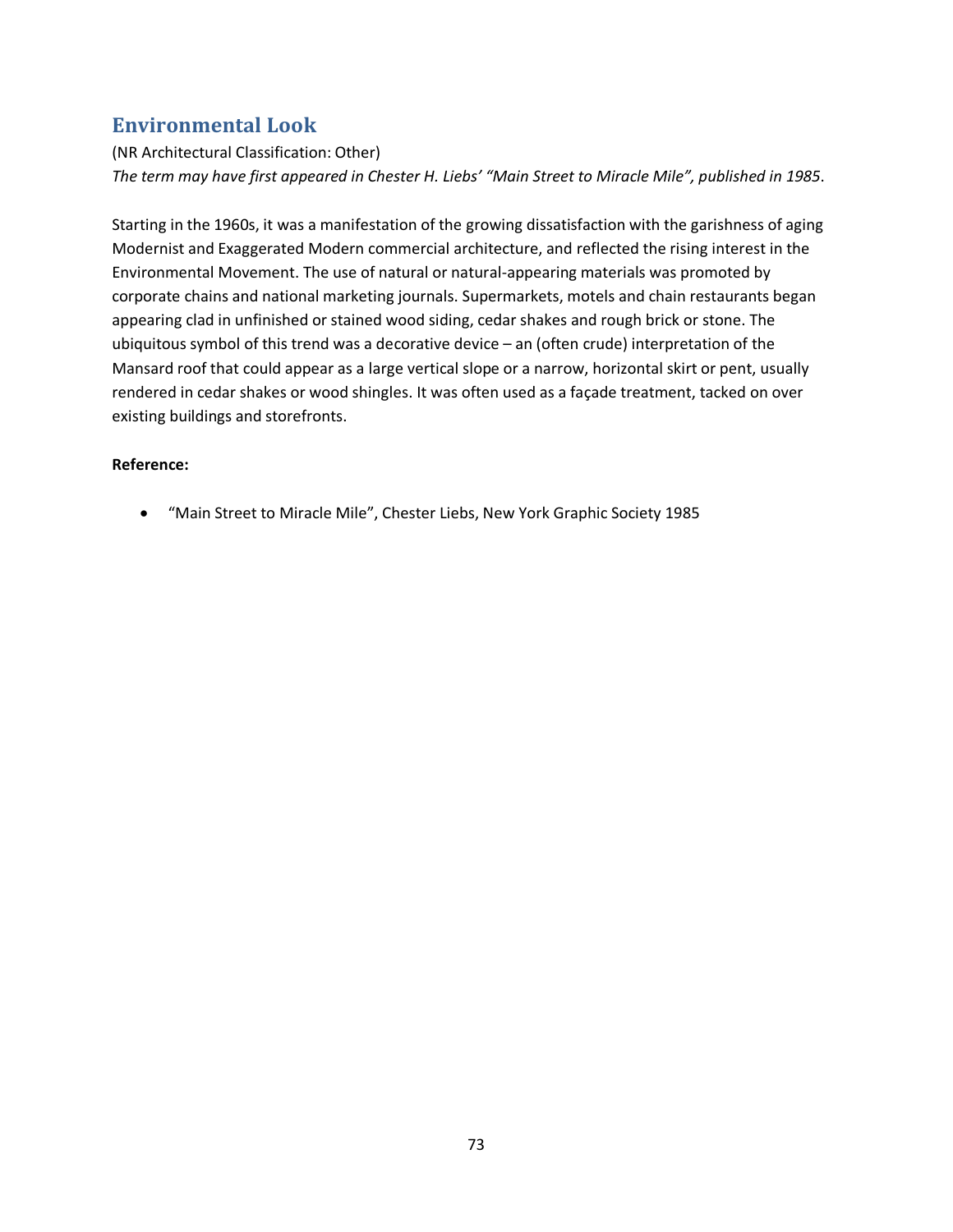## Environmental Look

(NR Architectural Classification: Other)

*The term may have first appeared in Chester H. Liebs' "Main Street to Miracle Mile", published in 1985*.

Starting in the 1960s, it was a manifestation of the growing dissatisfaction with the garishness of aging Modernist and Exaggerated Modern commercial architecture, and reflected the rising interest in the Environmental Movement. The use of natural or natural-appearing materials was promoted by corporate chains and national marketing journals. Supermarkets, motels and chain restaurants began appearing clad in unfinished or stained wood siding, cedar shakes and rough brick or stone. The ubiquitous symbol of this trend was a decorative device – an (often crude) interpretation of the Mansard roof that could appear as a large vertical slope or a narrow, horizontal skirt or pent, usually rendered in cedar shakes or wood shingles. It was often used as a façade treatment, tacked on over existing buildings and storefronts.

**Reference:**

- "Main Street to Miracle Mile", Chester Liebs, New York Graphic Society 1985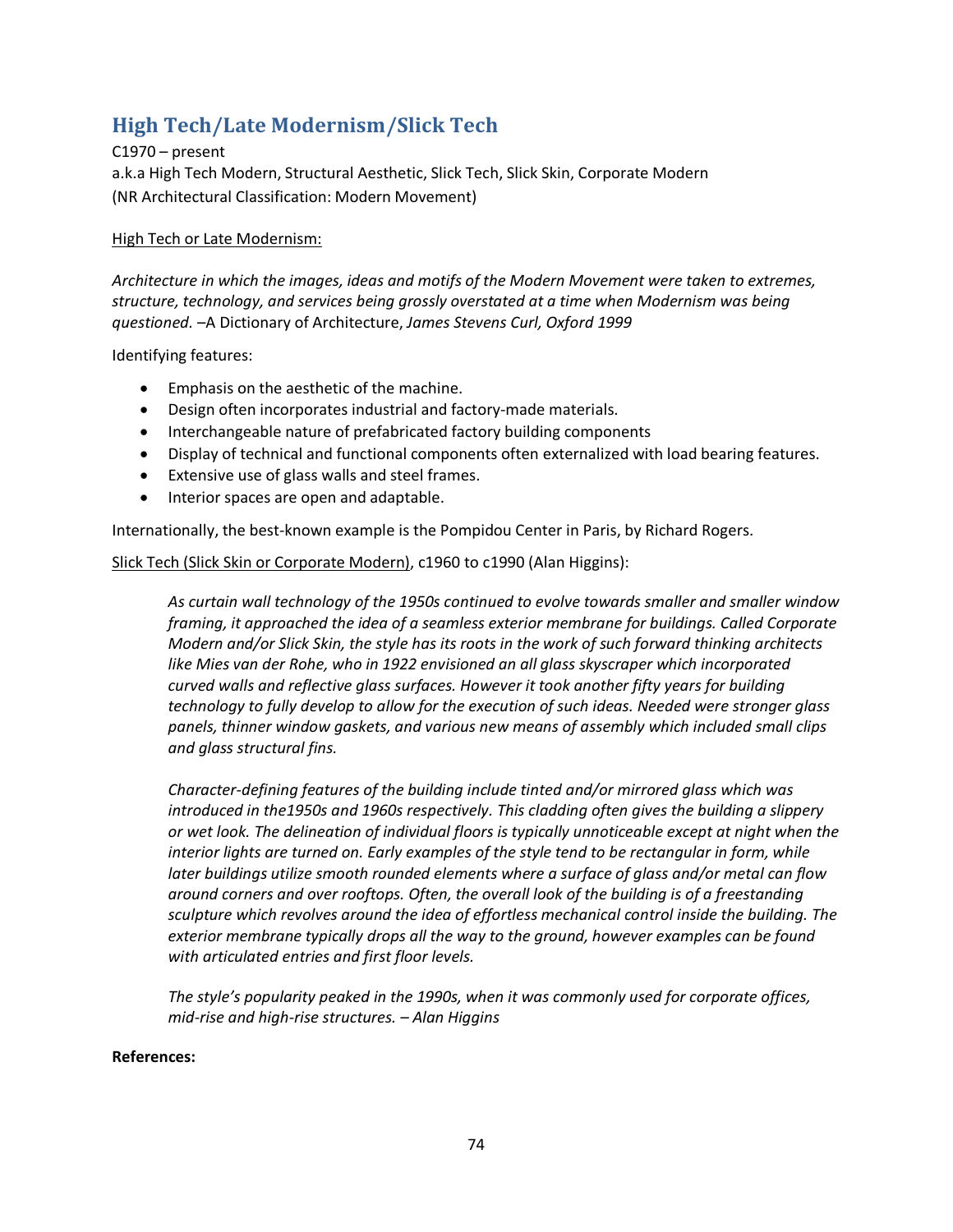## High Tech/Late Modernism/Slick Tech

C1970 – present
a.k.a High Tech Modern, Structural Aesthetic, Slick Tech, Slick Skin, Corporate Modern
(NR Architectural Classification: Modern Movement)

<u>High Tech or Late Modernism:</u>

*Architecture in which the images, ideas and motifs of the Modern Movement were taken to extremes, structure, technology, and services being grossly overstated at a time when Modernism was being questioned.* –A Dictionary of Architecture, *James Stevens Curl, Oxford 1999*

Identifying features:

- Emphasis on the aesthetic of the machine.
- Design often incorporates industrial and factory-made materials.
- Interchangeable nature of prefabricated factory building components
- Display of technical and functional components often externalized with load bearing features.
- Extensive use of glass walls and steel frames.
- Interior spaces are open and adaptable.

Internationally, the best-known example is the Pompidou Center in Paris, by Richard Rogers.

<u>Slick Tech (Slick Skin or Corporate Modern)</u>, c1960 to c1990 (Alan Higgins):

> *As curtain wall technology of the 1950s continued to evolve towards smaller and smaller window framing, it approached the idea of a seamless exterior membrane for buildings. Called Corporate Modern and/or Slick Skin, the style has its roots in the work of such forward thinking architects like Mies van der Rohe, who in 1922 envisioned an all glass skyscraper which incorporated curved walls and reflective glass surfaces. However it took another fifty years for building technology to fully develop to allow for the execution of such ideas. Needed were stronger glass panels, thinner window gaskets, and various new means of assembly which included small clips and glass structural fins.*
>
> *Character-defining features of the building include tinted and/or mirrored glass which was introduced in the1950s and 1960s respectively. This cladding often gives the building a slippery or wet look. The delineation of individual floors is typically unnoticeable except at night when the interior lights are turned on. Early examples of the style tend to be rectangular in form, while later buildings utilize smooth rounded elements where a surface of glass and/or metal can flow around corners and over rooftops. Often, the overall look of the building is of a freestanding sculpture which revolves around the idea of effortless mechanical control inside the building. The exterior membrane typically drops all the way to the ground, however examples can be found with articulated entries and first floor levels.*
>
> *The style's popularity peaked in the 1990s, when it was commonly used for corporate offices, mid-rise and high-rise structures. – Alan Higgins*

**References:**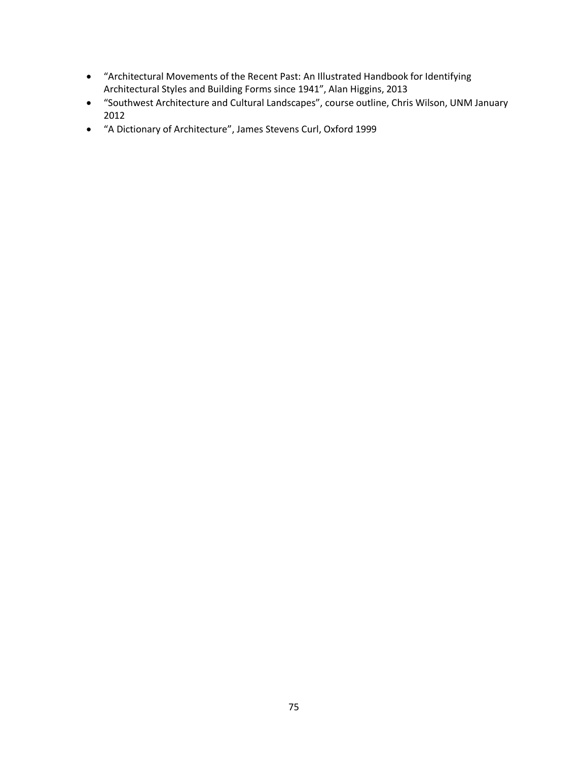- "Architectural Movements of the Recent Past: An Illustrated Handbook for Identifying Architectural Styles and Building Forms since 1941", Alan Higgins, 2013
- "Southwest Architecture and Cultural Landscapes", course outline, Chris Wilson, UNM January 2012
- "A Dictionary of Architecture", James Stevens Curl, Oxford 1999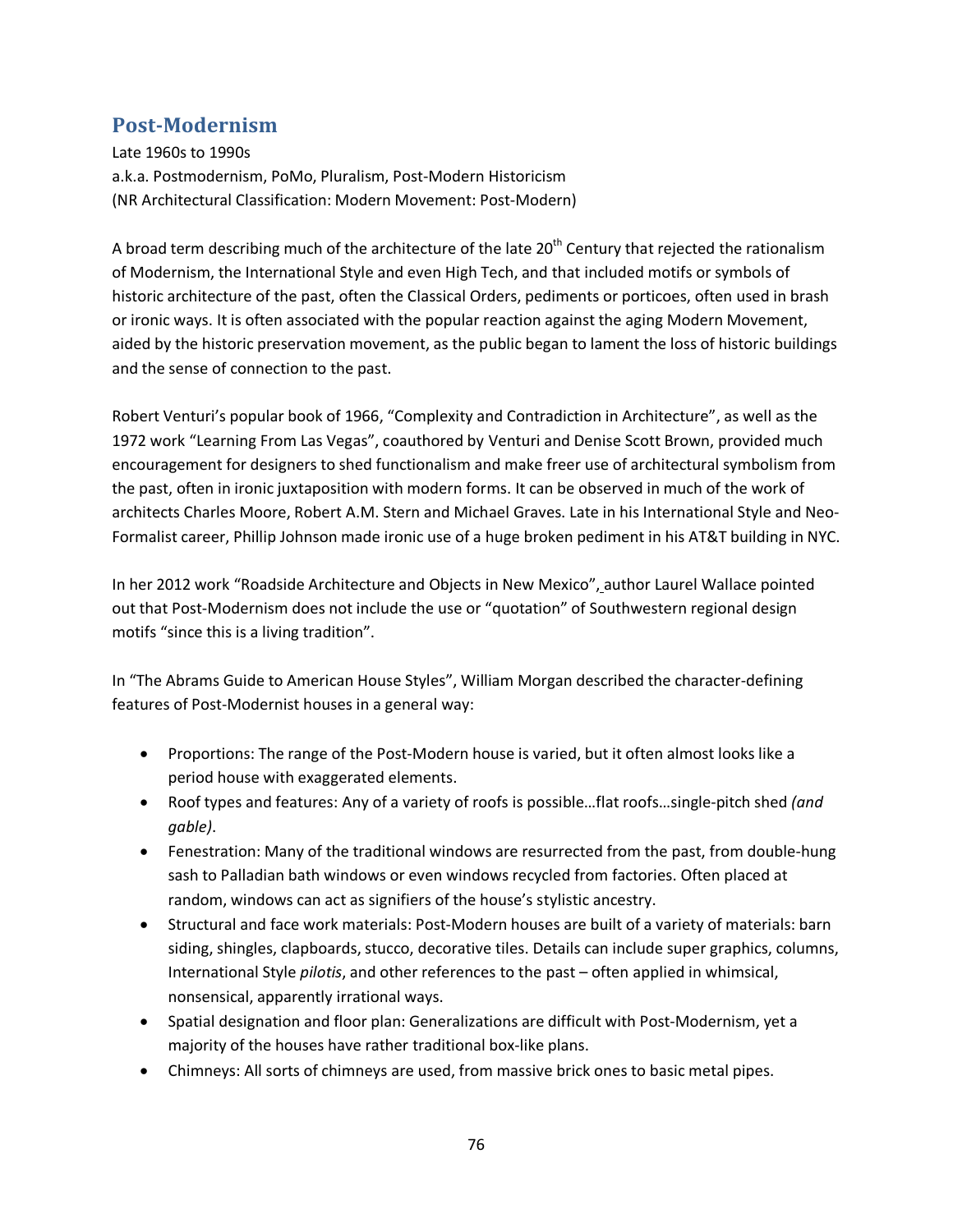## Post-Modernism

Late 1960s to 1990s
a.k.a. Postmodernism, PoMo, Pluralism, Post-Modern Historicism
(NR Architectural Classification: Modern Movement: Post-Modern)

A broad term describing much of the architecture of the late 20th Century that rejected the rationalism of Modernism, the International Style and even High Tech, and that included motifs or symbols of historic architecture of the past, often the Classical Orders, pediments or porticoes, often used in brash or ironic ways. It is often associated with the popular reaction against the aging Modern Movement, aided by the historic preservation movement, as the public began to lament the loss of historic buildings and the sense of connection to the past.

Robert Venturi's popular book of 1966, "Complexity and Contradiction in Architecture", as well as the 1972 work "Learning From Las Vegas", coauthored by Venturi and Denise Scott Brown, provided much encouragement for designers to shed functionalism and make freer use of architectural symbolism from the past, often in ironic juxtaposition with modern forms. It can be observed in much of the work of architects Charles Moore, Robert A.M. Stern and Michael Graves. Late in his International Style and Neo-Formalist career, Phillip Johnson made ironic use of a huge broken pediment in his AT&T building in NYC.

In her 2012 work "Roadside Architecture and Objects in New Mexico", author Laurel Wallace pointed out that Post-Modernism does not include the use or "quotation" of Southwestern regional design motifs "since this is a living tradition".

In "The Abrams Guide to American House Styles", William Morgan described the character-defining features of Post-Modernist houses in a general way:

- Proportions: The range of the Post-Modern house is varied, but it often almost looks like a period house with exaggerated elements.
- Roof types and features: Any of a variety of roofs is possible…flat roofs…single-pitch shed *(and gable)*.
- Fenestration: Many of the traditional windows are resurrected from the past, from double-hung sash to Palladian bath windows or even windows recycled from factories. Often placed at random, windows can act as signifiers of the house's stylistic ancestry.
- Structural and face work materials: Post-Modern houses are built of a variety of materials: barn siding, shingles, clapboards, stucco, decorative tiles. Details can include super graphics, columns, International Style *pilotis*, and other references to the past – often applied in whimsical, nonsensical, apparently irrational ways.
- Spatial designation and floor plan: Generalizations are difficult with Post-Modernism, yet a majority of the houses have rather traditional box-like plans.
- Chimneys: All sorts of chimneys are used, from massive brick ones to basic metal pipes.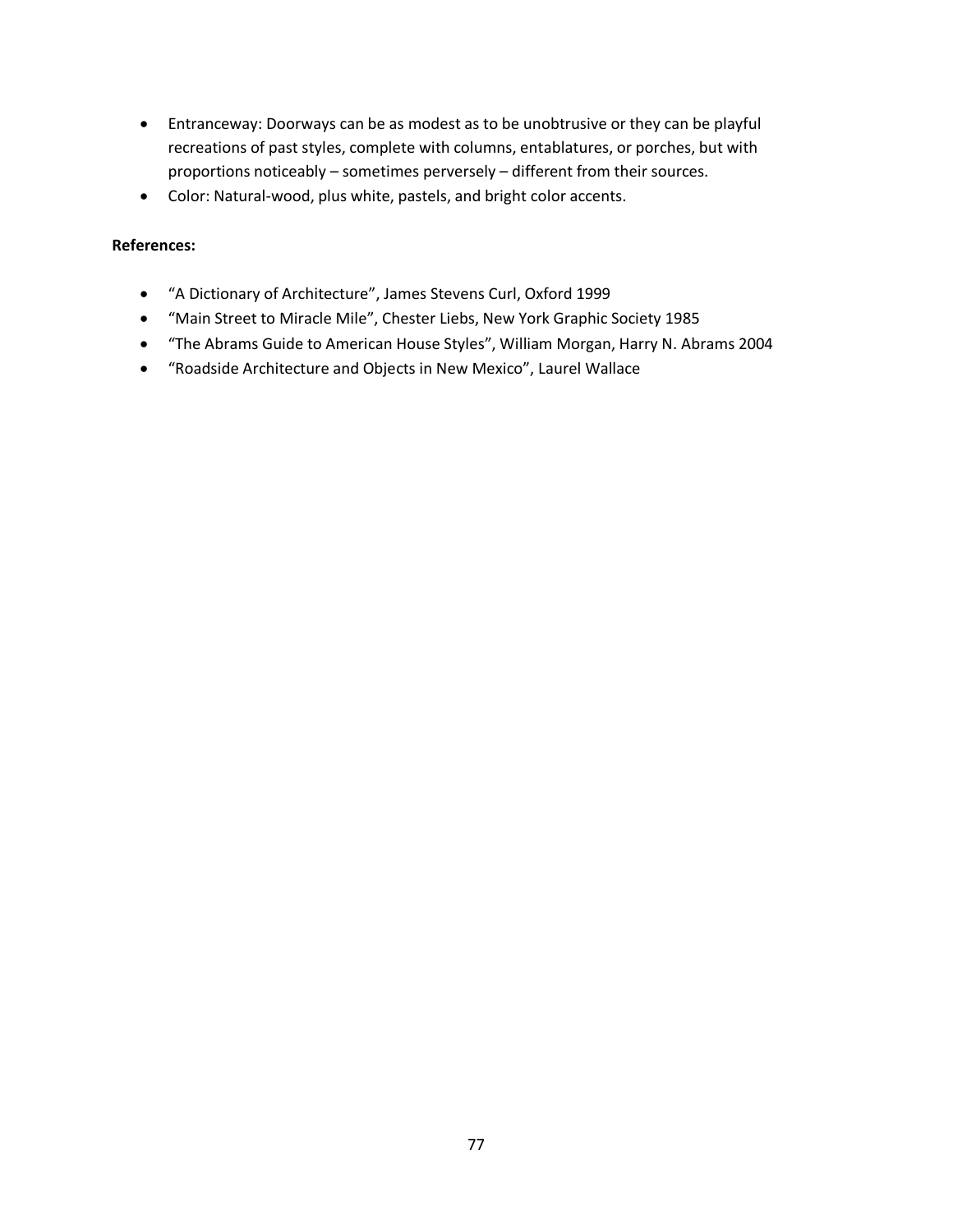- Entranceway: Doorways can be as modest as to be unobtrusive or they can be playful recreations of past styles, complete with columns, entablatures, or porches, but with proportions noticeably – sometimes perversely – different from their sources.
- Color: Natural-wood, plus white, pastels, and bright color accents.

**References:**

- "A Dictionary of Architecture", James Stevens Curl, Oxford 1999
- "Main Street to Miracle Mile", Chester Liebs, New York Graphic Society 1985
- "The Abrams Guide to American House Styles", William Morgan, Harry N. Abrams 2004
- "Roadside Architecture and Objects in New Mexico", Laurel Wallace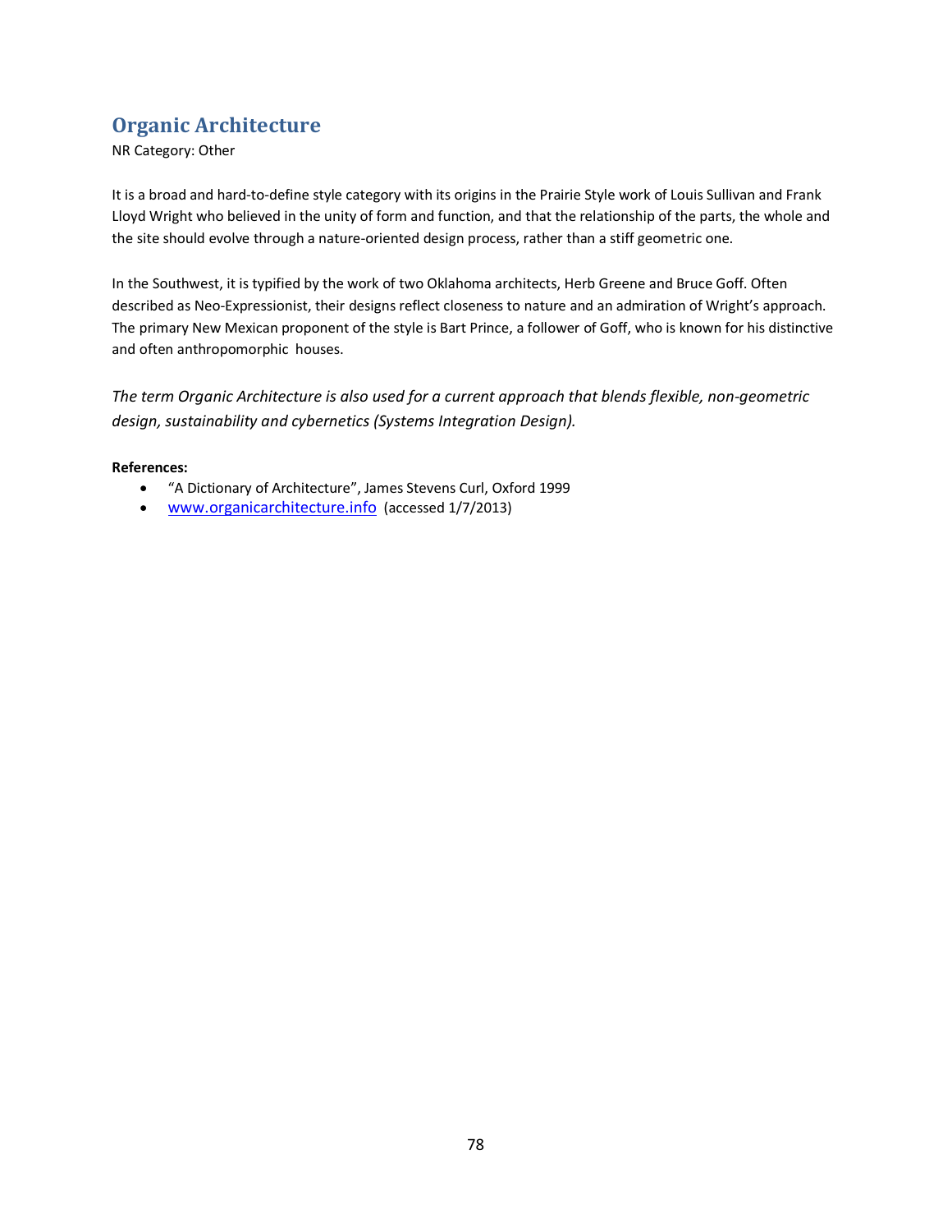## Organic Architecture

NR Category: Other

It is a broad and hard-to-define style category with its origins in the Prairie Style work of Louis Sullivan and Frank Lloyd Wright who believed in the unity of form and function, and that the relationship of the parts, the whole and the site should evolve through a nature-oriented design process, rather than a stiff geometric one.

In the Southwest, it is typified by the work of two Oklahoma architects, Herb Greene and Bruce Goff. Often described as Neo-Expressionist, their designs reflect closeness to nature and an admiration of Wright's approach. The primary New Mexican proponent of the style is Bart Prince, a follower of Goff, who is known for his distinctive and often anthropomorphic houses.

*The term Organic Architecture is also used for a current approach that blends flexible, non-geometric design, sustainability and cybernetics (Systems Integration Design).*

**References:**

- "A Dictionary of Architecture", James Stevens Curl, Oxford 1999
- [www.organicarchitecture.info](http://www.organicarchitecture.info) (accessed 1/7/2013)